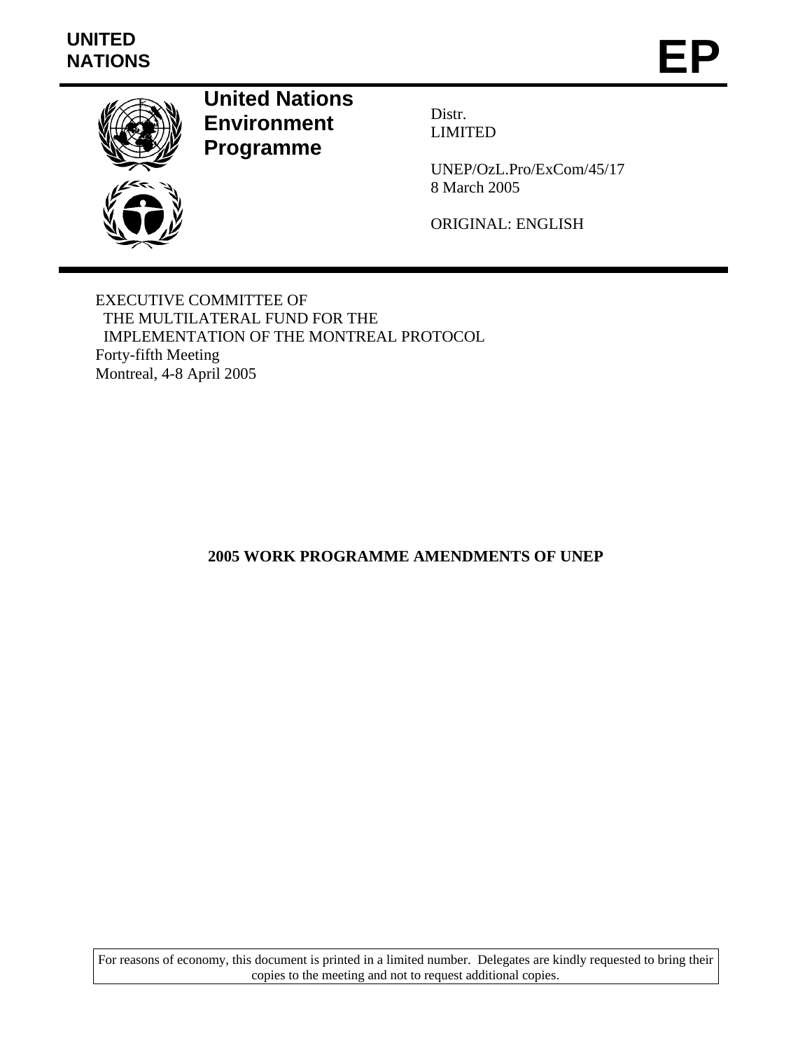UNITED NATIONS

# EP

**United Nations Environment Programme**

Distr.
LIMITED

UNEP/OzL.Pro/ExCom/45/17
8 March 2005

ORIGINAL: ENGLISH

EXECUTIVE COMMITTEE OF
THE MULTILATERAL FUND FOR THE
IMPLEMENTATION OF THE MONTREAL PROTOCOL
Forty-fifth Meeting
Montreal, 4-8 April 2005

## 2005 WORK PROGRAMME AMENDMENTS OF UNEP

For reasons of economy, this document is printed in a limited number. Delegates are kindly requested to bring their copies to the meeting and not to request additional copies.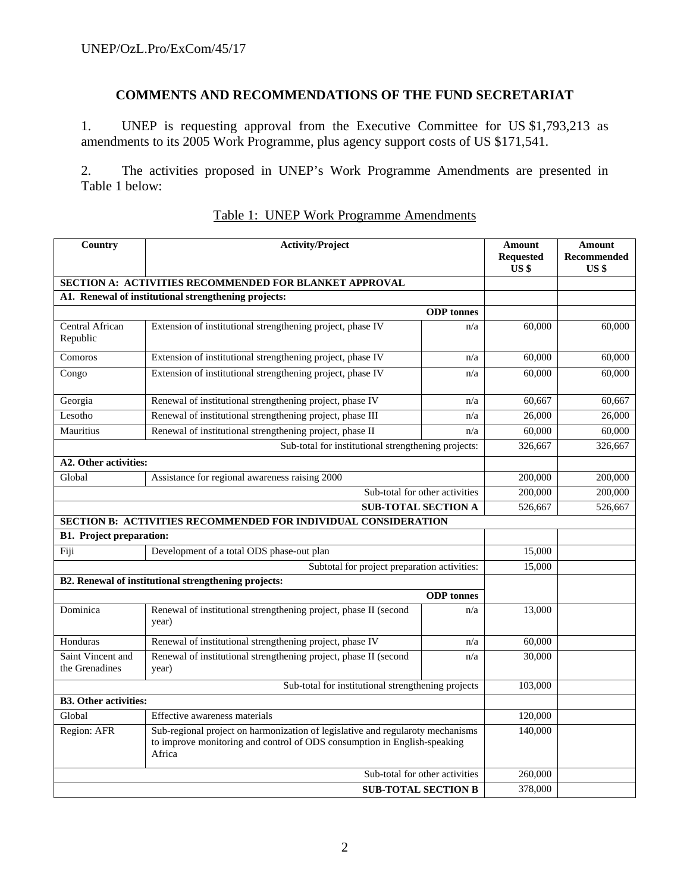## COMMENTS AND RECOMMENDATIONS OF THE FUND SECRETARIAT

1. UNEP is requesting approval from the Executive Committee for US $1,793,213 as amendments to its 2005 Work Programme, plus agency support costs of US $171,541.

2. The activities proposed in UNEP's Work Programme Amendments are presented in Table 1 below:

Table 1: UNEP Work Programme Amendments

| Country | Activity/Project | | Amount Requested US $ | Amount Recommended US $ |
|---|---|---|---|---|
| **SECTION A: ACTIVITIES RECOMMENDED FOR BLANKET APPROVAL** | | | | |
| **A1. Renewal of institutional strengthening projects:** | | | | |
| | | **ODP tonnes** | | |
| Central African Republic | Extension of institutional strengthening project, phase IV | n/a | 60,000 | 60,000 |
| Comoros | Extension of institutional strengthening project, phase IV | n/a | 60,000 | 60,000 |
| Congo | Extension of institutional strengthening project, phase IV | n/a | 60,000 | 60,000 |
| Georgia | Renewal of institutional strengthening project, phase IV | n/a | 60,667 | 60,667 |
| Lesotho | Renewal of institutional strengthening project, phase III | n/a | 26,000 | 26,000 |
| Mauritius | Renewal of institutional strengthening project, phase II | n/a | 60,000 | 60,000 |
| Sub-total for institutional strengthening projects: | | | 326,667 | 326,667 |
| **A2. Other activities:** | | | | |
| Global | Assistance for regional awareness raising 2000 | | 200,000 | 200,000 |
| Sub-total for other activities | | | 200,000 | 200,000 |
| **SUB-TOTAL SECTION A** | | | 526,667 | 526,667 |
| **SECTION B: ACTIVITIES RECOMMENDED FOR INDIVIDUAL CONSIDERATION** | | | | |
| **B1. Project preparation:** | | | | |
| Fiji | Development of a total ODS phase-out plan | | 15,000 | |
| Subtotal for project preparation activities: | | | 15,000 | |
| **B2. Renewal of institutional strengthening projects:** | | | | |
| | | **ODP tonnes** | | |
| Dominica | Renewal of institutional strengthening project, phase II (second year) | n/a | 13,000 | |
| Honduras | Renewal of institutional strengthening project, phase IV | n/a | 60,000 | |
| Saint Vincent and the Grenadines | Renewal of institutional strengthening project, phase II (second year) | n/a | 30,000 | |
| Sub-total for institutional strengthening projects | | | 103,000 | |
| **B3. Other activities:** | | | | |
| Global | Effective awareness materials | | 120,000 | |
| Region: AFR | Sub-regional project on harmonization of legislative and regularoty mechanisms to improve monitoring and control of ODS consumption in English-speaking Africa | | 140,000 | |
| Sub-total for other activities | | | 260,000 | |
| **SUB-TOTAL SECTION B** | | | 378,000 | |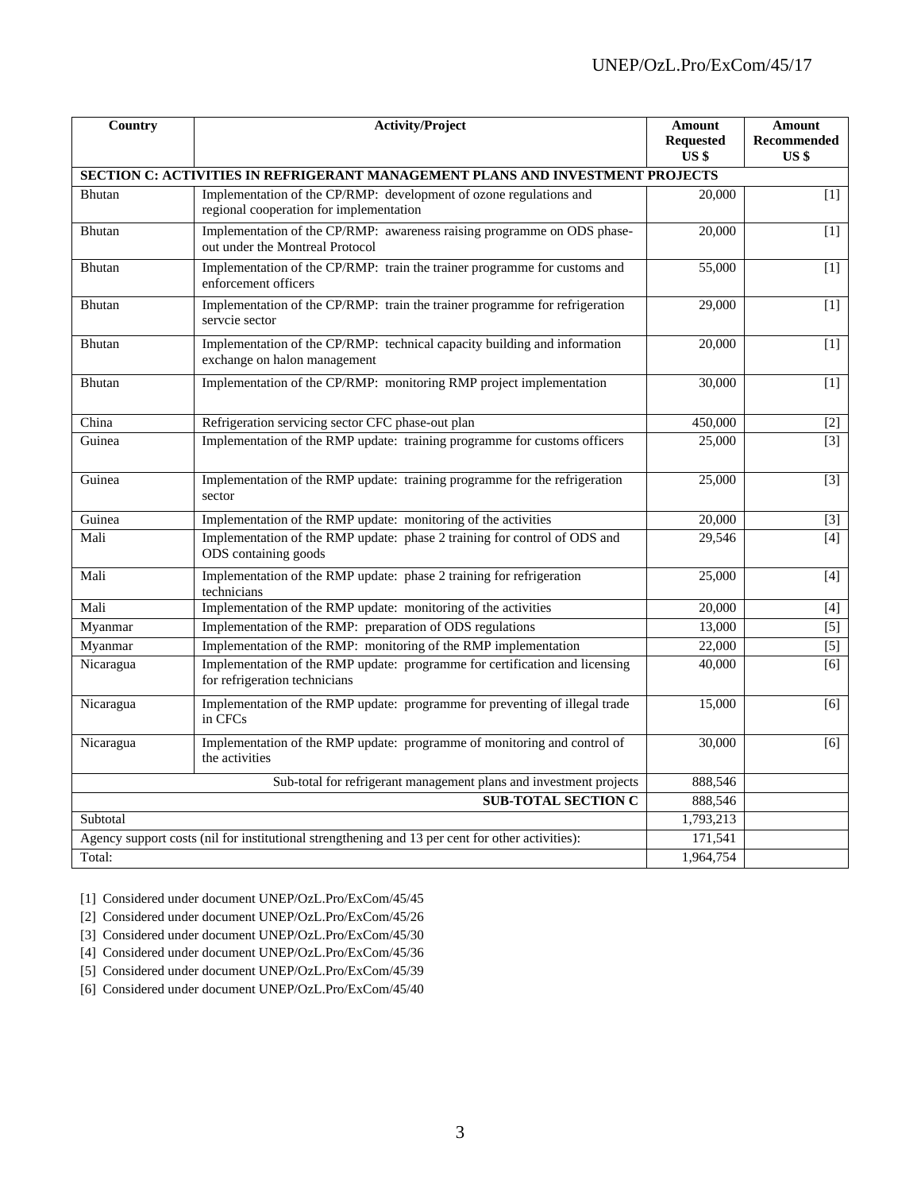| Country | Activity/Project | Amount Requested US $ | Amount Recommended US $ |
|---|---|---|---|
| **SECTION C: ACTIVITIES IN REFRIGERANT MANAGEMENT PLANS AND INVESTMENT PROJECTS** | | | |
| Bhutan | Implementation of the CP/RMP: development of ozone regulations and regional cooperation for implementation | 20,000 | [1] |
| Bhutan | Implementation of the CP/RMP: awareness raising programme on ODS phase-out under the Montreal Protocol | 20,000 | [1] |
| Bhutan | Implementation of the CP/RMP: train the trainer programme for customs and enforcement officers | 55,000 | [1] |
| Bhutan | Implementation of the CP/RMP: train the trainer programme for refrigeration servcie sector | 29,000 | [1] |
| Bhutan | Implementation of the CP/RMP: technical capacity building and information exchange on halon management | 20,000 | [1] |
| Bhutan | Implementation of the CP/RMP: monitoring RMP project implementation | 30,000 | [1] |
| China | Refrigeration servicing sector CFC phase-out plan | 450,000 | [2] |
| Guinea | Implementation of the RMP update: training programme for customs officers | 25,000 | [3] |
| Guinea | Implementation of the RMP update: training programme for the refrigeration sector | 25,000 | [3] |
| Guinea | Implementation of the RMP update: monitoring of the activities | 20,000 | [3] |
| Mali | Implementation of the RMP update: phase 2 training for control of ODS and ODS containing goods | 29,546 | [4] |
| Mali | Implementation of the RMP update: phase 2 training for refrigeration technicians | 25,000 | [4] |
| Mali | Implementation of the RMP update: monitoring of the activities | 20,000 | [4] |
| Myanmar | Implementation of the RMP: preparation of ODS regulations | 13,000 | [5] |
| Myanmar | Implementation of the RMP: monitoring of the RMP implementation | 22,000 | [5] |
| Nicaragua | Implementation of the RMP update: programme for certification and licensing for refrigeration technicians | 40,000 | [6] |
| Nicaragua | Implementation of the RMP update: programme for preventing of illegal trade in CFCs | 15,000 | [6] |
| Nicaragua | Implementation of the RMP update: programme of monitoring and control of the activities | 30,000 | [6] |
| | Sub-total for refrigerant management plans and investment projects | 888,546 | |
| | **SUB-TOTAL SECTION C** | 888,546 | |
| Subtotal | | 1,793,213 | |
| Agency support costs (nil for institutional strengthening and 13 per cent for other activities): | | 171,541 | |
| Total: | | 1,964,754 | |

[1] Considered under document UNEP/OzL.Pro/ExCom/45/45

[2] Considered under document UNEP/OzL.Pro/ExCom/45/26

[3] Considered under document UNEP/OzL.Pro/ExCom/45/30

[4] Considered under document UNEP/OzL.Pro/ExCom/45/36

[5] Considered under document UNEP/OzL.Pro/ExCom/45/39

[6] Considered under document UNEP/OzL.Pro/ExCom/45/40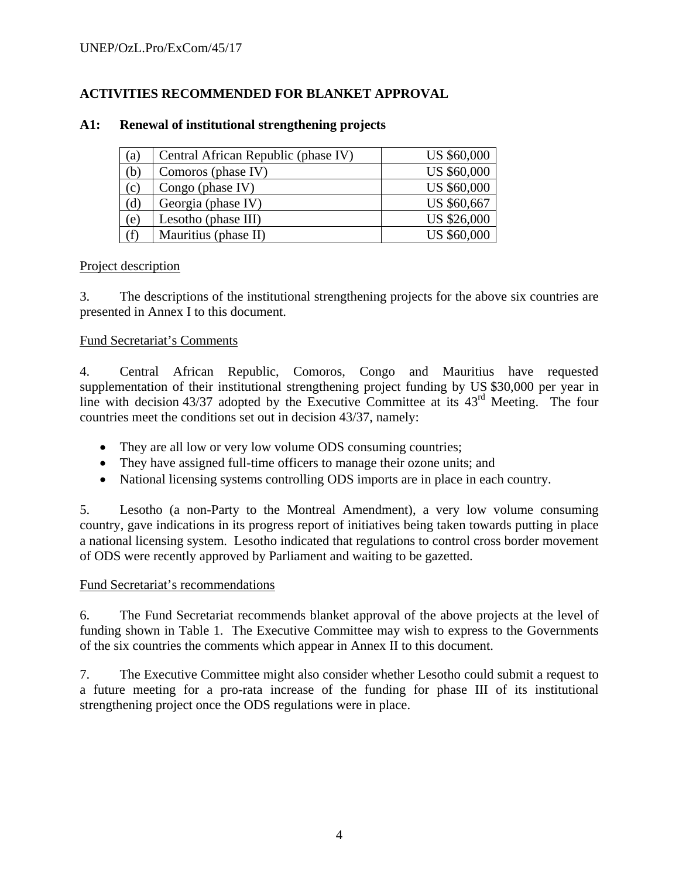## ACTIVITIES RECOMMENDED FOR BLANKET APPROVAL

### A1: Renewal of institutional strengthening projects

| | | |
|---|---|---|
| (a) | Central African Republic (phase IV) | US $60,000 |
| (b) | Comoros (phase IV) | US $60,000 |
| (c) | Congo (phase IV) | US $60,000 |
| (d) | Georgia (phase IV) | US $60,667 |
| (e) | Lesotho (phase III) | US $26,000 |
| (f) | Mauritius (phase II) | US $60,000 |

Project description

3. The descriptions of the institutional strengthening projects for the above six countries are presented in Annex I to this document.

Fund Secretariat's Comments

4. Central African Republic, Comoros, Congo and Mauritius have requested supplementation of their institutional strengthening project funding by US $30,000 per year in line with decision 43/37 adopted by the Executive Committee at its 43rd Meeting. The four countries meet the conditions set out in decision 43/37, namely:

- They are all low or very low volume ODS consuming countries;
- They have assigned full-time officers to manage their ozone units; and
- National licensing systems controlling ODS imports are in place in each country.

5. Lesotho (a non-Party to the Montreal Amendment), a very low volume consuming country, gave indications in its progress report of initiatives being taken towards putting in place a national licensing system. Lesotho indicated that regulations to control cross border movement of ODS were recently approved by Parliament and waiting to be gazetted.

Fund Secretariat's recommendations

6. The Fund Secretariat recommends blanket approval of the above projects at the level of funding shown in Table 1. The Executive Committee may wish to express to the Governments of the six countries the comments which appear in Annex II to this document.

7. The Executive Committee might also consider whether Lesotho could submit a request to a future meeting for a pro-rata increase of the funding for phase III of its institutional strengthening project once the ODS regulations were in place.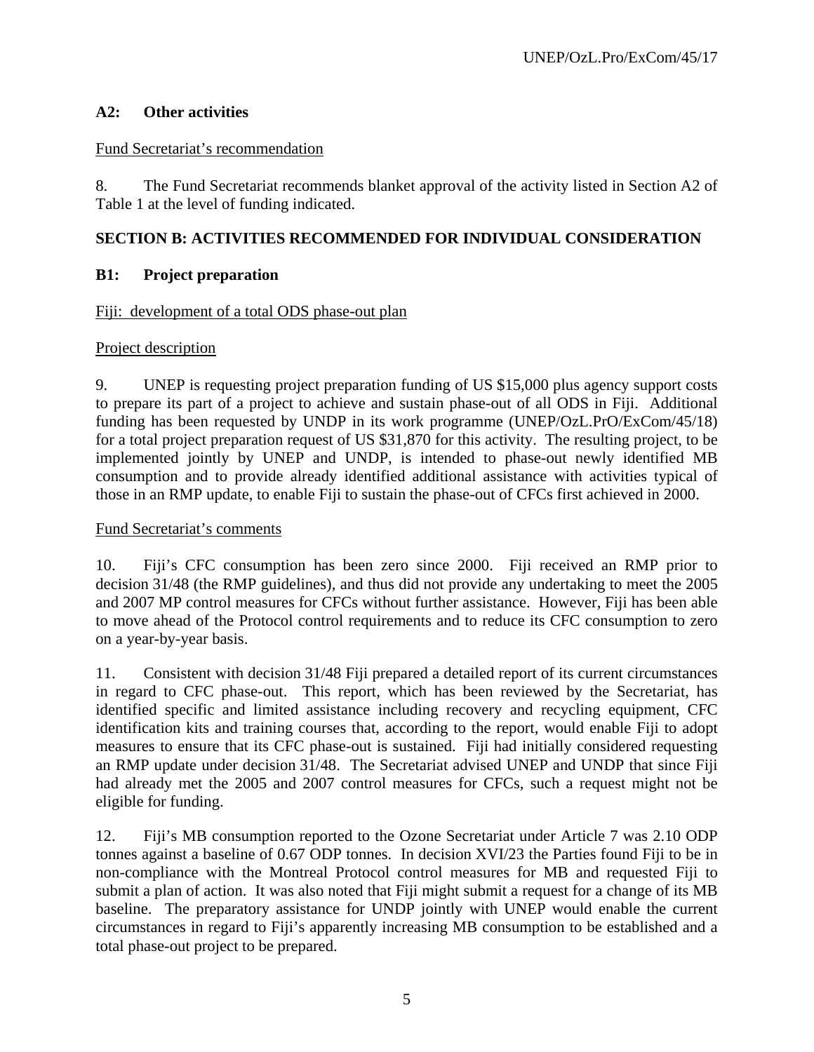### A2: Other activities

Fund Secretariat's recommendation

8. The Fund Secretariat recommends blanket approval of the activity listed in Section A2 of Table 1 at the level of funding indicated.

## SECTION B: ACTIVITIES RECOMMENDED FOR INDIVIDUAL CONSIDERATION

### B1: Project preparation

Fiji: development of a total ODS phase-out plan

Project description

9. UNEP is requesting project preparation funding of US $15,000 plus agency support costs to prepare its part of a project to achieve and sustain phase-out of all ODS in Fiji. Additional funding has been requested by UNDP in its work programme (UNEP/OzL.PrO/ExCom/45/18) for a total project preparation request of US $31,870 for this activity. The resulting project, to be implemented jointly by UNEP and UNDP, is intended to phase-out newly identified MB consumption and to provide already identified additional assistance with activities typical of those in an RMP update, to enable Fiji to sustain the phase-out of CFCs first achieved in 2000.

Fund Secretariat's comments

10. Fiji's CFC consumption has been zero since 2000. Fiji received an RMP prior to decision 31/48 (the RMP guidelines), and thus did not provide any undertaking to meet the 2005 and 2007 MP control measures for CFCs without further assistance. However, Fiji has been able to move ahead of the Protocol control requirements and to reduce its CFC consumption to zero on a year-by-year basis.

11. Consistent with decision 31/48 Fiji prepared a detailed report of its current circumstances in regard to CFC phase-out. This report, which has been reviewed by the Secretariat, has identified specific and limited assistance including recovery and recycling equipment, CFC identification kits and training courses that, according to the report, would enable Fiji to adopt measures to ensure that its CFC phase-out is sustained. Fiji had initially considered requesting an RMP update under decision 31/48. The Secretariat advised UNEP and UNDP that since Fiji had already met the 2005 and 2007 control measures for CFCs, such a request might not be eligible for funding.

12. Fiji's MB consumption reported to the Ozone Secretariat under Article 7 was 2.10 ODP tonnes against a baseline of 0.67 ODP tonnes. In decision XVI/23 the Parties found Fiji to be in non-compliance with the Montreal Protocol control measures for MB and requested Fiji to submit a plan of action. It was also noted that Fiji might submit a request for a change of its MB baseline. The preparatory assistance for UNDP jointly with UNEP would enable the current circumstances in regard to Fiji's apparently increasing MB consumption to be established and a total phase-out project to be prepared.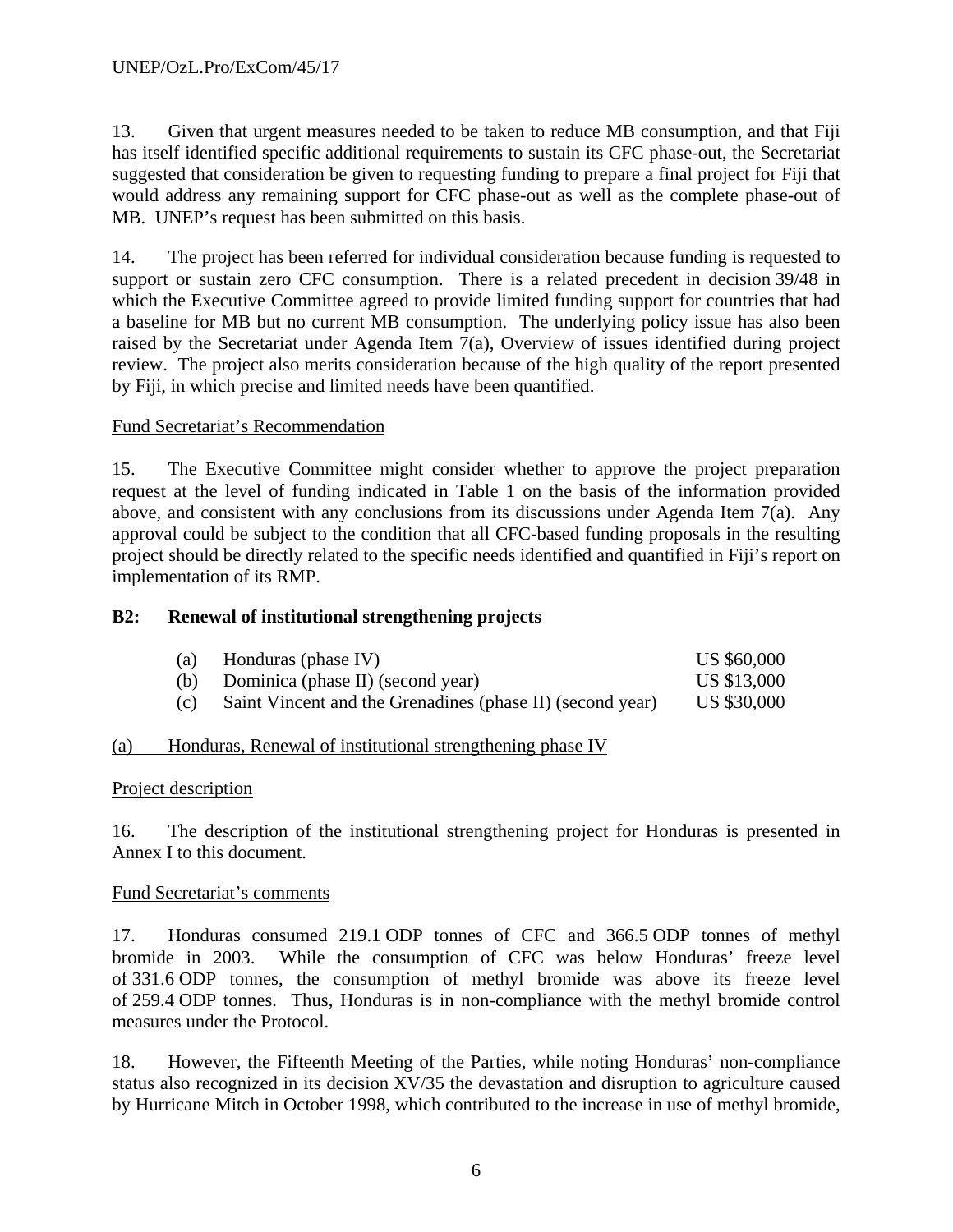13. Given that urgent measures needed to be taken to reduce MB consumption, and that Fiji has itself identified specific additional requirements to sustain its CFC phase-out, the Secretariat suggested that consideration be given to requesting funding to prepare a final project for Fiji that would address any remaining support for CFC phase-out as well as the complete phase-out of MB. UNEP's request has been submitted on this basis.

14. The project has been referred for individual consideration because funding is requested to support or sustain zero CFC consumption. There is a related precedent in decision 39/48 in which the Executive Committee agreed to provide limited funding support for countries that had a baseline for MB but no current MB consumption. The underlying policy issue has also been raised by the Secretariat under Agenda Item 7(a), Overview of issues identified during project review. The project also merits consideration because of the high quality of the report presented by Fiji, in which precise and limited needs have been quantified.

Fund Secretariat's Recommendation

15. The Executive Committee might consider whether to approve the project preparation request at the level of funding indicated in Table 1 on the basis of the information provided above, and consistent with any conclusions from its discussions under Agenda Item 7(a). Any approval could be subject to the condition that all CFC-based funding proposals in the resulting project should be directly related to the specific needs identified and quantified in Fiji's report on implementation of its RMP.

## B2: Renewal of institutional strengthening projects

| | | |
|---|---|---|
| (a) | Honduras (phase IV) | US $60,000 |
| (b) | Dominica (phase II) (second year) | US $13,000 |
| (c) | Saint Vincent and the Grenadines (phase II) (second year) | US $30,000 |

(a) Honduras, Renewal of institutional strengthening phase IV

Project description

16. The description of the institutional strengthening project for Honduras is presented in Annex I to this document.

Fund Secretariat's comments

17. Honduras consumed 219.1 ODP tonnes of CFC and 366.5 ODP tonnes of methyl bromide in 2003. While the consumption of CFC was below Honduras' freeze level of 331.6 ODP tonnes, the consumption of methyl bromide was above its freeze level of 259.4 ODP tonnes. Thus, Honduras is in non-compliance with the methyl bromide control measures under the Protocol.

18. However, the Fifteenth Meeting of the Parties, while noting Honduras' non-compliance status also recognized in its decision XV/35 the devastation and disruption to agriculture caused by Hurricane Mitch in October 1998, which contributed to the increase in use of methyl bromide,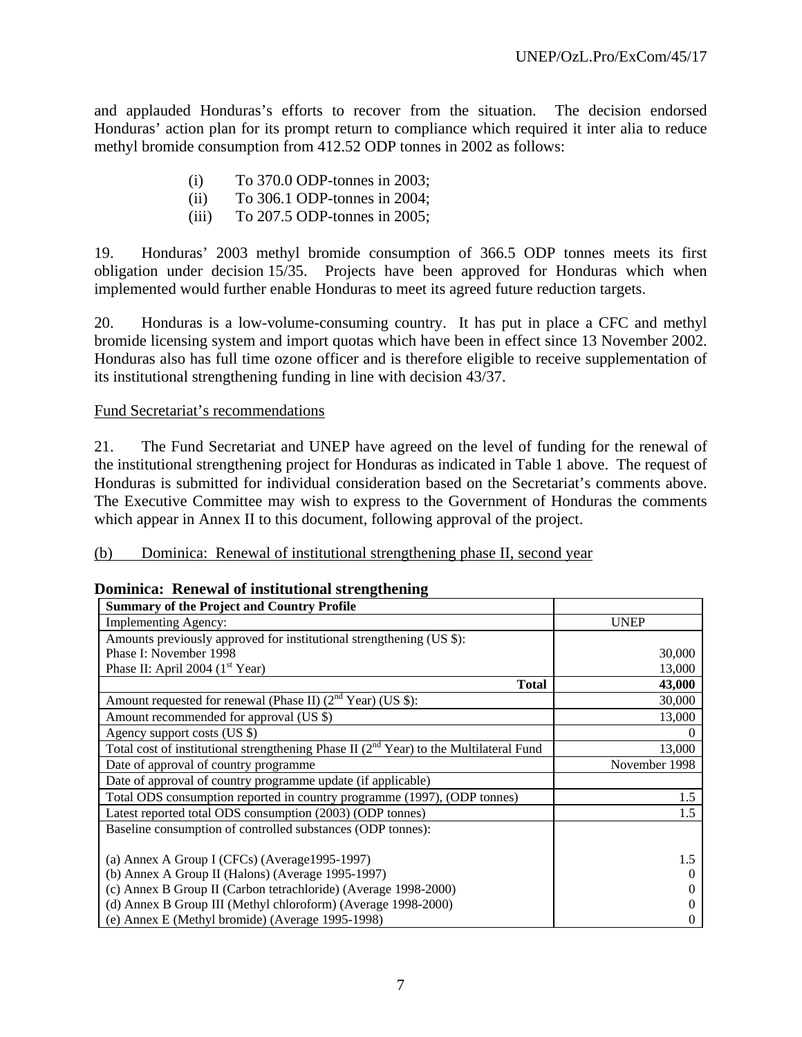and applauded Honduras's efforts to recover from the situation. The decision endorsed Honduras' action plan for its prompt return to compliance which required it inter alia to reduce methyl bromide consumption from 412.52 ODP tonnes in 2002 as follows:

(i) To 370.0 ODP-tonnes in 2003;
(ii) To 306.1 ODP-tonnes in 2004;
(iii) To 207.5 ODP-tonnes in 2005;

19. Honduras' 2003 methyl bromide consumption of 366.5 ODP tonnes meets its first obligation under decision 15/35. Projects have been approved for Honduras which when implemented would further enable Honduras to meet its agreed future reduction targets.

20. Honduras is a low-volume-consuming country. It has put in place a CFC and methyl bromide licensing system and import quotas which have been in effect since 13 November 2002. Honduras also has full time ozone officer and is therefore eligible to receive supplementation of its institutional strengthening funding in line with decision 43/37.

Fund Secretariat's recommendations

21. The Fund Secretariat and UNEP have agreed on the level of funding for the renewal of the institutional strengthening project for Honduras as indicated in Table 1 above. The request of Honduras is submitted for individual consideration based on the Secretariat's comments above. The Executive Committee may wish to express to the Government of Honduras the comments which appear in Annex II to this document, following approval of the project.

(b) Dominica: Renewal of institutional strengthening phase II, second year

**Dominica: Renewal of institutional strengthening**

| **Summary of the Project and Country Profile** | |
|---|---|
| Implementing Agency: | UNEP |
| Amounts previously approved for institutional strengthening (US $): | |
| Phase I: November 1998 | 30,000 |
| Phase II: April 2004 (1st Year) | 13,000 |
| **Total** | **43,000** |
| Amount requested for renewal (Phase II) (2nd Year) (US $): | 30,000 |
| Amount recommended for approval (US $) | 13,000 |
| Agency support costs (US $) | 0 |
| Total cost of institutional strengthening Phase II (2nd Year) to the Multilateral Fund | 13,000 |
| Date of approval of country programme | November 1998 |
| Date of approval of country programme update (if applicable) | |
| Total ODS consumption reported in country programme (1997), (ODP tonnes) | 1.5 |
| Latest reported total ODS consumption (2003) (ODP tonnes) | 1.5 |
| Baseline consumption of controlled substances (ODP tonnes): | |
| (a) Annex A Group I (CFCs) (Average1995-1997) | 1.5 |
| (b) Annex A Group II (Halons) (Average 1995-1997) | 0 |
| (c) Annex B Group II (Carbon tetrachloride) (Average 1998-2000) | 0 |
| (d) Annex B Group III (Methyl chloroform) (Average 1998-2000) | 0 |
| (e) Annex E (Methyl bromide) (Average 1995-1998) | 0 |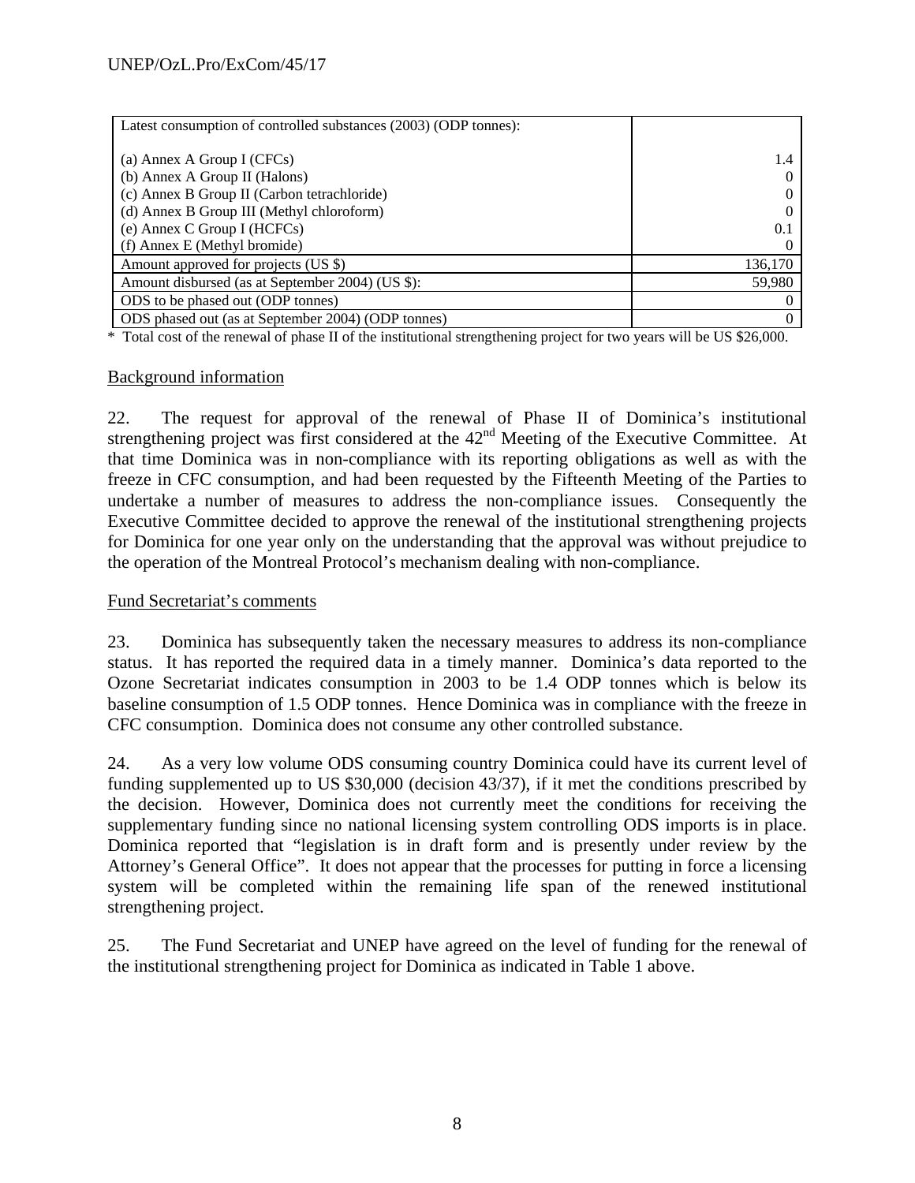| Latest consumption of controlled substances (2003) (ODP tonnes): | |
|---|---|
| (a) Annex A Group I (CFCs) | 1.4 |
| (b) Annex A Group II (Halons) | 0 |
| (c) Annex B Group II (Carbon tetrachloride) | 0 |
| (d) Annex B Group III (Methyl chloroform) | 0 |
| (e) Annex C Group I (HCFCs) | 0.1 |
| (f) Annex E (Methyl bromide) | 0 |
| Amount approved for projects (US $) | 136,170 |
| Amount disbursed (as at September 2004) (US $): | 59,980 |
| ODS to be phased out (ODP tonnes) | 0 |
| ODS phased out (as at September 2004) (ODP tonnes) | 0 |

\* Total cost of the renewal of phase II of the institutional strengthening project for two years will be US $26,000.

Background information

22. The request for approval of the renewal of Phase II of Dominica's institutional strengthening project was first considered at the 42nd Meeting of the Executive Committee. At that time Dominica was in non-compliance with its reporting obligations as well as with the freeze in CFC consumption, and had been requested by the Fifteenth Meeting of the Parties to undertake a number of measures to address the non-compliance issues. Consequently the Executive Committee decided to approve the renewal of the institutional strengthening projects for Dominica for one year only on the understanding that the approval was without prejudice to the operation of the Montreal Protocol's mechanism dealing with non-compliance.

Fund Secretariat's comments

23. Dominica has subsequently taken the necessary measures to address its non-compliance status. It has reported the required data in a timely manner. Dominica's data reported to the Ozone Secretariat indicates consumption in 2003 to be 1.4 ODP tonnes which is below its baseline consumption of 1.5 ODP tonnes. Hence Dominica was in compliance with the freeze in CFC consumption. Dominica does not consume any other controlled substance.

24. As a very low volume ODS consuming country Dominica could have its current level of funding supplemented up to US $30,000 (decision 43/37), if it met the conditions prescribed by the decision. However, Dominica does not currently meet the conditions for receiving the supplementary funding since no national licensing system controlling ODS imports is in place. Dominica reported that "legislation is in draft form and is presently under review by the Attorney's General Office". It does not appear that the processes for putting in force a licensing system will be completed within the remaining life span of the renewed institutional strengthening project.

25. The Fund Secretariat and UNEP have agreed on the level of funding for the renewal of the institutional strengthening project for Dominica as indicated in Table 1 above.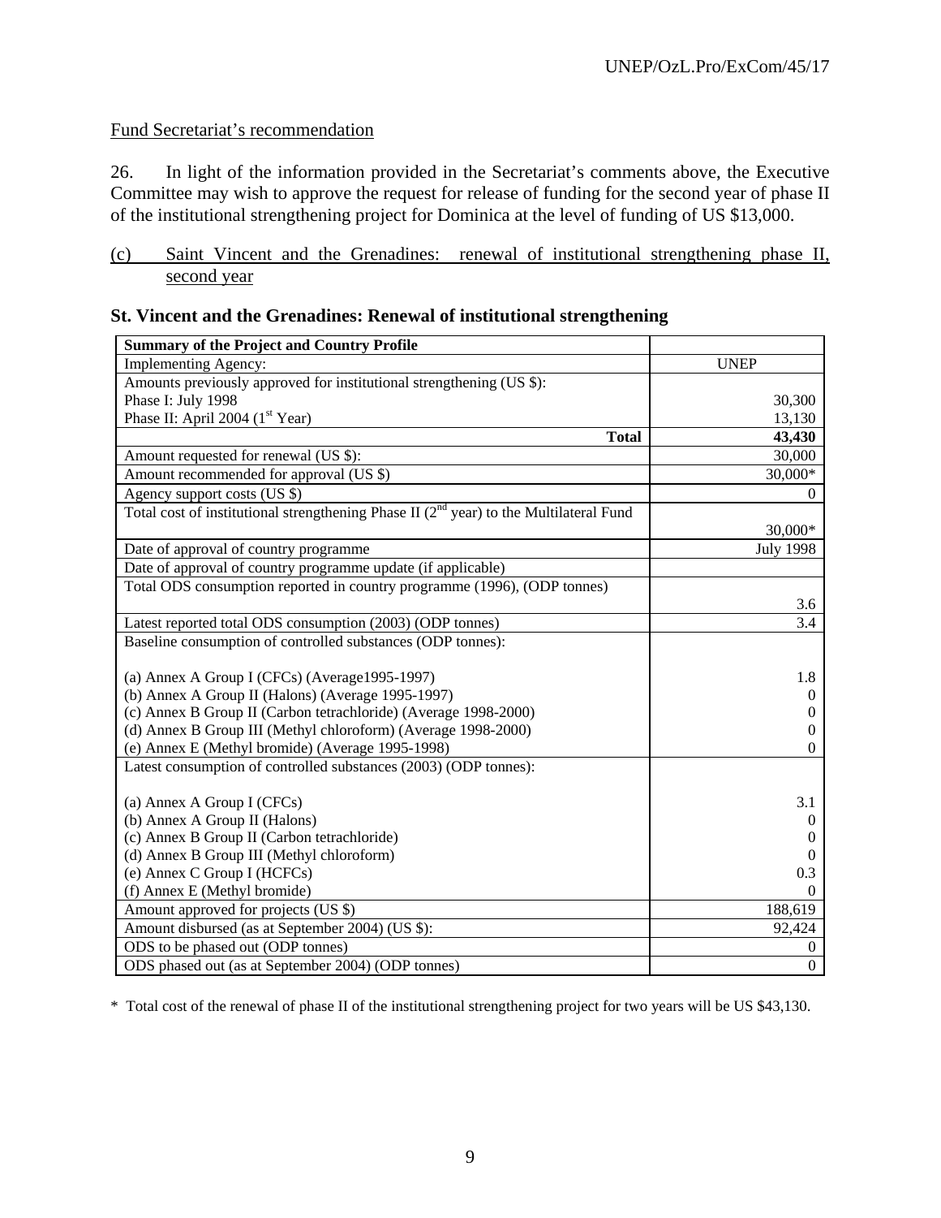Fund Secretariat's recommendation

26. In light of the information provided in the Secretariat's comments above, the Executive Committee may wish to approve the request for release of funding for the second year of phase II of the institutional strengthening project for Dominica at the level of funding of US $13,000.

(c) Saint Vincent and the Grenadines: renewal of institutional strengthening phase II, second year

## St. Vincent and the Grenadines: Renewal of institutional strengthening

| Summary of the Project and Country Profile | |
|---|---|
| Implementing Agency: | UNEP |
| Amounts previously approved for institutional strengthening (US $): | |
| Phase I: July 1998 | 30,300 |
| Phase II: April 2004 (1st Year) | 13,130 |
| **Total** | **43,430** |
| Amount requested for renewal (US $): | 30,000 |
| Amount recommended for approval (US $) | 30,000* |
| Agency support costs (US $) | 0 |
| Total cost of institutional strengthening Phase II (2nd year) to the Multilateral Fund | 30,000* |
| Date of approval of country programme | July 1998 |
| Date of approval of country programme update (if applicable) | |
| Total ODS consumption reported in country programme (1996), (ODP tonnes) | 3.6 |
| Latest reported total ODS consumption (2003) (ODP tonnes) | 3.4 |
| Baseline consumption of controlled substances (ODP tonnes): | |
| (a) Annex A Group I (CFCs) (Average1995-1997) | 1.8 |
| (b) Annex A Group II (Halons) (Average 1995-1997) | 0 |
| (c) Annex B Group II (Carbon tetrachloride) (Average 1998-2000) | 0 |
| (d) Annex B Group III (Methyl chloroform) (Average 1998-2000) | 0 |
| (e) Annex E (Methyl bromide) (Average 1995-1998) | 0 |
| Latest consumption of controlled substances (2003) (ODP tonnes): | |
| (a) Annex A Group I (CFCs) | 3.1 |
| (b) Annex A Group II (Halons) | 0 |
| (c) Annex B Group II (Carbon tetrachloride) | 0 |
| (d) Annex B Group III (Methyl chloroform) | 0 |
| (e) Annex C Group I (HCFCs) | 0.3 |
| (f) Annex E (Methyl bromide) | 0 |
| Amount approved for projects (US $) | 188,619 |
| Amount disbursed (as at September 2004) (US $): | 92,424 |
| ODS to be phased out (ODP tonnes) | 0 |
| ODS phased out (as at September 2004) (ODP tonnes) | 0 |

\* Total cost of the renewal of phase II of the institutional strengthening project for two years will be US $43,130.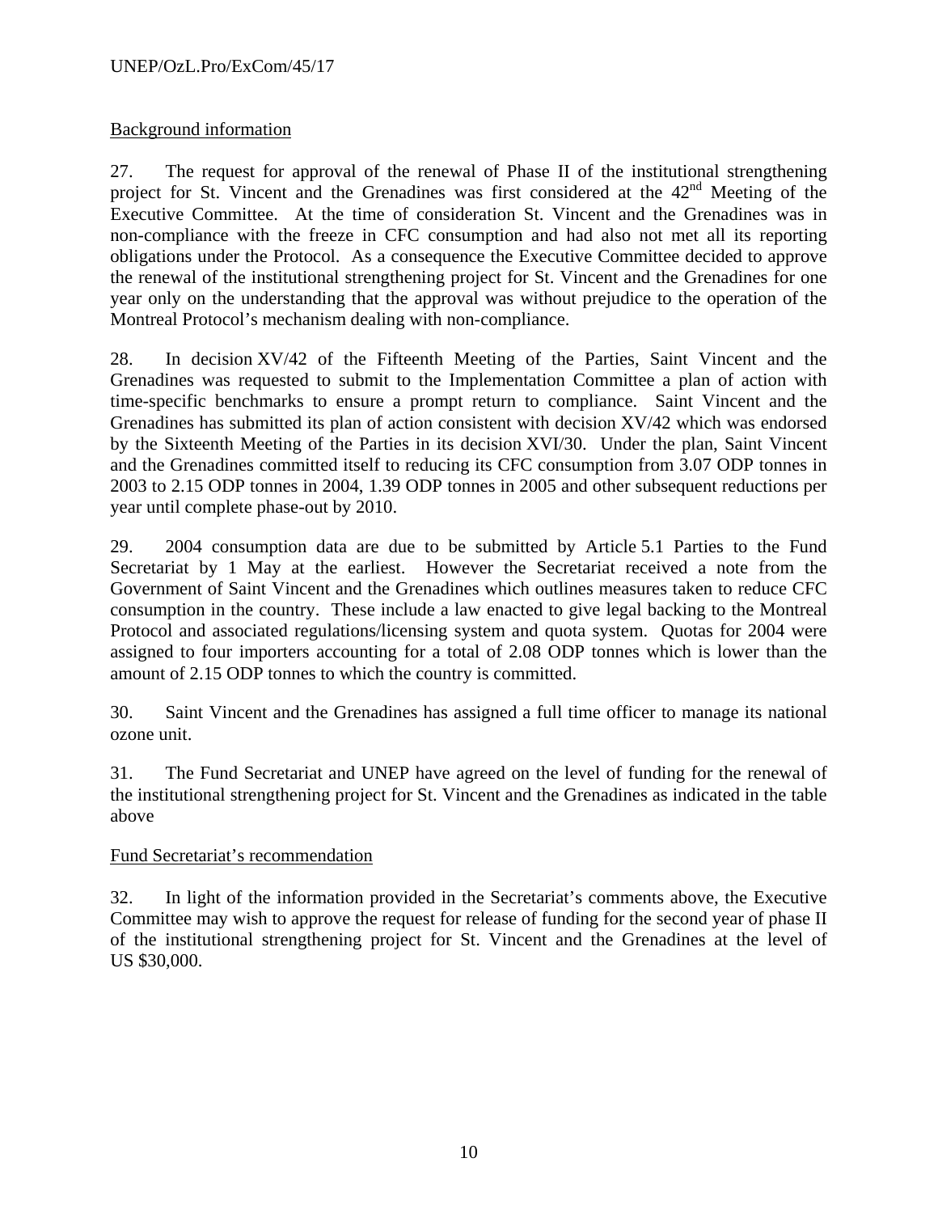Background information

27. The request for approval of the renewal of Phase II of the institutional strengthening project for St. Vincent and the Grenadines was first considered at the 42nd Meeting of the Executive Committee. At the time of consideration St. Vincent and the Grenadines was in non-compliance with the freeze in CFC consumption and had also not met all its reporting obligations under the Protocol. As a consequence the Executive Committee decided to approve the renewal of the institutional strengthening project for St. Vincent and the Grenadines for one year only on the understanding that the approval was without prejudice to the operation of the Montreal Protocol's mechanism dealing with non-compliance.

28. In decision XV/42 of the Fifteenth Meeting of the Parties, Saint Vincent and the Grenadines was requested to submit to the Implementation Committee a plan of action with time-specific benchmarks to ensure a prompt return to compliance. Saint Vincent and the Grenadines has submitted its plan of action consistent with decision XV/42 which was endorsed by the Sixteenth Meeting of the Parties in its decision XVI/30. Under the plan, Saint Vincent and the Grenadines committed itself to reducing its CFC consumption from 3.07 ODP tonnes in 2003 to 2.15 ODP tonnes in 2004, 1.39 ODP tonnes in 2005 and other subsequent reductions per year until complete phase-out by 2010.

29. 2004 consumption data are due to be submitted by Article 5.1 Parties to the Fund Secretariat by 1 May at the earliest. However the Secretariat received a note from the Government of Saint Vincent and the Grenadines which outlines measures taken to reduce CFC consumption in the country. These include a law enacted to give legal backing to the Montreal Protocol and associated regulations/licensing system and quota system. Quotas for 2004 were assigned to four importers accounting for a total of 2.08 ODP tonnes which is lower than the amount of 2.15 ODP tonnes to which the country is committed.

30. Saint Vincent and the Grenadines has assigned a full time officer to manage its national ozone unit.

31. The Fund Secretariat and UNEP have agreed on the level of funding for the renewal of the institutional strengthening project for St. Vincent and the Grenadines as indicated in the table above

Fund Secretariat's recommendation

32. In light of the information provided in the Secretariat's comments above, the Executive Committee may wish to approve the request for release of funding for the second year of phase II of the institutional strengthening project for St. Vincent and the Grenadines at the level of US $30,000.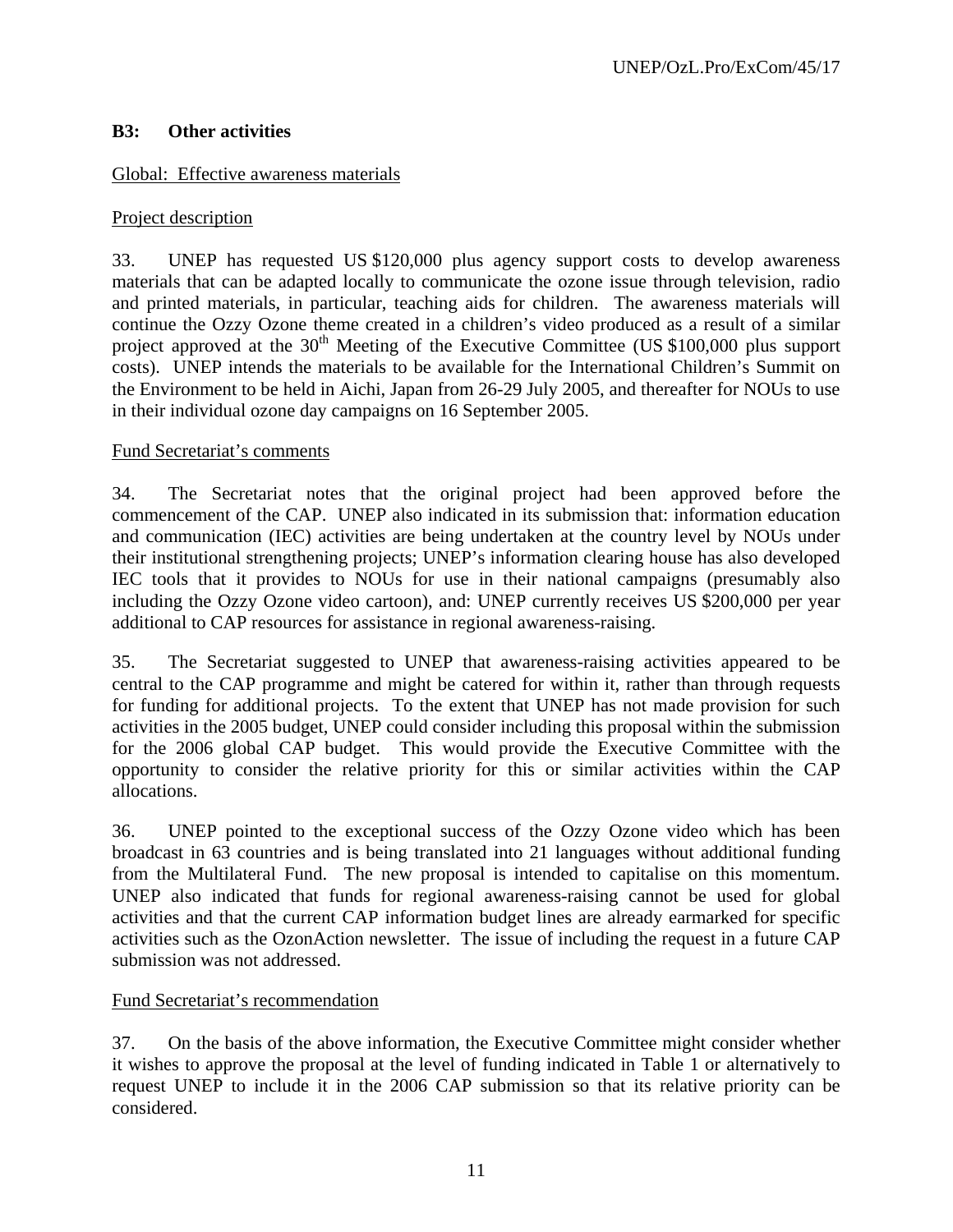### B3: Other activities

Global: Effective awareness materials

Project description

33. UNEP has requested US $120,000 plus agency support costs to develop awareness materials that can be adapted locally to communicate the ozone issue through television, radio and printed materials, in particular, teaching aids for children. The awareness materials will continue the Ozzy Ozone theme created in a children's video produced as a result of a similar project approved at the 30th Meeting of the Executive Committee (US $100,000 plus support costs). UNEP intends the materials to be available for the International Children's Summit on the Environment to be held in Aichi, Japan from 26-29 July 2005, and thereafter for NOUs to use in their individual ozone day campaigns on 16 September 2005.

Fund Secretariat's comments

34. The Secretariat notes that the original project had been approved before the commencement of the CAP. UNEP also indicated in its submission that: information education and communication (IEC) activities are being undertaken at the country level by NOUs under their institutional strengthening projects; UNEP's information clearing house has also developed IEC tools that it provides to NOUs for use in their national campaigns (presumably also including the Ozzy Ozone video cartoon), and: UNEP currently receives US $200,000 per year additional to CAP resources for assistance in regional awareness-raising.

35. The Secretariat suggested to UNEP that awareness-raising activities appeared to be central to the CAP programme and might be catered for within it, rather than through requests for funding for additional projects. To the extent that UNEP has not made provision for such activities in the 2005 budget, UNEP could consider including this proposal within the submission for the 2006 global CAP budget. This would provide the Executive Committee with the opportunity to consider the relative priority for this or similar activities within the CAP allocations.

36. UNEP pointed to the exceptional success of the Ozzy Ozone video which has been broadcast in 63 countries and is being translated into 21 languages without additional funding from the Multilateral Fund. The new proposal is intended to capitalise on this momentum. UNEP also indicated that funds for regional awareness-raising cannot be used for global activities and that the current CAP information budget lines are already earmarked for specific activities such as the OzonAction newsletter. The issue of including the request in a future CAP submission was not addressed.

Fund Secretariat's recommendation

37. On the basis of the above information, the Executive Committee might consider whether it wishes to approve the proposal at the level of funding indicated in Table 1 or alternatively to request UNEP to include it in the 2006 CAP submission so that its relative priority can be considered.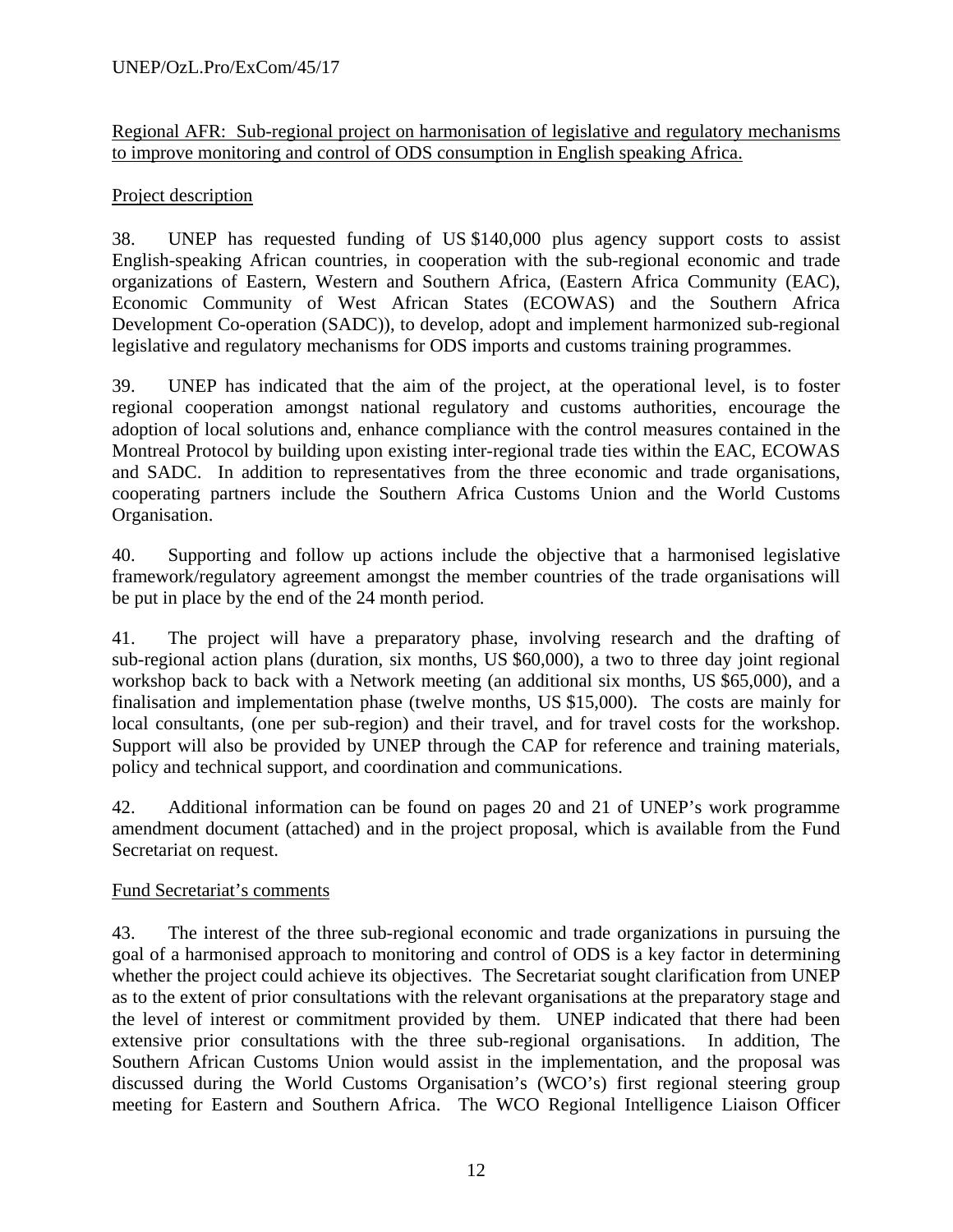Regional AFR: Sub-regional project on harmonisation of legislative and regulatory mechanisms to improve monitoring and control of ODS consumption in English speaking Africa.

Project description

38. UNEP has requested funding of US $140,000 plus agency support costs to assist English-speaking African countries, in cooperation with the sub-regional economic and trade organizations of Eastern, Western and Southern Africa, (Eastern Africa Community (EAC), Economic Community of West African States (ECOWAS) and the Southern Africa Development Co-operation (SADC)), to develop, adopt and implement harmonized sub-regional legislative and regulatory mechanisms for ODS imports and customs training programmes.

39. UNEP has indicated that the aim of the project, at the operational level, is to foster regional cooperation amongst national regulatory and customs authorities, encourage the adoption of local solutions and, enhance compliance with the control measures contained in the Montreal Protocol by building upon existing inter-regional trade ties within the EAC, ECOWAS and SADC. In addition to representatives from the three economic and trade organisations, cooperating partners include the Southern Africa Customs Union and the World Customs Organisation.

40. Supporting and follow up actions include the objective that a harmonised legislative framework/regulatory agreement amongst the member countries of the trade organisations will be put in place by the end of the 24 month period.

41. The project will have a preparatory phase, involving research and the drafting of sub-regional action plans (duration, six months, US $60,000), a two to three day joint regional workshop back to back with a Network meeting (an additional six months, US $65,000), and a finalisation and implementation phase (twelve months, US $15,000). The costs are mainly for local consultants, (one per sub-region) and their travel, and for travel costs for the workshop. Support will also be provided by UNEP through the CAP for reference and training materials, policy and technical support, and coordination and communications.

42. Additional information can be found on pages 20 and 21 of UNEP's work programme amendment document (attached) and in the project proposal, which is available from the Fund Secretariat on request.

Fund Secretariat's comments

43. The interest of the three sub-regional economic and trade organizations in pursuing the goal of a harmonised approach to monitoring and control of ODS is a key factor in determining whether the project could achieve its objectives. The Secretariat sought clarification from UNEP as to the extent of prior consultations with the relevant organisations at the preparatory stage and the level of interest or commitment provided by them. UNEP indicated that there had been extensive prior consultations with the three sub-regional organisations. In addition, The Southern African Customs Union would assist in the implementation, and the proposal was discussed during the World Customs Organisation's (WCO's) first regional steering group meeting for Eastern and Southern Africa. The WCO Regional Intelligence Liaison Officer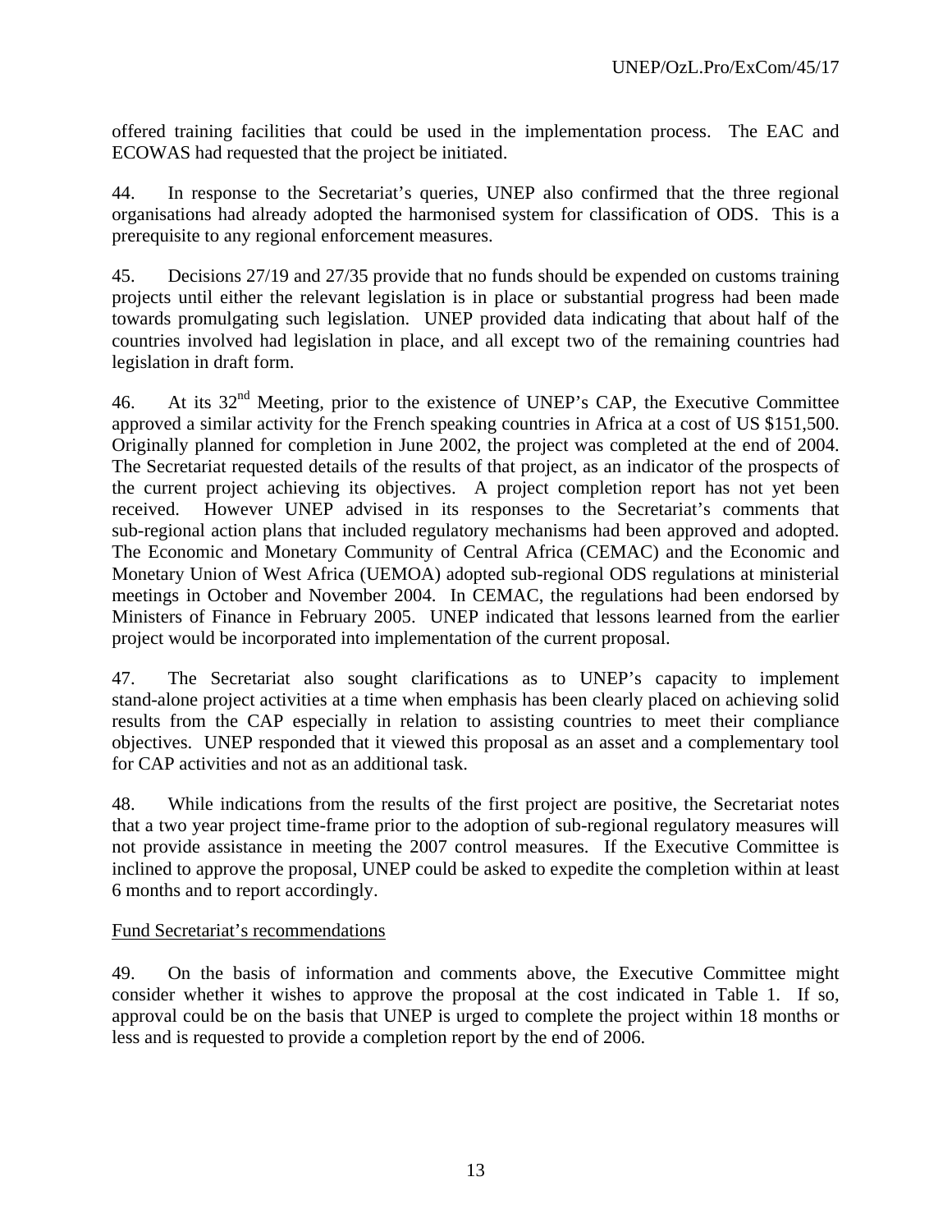offered training facilities that could be used in the implementation process. The EAC and ECOWAS had requested that the project be initiated.

44. In response to the Secretariat's queries, UNEP also confirmed that the three regional organisations had already adopted the harmonised system for classification of ODS. This is a prerequisite to any regional enforcement measures.

45. Decisions 27/19 and 27/35 provide that no funds should be expended on customs training projects until either the relevant legislation is in place or substantial progress had been made towards promulgating such legislation. UNEP provided data indicating that about half of the countries involved had legislation in place, and all except two of the remaining countries had legislation in draft form.

46. At its 32nd Meeting, prior to the existence of UNEP's CAP, the Executive Committee approved a similar activity for the French speaking countries in Africa at a cost of US $151,500. Originally planned for completion in June 2002, the project was completed at the end of 2004. The Secretariat requested details of the results of that project, as an indicator of the prospects of the current project achieving its objectives. A project completion report has not yet been received. However UNEP advised in its responses to the Secretariat's comments that sub-regional action plans that included regulatory mechanisms had been approved and adopted. The Economic and Monetary Community of Central Africa (CEMAC) and the Economic and Monetary Union of West Africa (UEMOA) adopted sub-regional ODS regulations at ministerial meetings in October and November 2004. In CEMAC, the regulations had been endorsed by Ministers of Finance in February 2005. UNEP indicated that lessons learned from the earlier project would be incorporated into implementation of the current proposal.

47. The Secretariat also sought clarifications as to UNEP's capacity to implement stand-alone project activities at a time when emphasis has been clearly placed on achieving solid results from the CAP especially in relation to assisting countries to meet their compliance objectives. UNEP responded that it viewed this proposal as an asset and a complementary tool for CAP activities and not as an additional task.

48. While indications from the results of the first project are positive, the Secretariat notes that a two year project time-frame prior to the adoption of sub-regional regulatory measures will not provide assistance in meeting the 2007 control measures. If the Executive Committee is inclined to approve the proposal, UNEP could be asked to expedite the completion within at least 6 months and to report accordingly.

Fund Secretariat's recommendations

49. On the basis of information and comments above, the Executive Committee might consider whether it wishes to approve the proposal at the cost indicated in Table 1. If so, approval could be on the basis that UNEP is urged to complete the project within 18 months or less and is requested to provide a completion report by the end of 2006.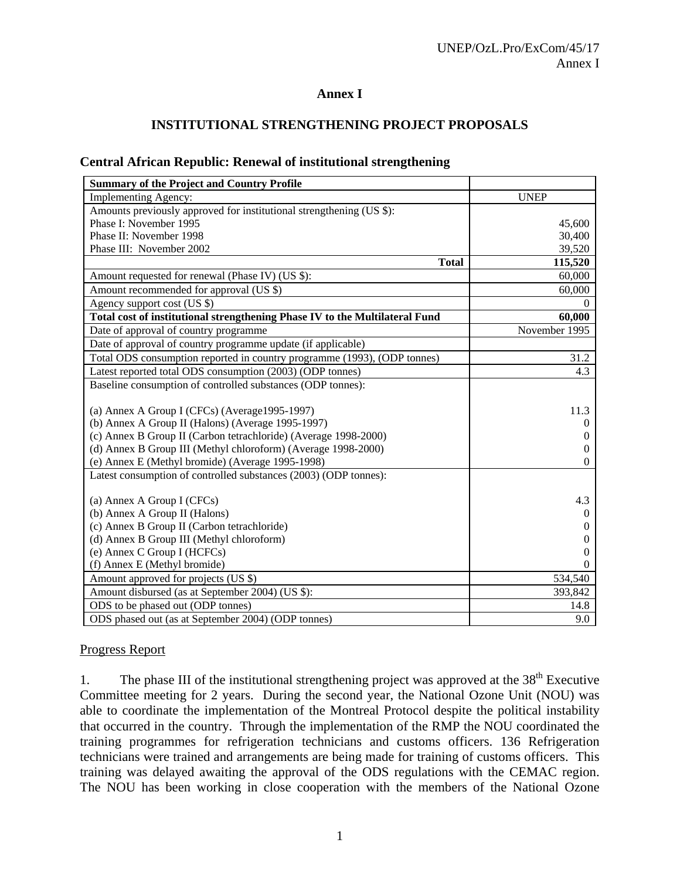# Annex I

## INSTITUTIONAL STRENGTHENING PROJECT PROPOSALS

### Central African Republic: Renewal of institutional strengthening

| Summary of the Project and Country Profile | |
|---|---|
| Implementing Agency: | UNEP |
| Amounts previously approved for institutional strengthening (US $): | |
| Phase I: November 1995 | 45,600 |
| Phase II: November 1998 | 30,400 |
| Phase III: November 2002 | 39,520 |
| **Total** | **115,520** |
| Amount requested for renewal (Phase IV) (US $): | 60,000 |
| Amount recommended for approval (US $) | 60,000 |
| Agency support cost (US $) | 0 |
| **Total cost of institutional strengthening Phase IV to the Multilateral Fund** | **60,000** |
| Date of approval of country programme | November 1995 |
| Date of approval of country programme update (if applicable) | |
| Total ODS consumption reported in country programme (1993), (ODP tonnes) | 31.2 |
| Latest reported total ODS consumption (2003) (ODP tonnes) | 4.3 |
| Baseline consumption of controlled substances (ODP tonnes): | |
| (a) Annex A Group I (CFCs) (Average1995-1997) | 11.3 |
| (b) Annex A Group II (Halons) (Average 1995-1997) | 0 |
| (c) Annex B Group II (Carbon tetrachloride) (Average 1998-2000) | 0 |
| (d) Annex B Group III (Methyl chloroform) (Average 1998-2000) | 0 |
| (e) Annex E (Methyl bromide) (Average 1995-1998) | 0 |
| Latest consumption of controlled substances (2003) (ODP tonnes): | |
| (a) Annex A Group I (CFCs) | 4.3 |
| (b) Annex A Group II (Halons) | 0 |
| (c) Annex B Group II (Carbon tetrachloride) | 0 |
| (d) Annex B Group III (Methyl chloroform) | 0 |
| (e) Annex C Group I (HCFCs) | 0 |
| (f) Annex E (Methyl bromide) | 0 |
| Amount approved for projects (US $) | 534,540 |
| Amount disbursed (as at September 2004) (US $): | 393,842 |
| ODS to be phased out (ODP tonnes) | 14.8 |
| ODS phased out (as at September 2004) (ODP tonnes) | 9.0 |

Progress Report

1. The phase III of the institutional strengthening project was approved at the 38th Executive Committee meeting for 2 years. During the second year, the National Ozone Unit (NOU) was able to coordinate the implementation of the Montreal Protocol despite the political instability that occurred in the country. Through the implementation of the RMP the NOU coordinated the training programmes for refrigeration technicians and customs officers. 136 Refrigeration technicians were trained and arrangements are being made for training of customs officers. This training was delayed awaiting the approval of the ODS regulations with the CEMAC region. The NOU has been working in close cooperation with the members of the National Ozone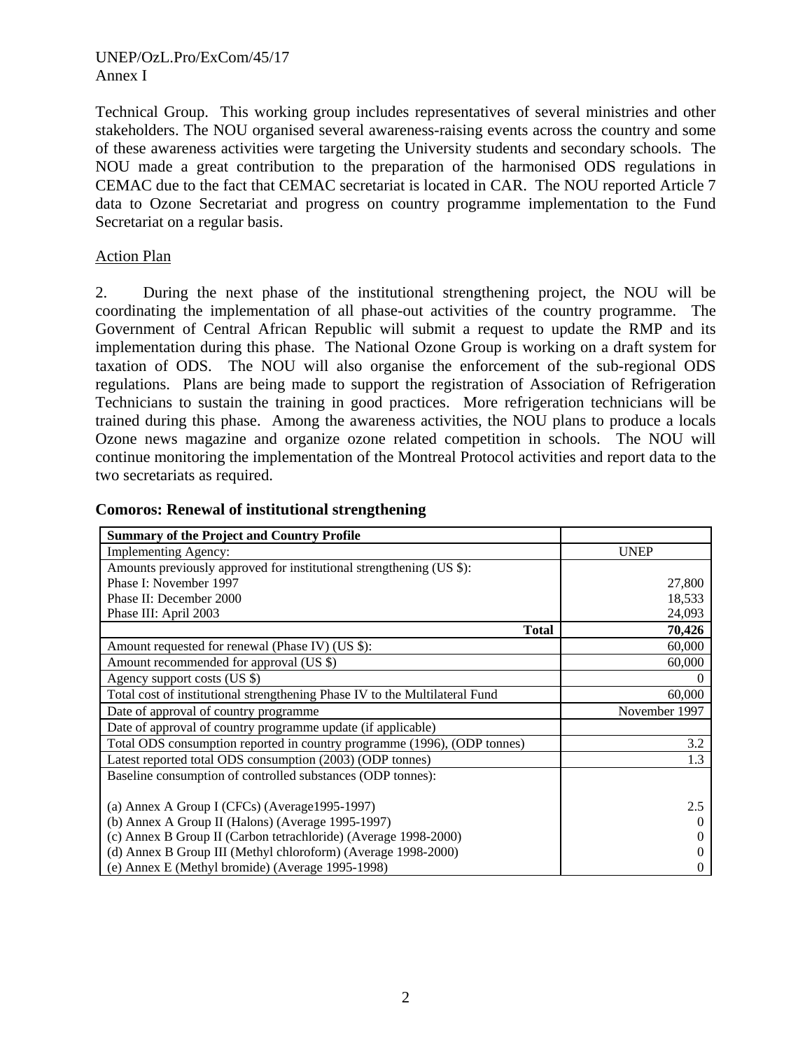Technical Group. This working group includes representatives of several ministries and other stakeholders. The NOU organised several awareness-raising events across the country and some of these awareness activities were targeting the University students and secondary schools. The NOU made a great contribution to the preparation of the harmonised ODS regulations in CEMAC due to the fact that CEMAC secretariat is located in CAR. The NOU reported Article 7 data to Ozone Secretariat and progress on country programme implementation to the Fund Secretariat on a regular basis.

Action Plan

2. During the next phase of the institutional strengthening project, the NOU will be coordinating the implementation of all phase-out activities of the country programme. The Government of Central African Republic will submit a request to update the RMP and its implementation during this phase. The National Ozone Group is working on a draft system for taxation of ODS. The NOU will also organise the enforcement of the sub-regional ODS regulations. Plans are being made to support the registration of Association of Refrigeration Technicians to sustain the training in good practices. More refrigeration technicians will be trained during this phase. Among the awareness activities, the NOU plans to produce a locals Ozone news magazine and organize ozone related competition in schools. The NOU will continue monitoring the implementation of the Montreal Protocol activities and report data to the two secretariats as required.

**Comoros: Renewal of institutional strengthening**

| **Summary of the Project and Country Profile** | |
|---|---|
| Implementing Agency: | UNEP |
| Amounts previously approved for institutional strengthening (US $): | |
| Phase I: November 1997 | 27,800 |
| Phase II: December 2000 | 18,533 |
| Phase III: April 2003 | 24,093 |
| **Total** | **70,426** |
| Amount requested for renewal (Phase IV) (US $): | 60,000 |
| Amount recommended for approval (US $) | 60,000 |
| Agency support costs (US $) | 0 |
| Total cost of institutional strengthening Phase IV to the Multilateral Fund | 60,000 |
| Date of approval of country programme | November 1997 |
| Date of approval of country programme update (if applicable) | |
| Total ODS consumption reported in country programme (1996), (ODP tonnes) | 3.2 |
| Latest reported total ODS consumption (2003) (ODP tonnes) | 1.3 |
| Baseline consumption of controlled substances (ODP tonnes): | |
| (a) Annex A Group I (CFCs) (Average1995-1997) | 2.5 |
| (b) Annex A Group II (Halons) (Average 1995-1997) | 0 |
| (c) Annex B Group II (Carbon tetrachloride) (Average 1998-2000) | 0 |
| (d) Annex B Group III (Methyl chloroform) (Average 1998-2000) | 0 |
| (e) Annex E (Methyl bromide) (Average 1995-1998) | 0 |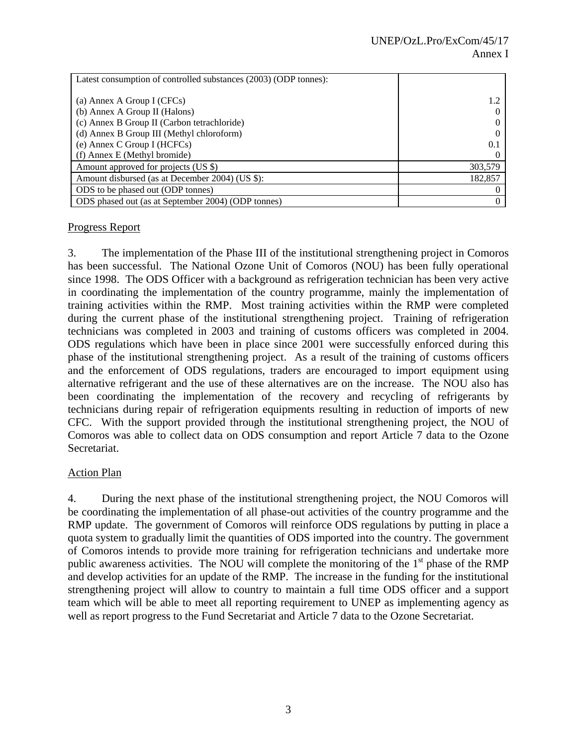| Latest consumption of controlled substances (2003) (ODP tonnes): | |
|---|---|
| (a) Annex A Group I (CFCs) | 1.2 |
| (b) Annex A Group II (Halons) | 0 |
| (c) Annex B Group II (Carbon tetrachloride) | 0 |
| (d) Annex B Group III (Methyl chloroform) | 0 |
| (e) Annex C Group I (HCFCs) | 0.1 |
| (f) Annex E (Methyl bromide) | 0 |
| Amount approved for projects (US $) | 303,579 |
| Amount disbursed (as at December 2004) (US $): | 182,857 |
| ODS to be phased out (ODP tonnes) | 0 |
| ODS phased out (as at September 2004) (ODP tonnes) | 0 |

Progress Report

3. The implementation of the Phase III of the institutional strengthening project in Comoros has been successful. The National Ozone Unit of Comoros (NOU) has been fully operational since 1998. The ODS Officer with a background as refrigeration technician has been very active in coordinating the implementation of the country programme, mainly the implementation of training activities within the RMP. Most training activities within the RMP were completed during the current phase of the institutional strengthening project. Training of refrigeration technicians was completed in 2003 and training of customs officers was completed in 2004. ODS regulations which have been in place since 2001 were successfully enforced during this phase of the institutional strengthening project. As a result of the training of customs officers and the enforcement of ODS regulations, traders are encouraged to import equipment using alternative refrigerant and the use of these alternatives are on the increase. The NOU also has been coordinating the implementation of the recovery and recycling of refrigerants by technicians during repair of refrigeration equipments resulting in reduction of imports of new CFC. With the support provided through the institutional strengthening project, the NOU of Comoros was able to collect data on ODS consumption and report Article 7 data to the Ozone Secretariat.

Action Plan

4. During the next phase of the institutional strengthening project, the NOU Comoros will be coordinating the implementation of all phase-out activities of the country programme and the RMP update. The government of Comoros will reinforce ODS regulations by putting in place a quota system to gradually limit the quantities of ODS imported into the country. The government of Comoros intends to provide more training for refrigeration technicians and undertake more public awareness activities. The NOU will complete the monitoring of the 1st phase of the RMP and develop activities for an update of the RMP. The increase in the funding for the institutional strengthening project will allow to country to maintain a full time ODS officer and a support team which will be able to meet all reporting requirement to UNEP as implementing agency as well as report progress to the Fund Secretariat and Article 7 data to the Ozone Secretariat.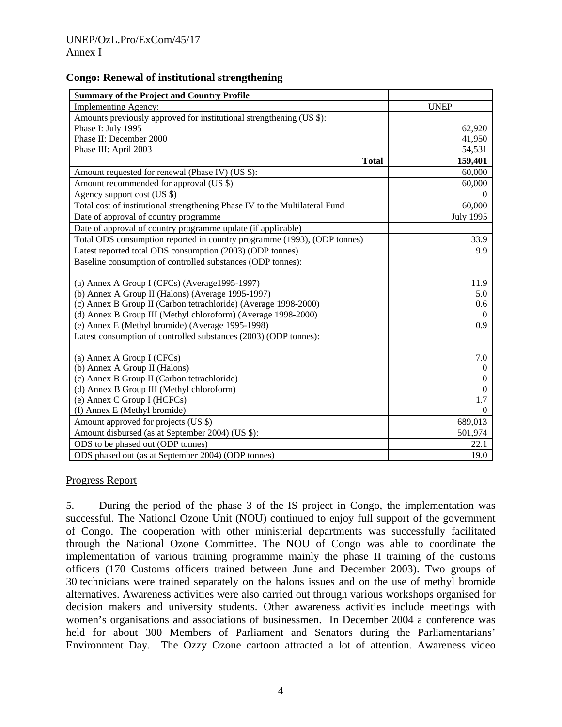UNEP/OzL.Pro/ExCom/45/17
Annex I

**Congo: Renewal of institutional strengthening**

| **Summary of the Project and Country Profile** | |
|---|---|
| Implementing Agency: | UNEP |
| Amounts previously approved for institutional strengthening (US $): | |
| Phase I: July 1995 | 62,920 |
| Phase II: December 2000 | 41,950 |
| Phase III: April 2003 | 54,531 |
| **Total** | **159,401** |
| Amount requested for renewal (Phase IV) (US $): | 60,000 |
| Amount recommended for approval (US $) | 60,000 |
| Agency support cost (US $) | 0 |
| Total cost of institutional strengthening Phase IV to the Multilateral Fund | 60,000 |
| Date of approval of country programme | July 1995 |
| Date of approval of country programme update (if applicable) | |
| Total ODS consumption reported in country programme (1993), (ODP tonnes) | 33.9 |
| Latest reported total ODS consumption (2003) (ODP tonnes) | 9.9 |
| Baseline consumption of controlled substances (ODP tonnes): | |
| (a) Annex A Group I (CFCs) (Average1995-1997) | 11.9 |
| (b) Annex A Group II (Halons) (Average 1995-1997) | 5.0 |
| (c) Annex B Group II (Carbon tetrachloride) (Average 1998-2000) | 0.6 |
| (d) Annex B Group III (Methyl chloroform) (Average 1998-2000) | 0 |
| (e) Annex E (Methyl bromide) (Average 1995-1998) | 0.9 |
| Latest consumption of controlled substances (2003) (ODP tonnes): | |
| (a) Annex A Group I (CFCs) | 7.0 |
| (b) Annex A Group II (Halons) | 0 |
| (c) Annex B Group II (Carbon tetrachloride) | 0 |
| (d) Annex B Group III (Methyl chloroform) | 0 |
| (e) Annex C Group I (HCFCs) | 1.7 |
| (f) Annex E (Methyl bromide) | 0 |
| Amount approved for projects (US $) | 689,013 |
| Amount disbursed (as at September 2004) (US $): | 501,974 |
| ODS to be phased out (ODP tonnes) | 22.1 |
| ODS phased out (as at September 2004) (ODP tonnes) | 19.0 |

Progress Report

5. During the period of the phase 3 of the IS project in Congo, the implementation was successful. The National Ozone Unit (NOU) continued to enjoy full support of the government of Congo. The cooperation with other ministerial departments was successfully facilitated through the National Ozone Committee. The NOU of Congo was able to coordinate the implementation of various training programme mainly the phase II training of the customs officers (170 Customs officers trained between June and December 2003). Two groups of 30 technicians were trained separately on the halons issues and on the use of methyl bromide alternatives. Awareness activities were also carried out through various workshops organised for decision makers and university students. Other awareness activities include meetings with women's organisations and associations of businessmen. In December 2004 a conference was held for about 300 Members of Parliament and Senators during the Parliamentarians' Environment Day. The Ozzy Ozone cartoon attracted a lot of attention. Awareness video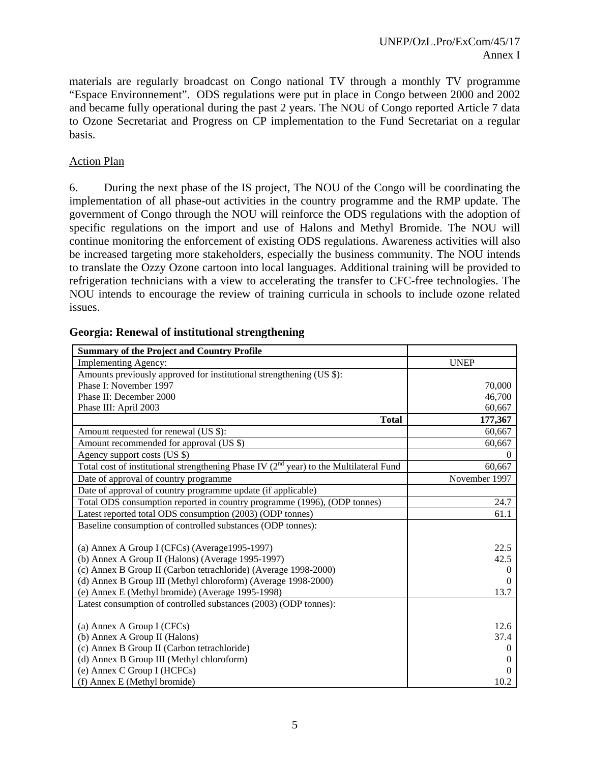materials are regularly broadcast on Congo national TV through a monthly TV programme "Espace Environnement". ODS regulations were put in place in Congo between 2000 and 2002 and became fully operational during the past 2 years. The NOU of Congo reported Article 7 data to Ozone Secretariat and Progress on CP implementation to the Fund Secretariat on a regular basis.

Action Plan

6. During the next phase of the IS project, The NOU of the Congo will be coordinating the implementation of all phase-out activities in the country programme and the RMP update. The government of Congo through the NOU will reinforce the ODS regulations with the adoption of specific regulations on the import and use of Halons and Methyl Bromide. The NOU will continue monitoring the enforcement of existing ODS regulations. Awareness activities will also be increased targeting more stakeholders, especially the business community. The NOU intends to translate the Ozzy Ozone cartoon into local languages. Additional training will be provided to refrigeration technicians with a view to accelerating the transfer to CFC-free technologies. The NOU intends to encourage the review of training curricula in schools to include ozone related issues.

**Georgia: Renewal of institutional strengthening**

| **Summary of the Project and Country Profile** | |
|---|---|
| Implementing Agency: | UNEP |
| Amounts previously approved for institutional strengthening (US $): | |
| Phase I: November 1997 | 70,000 |
| Phase II: December 2000 | 46,700 |
| Phase III: April 2003 | 60,667 |
| **Total** | **177,367** |
| Amount requested for renewal (US $): | 60,667 |
| Amount recommended for approval (US $) | 60,667 |
| Agency support costs (US $) | 0 |
| Total cost of institutional strengthening Phase IV (2nd year) to the Multilateral Fund | 60,667 |
| Date of approval of country programme | November 1997 |
| Date of approval of country programme update (if applicable) | |
| Total ODS consumption reported in country programme (1996), (ODP tonnes) | 24.7 |
| Latest reported total ODS consumption (2003) (ODP tonnes) | 61.1 |
| Baseline consumption of controlled substances (ODP tonnes): | |
| (a) Annex A Group I (CFCs) (Average1995-1997) | 22.5 |
| (b) Annex A Group II (Halons) (Average 1995-1997) | 42.5 |
| (c) Annex B Group II (Carbon tetrachloride) (Average 1998-2000) | 0 |
| (d) Annex B Group III (Methyl chloroform) (Average 1998-2000) | 0 |
| (e) Annex E (Methyl bromide) (Average 1995-1998) | 13.7 |
| Latest consumption of controlled substances (2003) (ODP tonnes): | |
| (a) Annex A Group I (CFCs) | 12.6 |
| (b) Annex A Group II (Halons) | 37.4 |
| (c) Annex B Group II (Carbon tetrachloride) | 0 |
| (d) Annex B Group III (Methyl chloroform) | 0 |
| (e) Annex C Group I (HCFCs) | 0 |
| (f) Annex E (Methyl bromide) | 10.2 |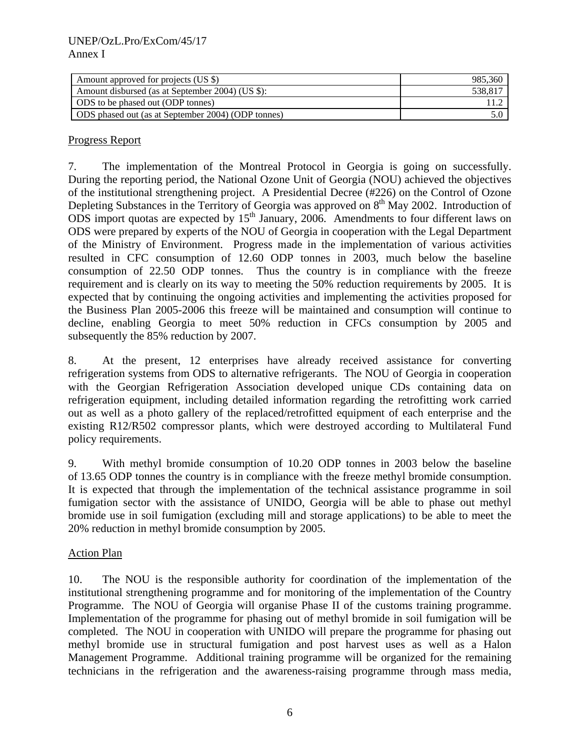| Amount approved for projects (US $) | 985,360 |
|---|---|
| Amount disbursed (as at September 2004) (US $): | 538,817 |
| ODS to be phased out (ODP tonnes) | 11.2 |
| ODS phased out (as at September 2004) (ODP tonnes) | 5.0 |

Progress Report

7. The implementation of the Montreal Protocol in Georgia is going on successfully. During the reporting period, the National Ozone Unit of Georgia (NOU) achieved the objectives of the institutional strengthening project. A Presidential Decree (#226) on the Control of Ozone Depleting Substances in the Territory of Georgia was approved on 8th May 2002. Introduction of ODS import quotas are expected by 15th January, 2006. Amendments to four different laws on ODS were prepared by experts of the NOU of Georgia in cooperation with the Legal Department of the Ministry of Environment. Progress made in the implementation of various activities resulted in CFC consumption of 12.60 ODP tonnes in 2003, much below the baseline consumption of 22.50 ODP tonnes. Thus the country is in compliance with the freeze requirement and is clearly on its way to meeting the 50% reduction requirements by 2005. It is expected that by continuing the ongoing activities and implementing the activities proposed for the Business Plan 2005-2006 this freeze will be maintained and consumption will continue to decline, enabling Georgia to meet 50% reduction in CFCs consumption by 2005 and subsequently the 85% reduction by 2007.

8. At the present, 12 enterprises have already received assistance for converting refrigeration systems from ODS to alternative refrigerants. The NOU of Georgia in cooperation with the Georgian Refrigeration Association developed unique CDs containing data on refrigeration equipment, including detailed information regarding the retrofitting work carried out as well as a photo gallery of the replaced/retrofitted equipment of each enterprise and the existing R12/R502 compressor plants, which were destroyed according to Multilateral Fund policy requirements.

9. With methyl bromide consumption of 10.20 ODP tonnes in 2003 below the baseline of 13.65 ODP tonnes the country is in compliance with the freeze methyl bromide consumption. It is expected that through the implementation of the technical assistance programme in soil fumigation sector with the assistance of UNIDO, Georgia will be able to phase out methyl bromide use in soil fumigation (excluding mill and storage applications) to be able to meet the 20% reduction in methyl bromide consumption by 2005.

Action Plan

10. The NOU is the responsible authority for coordination of the implementation of the institutional strengthening programme and for monitoring of the implementation of the Country Programme. The NOU of Georgia will organise Phase II of the customs training programme. Implementation of the programme for phasing out of methyl bromide in soil fumigation will be completed. The NOU in cooperation with UNIDO will prepare the programme for phasing out methyl bromide use in structural fumigation and post harvest uses as well as a Halon Management Programme. Additional training programme will be organized for the remaining technicians in the refrigeration and the awareness-raising programme through mass media,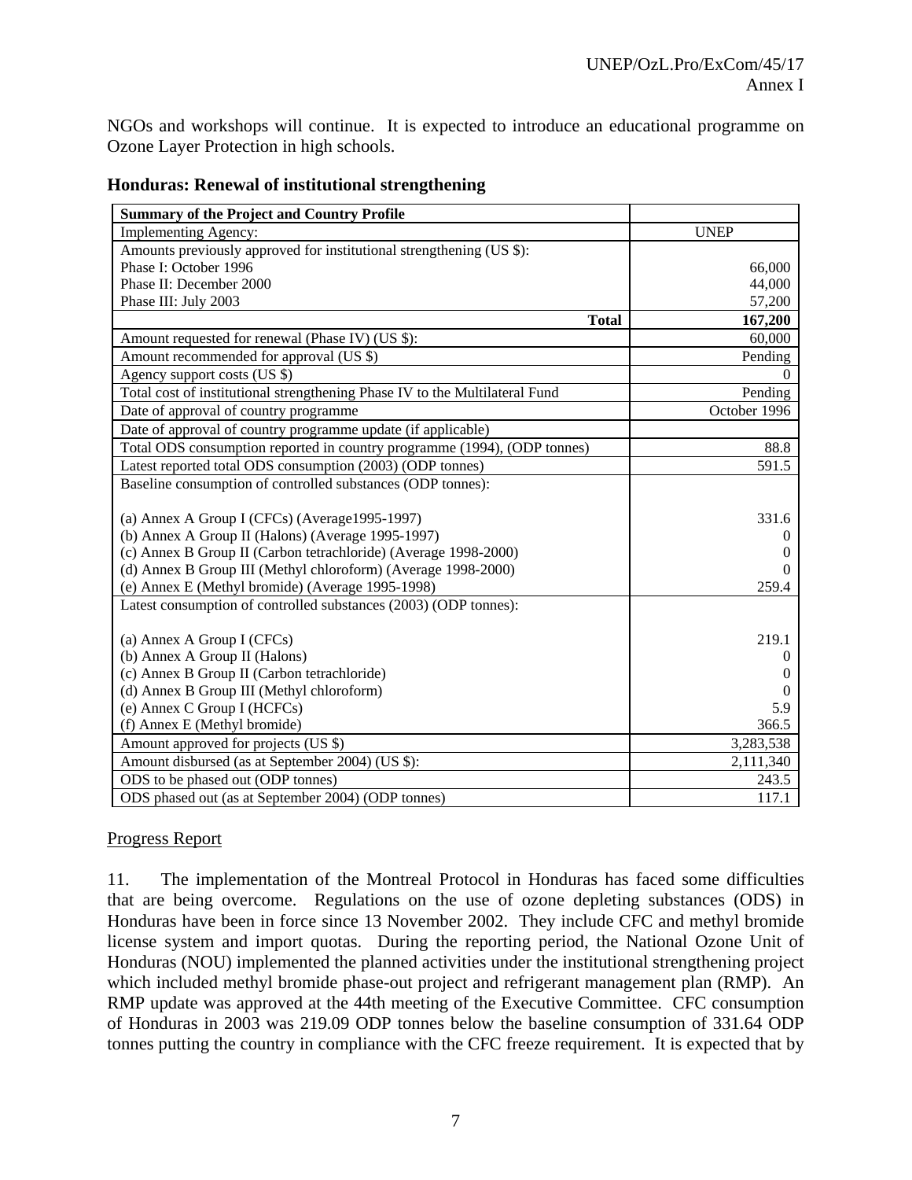NGOs and workshops will continue. It is expected to introduce an educational programme on Ozone Layer Protection in high schools.

**Honduras: Renewal of institutional strengthening**

| **Summary of the Project and Country Profile** | |
|---|---|
| Implementing Agency: | UNEP |
| Amounts previously approved for institutional strengthening (US $): | |
| Phase I: October 1996 | 66,000 |
| Phase II: December 2000 | 44,000 |
| Phase III: July 2003 | 57,200 |
| **Total** | **167,200** |
| Amount requested for renewal (Phase IV) (US $): | 60,000 |
| Amount recommended for approval (US $) | Pending |
| Agency support costs (US $) | 0 |
| Total cost of institutional strengthening Phase IV to the Multilateral Fund | Pending |
| Date of approval of country programme | October 1996 |
| Date of approval of country programme update (if applicable) | |
| Total ODS consumption reported in country programme (1994), (ODP tonnes) | 88.8 |
| Latest reported total ODS consumption (2003) (ODP tonnes) | 591.5 |
| Baseline consumption of controlled substances (ODP tonnes): | |
| (a) Annex A Group I (CFCs) (Average1995-1997) | 331.6 |
| (b) Annex A Group II (Halons) (Average 1995-1997) | 0 |
| (c) Annex B Group II (Carbon tetrachloride) (Average 1998-2000) | 0 |
| (d) Annex B Group III (Methyl chloroform) (Average 1998-2000) | 0 |
| (e) Annex E (Methyl bromide) (Average 1995-1998) | 259.4 |
| Latest consumption of controlled substances (2003) (ODP tonnes): | |
| (a) Annex A Group I (CFCs) | 219.1 |
| (b) Annex A Group II (Halons) | 0 |
| (c) Annex B Group II (Carbon tetrachloride) | 0 |
| (d) Annex B Group III (Methyl chloroform) | 0 |
| (e) Annex C Group I (HCFCs) | 5.9 |
| (f) Annex E (Methyl bromide) | 366.5 |
| Amount approved for projects (US $) | 3,283,538 |
| Amount disbursed (as at September 2004) (US $): | 2,111,340 |
| ODS to be phased out (ODP tonnes) | 243.5 |
| ODS phased out (as at September 2004) (ODP tonnes) | 117.1 |

Progress Report

11. The implementation of the Montreal Protocol in Honduras has faced some difficulties that are being overcome. Regulations on the use of ozone depleting substances (ODS) in Honduras have been in force since 13 November 2002. They include CFC and methyl bromide license system and import quotas. During the reporting period, the National Ozone Unit of Honduras (NOU) implemented the planned activities under the institutional strengthening project which included methyl bromide phase-out project and refrigerant management plan (RMP). An RMP update was approved at the 44th meeting of the Executive Committee. CFC consumption of Honduras in 2003 was 219.09 ODP tonnes below the baseline consumption of 331.64 ODP tonnes putting the country in compliance with the CFC freeze requirement. It is expected that by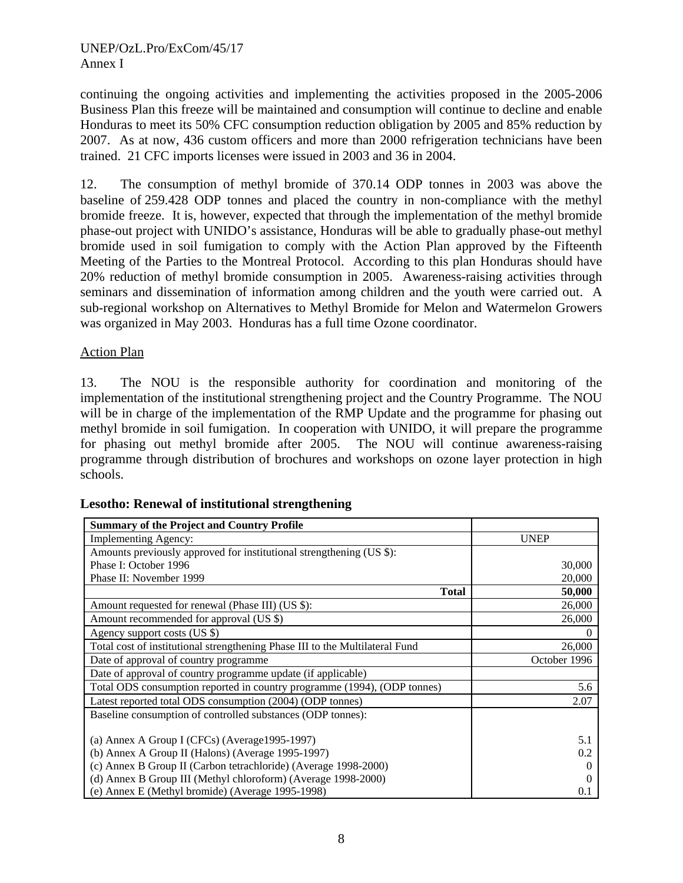continuing the ongoing activities and implementing the activities proposed in the 2005-2006 Business Plan this freeze will be maintained and consumption will continue to decline and enable Honduras to meet its 50% CFC consumption reduction obligation by 2005 and 85% reduction by 2007. As at now, 436 custom officers and more than 2000 refrigeration technicians have been trained. 21 CFC imports licenses were issued in 2003 and 36 in 2004.

12. The consumption of methyl bromide of 370.14 ODP tonnes in 2003 was above the baseline of 259.428 ODP tonnes and placed the country in non-compliance with the methyl bromide freeze. It is, however, expected that through the implementation of the methyl bromide phase-out project with UNIDO's assistance, Honduras will be able to gradually phase-out methyl bromide used in soil fumigation to comply with the Action Plan approved by the Fifteenth Meeting of the Parties to the Montreal Protocol. According to this plan Honduras should have 20% reduction of methyl bromide consumption in 2005. Awareness-raising activities through seminars and dissemination of information among children and the youth were carried out. A sub-regional workshop on Alternatives to Methyl Bromide for Melon and Watermelon Growers was organized in May 2003. Honduras has a full time Ozone coordinator.

Action Plan

13. The NOU is the responsible authority for coordination and monitoring of the implementation of the institutional strengthening project and the Country Programme. The NOU will be in charge of the implementation of the RMP Update and the programme for phasing out methyl bromide in soil fumigation. In cooperation with UNIDO, it will prepare the programme for phasing out methyl bromide after 2005. The NOU will continue awareness-raising programme through distribution of brochures and workshops on ozone layer protection in high schools.

### Lesotho: Renewal of institutional strengthening

| **Summary of the Project and Country Profile** | |
|---|---|
| Implementing Agency: | UNEP |
| Amounts previously approved for institutional strengthening (US $): | |
| Phase I: October 1996 | 30,000 |
| Phase II: November 1999 | 20,000 |
| **Total** | **50,000** |
| Amount requested for renewal (Phase III) (US $): | 26,000 |
| Amount recommended for approval (US $) | 26,000 |
| Agency support costs (US $) | 0 |
| Total cost of institutional strengthening Phase III to the Multilateral Fund | 26,000 |
| Date of approval of country programme | October 1996 |
| Date of approval of country programme update (if applicable) | |
| Total ODS consumption reported in country programme (1994), (ODP tonnes) | 5.6 |
| Latest reported total ODS consumption (2004) (ODP tonnes) | 2.07 |
| Baseline consumption of controlled substances (ODP tonnes): | |
| (a) Annex A Group I (CFCs) (Average1995-1997) | 5.1 |
| (b) Annex A Group II (Halons) (Average 1995-1997) | 0.2 |
| (c) Annex B Group II (Carbon tetrachloride) (Average 1998-2000) | 0 |
| (d) Annex B Group III (Methyl chloroform) (Average 1998-2000) | 0 |
| (e) Annex E (Methyl bromide) (Average 1995-1998) | 0.1 |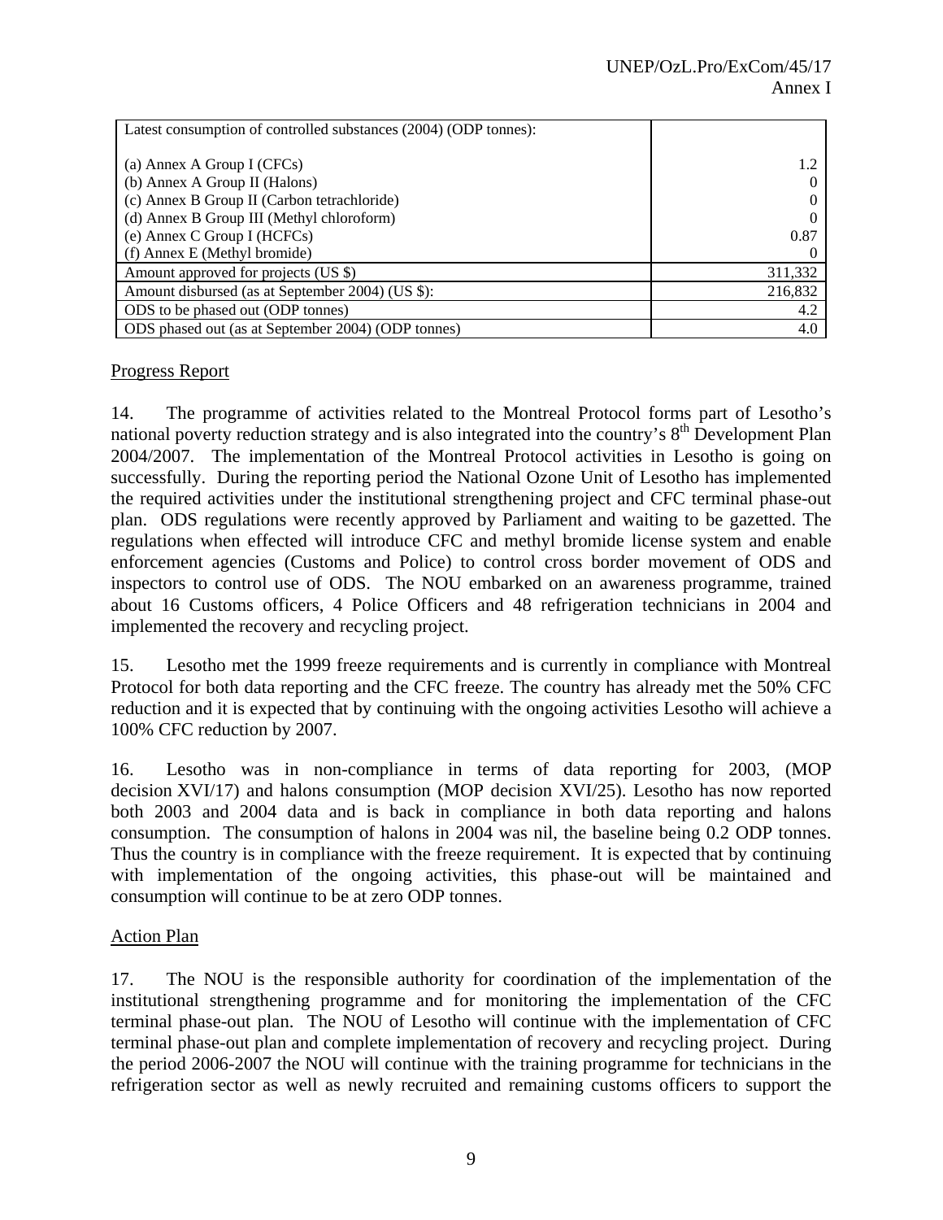| Latest consumption of controlled substances (2004) (ODP tonnes): | |
|---|---|
| (a) Annex A Group I (CFCs) | 1.2 |
| (b) Annex A Group II (Halons) | 0 |
| (c) Annex B Group II (Carbon tetrachloride) | 0 |
| (d) Annex B Group III (Methyl chloroform) | 0 |
| (e) Annex C Group I (HCFCs) | 0.87 |
| (f) Annex E (Methyl bromide) | 0 |
| Amount approved for projects (US $) | 311,332 |
| Amount disbursed (as at September 2004) (US $): | 216,832 |
| ODS to be phased out (ODP tonnes) | 4.2 |
| ODS phased out (as at September 2004) (ODP tonnes) | 4.0 |

Progress Report

14. The programme of activities related to the Montreal Protocol forms part of Lesotho's national poverty reduction strategy and is also integrated into the country's 8th Development Plan 2004/2007. The implementation of the Montreal Protocol activities in Lesotho is going on successfully. During the reporting period the National Ozone Unit of Lesotho has implemented the required activities under the institutional strengthening project and CFC terminal phase-out plan. ODS regulations were recently approved by Parliament and waiting to be gazetted. The regulations when effected will introduce CFC and methyl bromide license system and enable enforcement agencies (Customs and Police) to control cross border movement of ODS and inspectors to control use of ODS. The NOU embarked on an awareness programme, trained about 16 Customs officers, 4 Police Officers and 48 refrigeration technicians in 2004 and implemented the recovery and recycling project.

15. Lesotho met the 1999 freeze requirements and is currently in compliance with Montreal Protocol for both data reporting and the CFC freeze. The country has already met the 50% CFC reduction and it is expected that by continuing with the ongoing activities Lesotho will achieve a 100% CFC reduction by 2007.

16. Lesotho was in non-compliance in terms of data reporting for 2003, (MOP decision XVI/17) and halons consumption (MOP decision XVI/25). Lesotho has now reported both 2003 and 2004 data and is back in compliance in both data reporting and halons consumption. The consumption of halons in 2004 was nil, the baseline being 0.2 ODP tonnes. Thus the country is in compliance with the freeze requirement. It is expected that by continuing with implementation of the ongoing activities, this phase-out will be maintained and consumption will continue to be at zero ODP tonnes.

Action Plan

17. The NOU is the responsible authority for coordination of the implementation of the institutional strengthening programme and for monitoring the implementation of the CFC terminal phase-out plan. The NOU of Lesotho will continue with the implementation of CFC terminal phase-out plan and complete implementation of recovery and recycling project. During the period 2006-2007 the NOU will continue with the training programme for technicians in the refrigeration sector as well as newly recruited and remaining customs officers to support the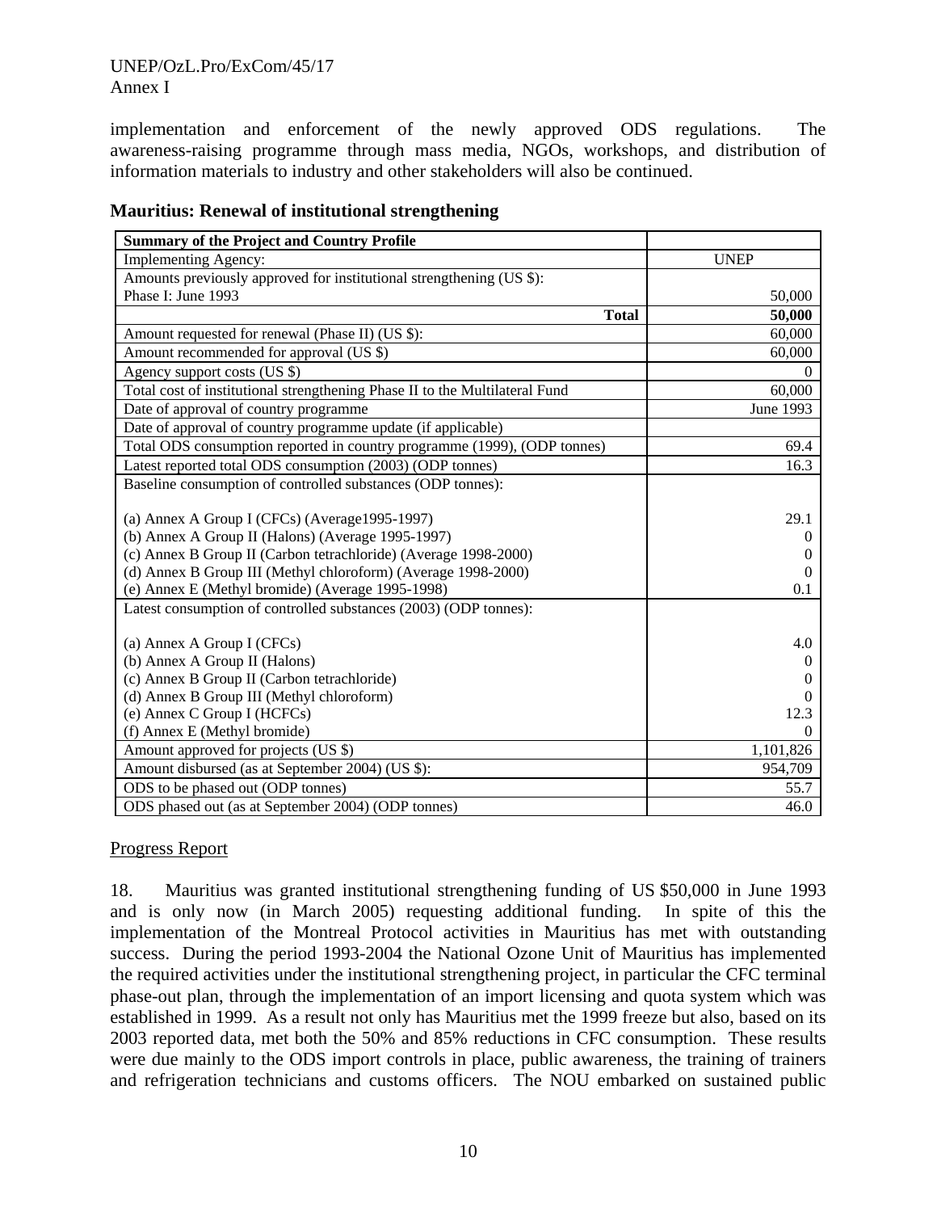implementation and enforcement of the newly approved ODS regulations. The awareness-raising programme through mass media, NGOs, workshops, and distribution of information materials to industry and other stakeholders will also be continued.

**Mauritius: Renewal of institutional strengthening**

| **Summary of the Project and Country Profile** | |
|---|---|
| Implementing Agency: | UNEP |
| Amounts previously approved for institutional strengthening (US $): | |
| Phase I: June 1993 | 50,000 |
| **Total** | **50,000** |
| Amount requested for renewal (Phase II) (US $): | 60,000 |
| Amount recommended for approval (US $) | 60,000 |
| Agency support costs (US $) | 0 |
| Total cost of institutional strengthening Phase II to the Multilateral Fund | 60,000 |
| Date of approval of country programme | June 1993 |
| Date of approval of country programme update (if applicable) | |
| Total ODS consumption reported in country programme (1999), (ODP tonnes) | 69.4 |
| Latest reported total ODS consumption (2003) (ODP tonnes) | 16.3 |
| Baseline consumption of controlled substances (ODP tonnes): | |
| (a) Annex A Group I (CFCs) (Average1995-1997) | 29.1 |
| (b) Annex A Group II (Halons) (Average 1995-1997) | 0 |
| (c) Annex B Group II (Carbon tetrachloride) (Average 1998-2000) | 0 |
| (d) Annex B Group III (Methyl chloroform) (Average 1998-2000) | 0 |
| (e) Annex E (Methyl bromide) (Average 1995-1998) | 0.1 |
| Latest consumption of controlled substances (2003) (ODP tonnes): | |
| (a) Annex A Group I (CFCs) | 4.0 |
| (b) Annex A Group II (Halons) | 0 |
| (c) Annex B Group II (Carbon tetrachloride) | 0 |
| (d) Annex B Group III (Methyl chloroform) | 0 |
| (e) Annex C Group I (HCFCs) | 12.3 |
| (f) Annex E (Methyl bromide) | 0 |
| Amount approved for projects (US $) | 1,101,826 |
| Amount disbursed (as at September 2004) (US $): | 954,709 |
| ODS to be phased out (ODP tonnes) | 55.7 |
| ODS phased out (as at September 2004) (ODP tonnes) | 46.0 |

Progress Report

18. Mauritius was granted institutional strengthening funding of US $50,000 in June 1993 and is only now (in March 2005) requesting additional funding. In spite of this the implementation of the Montreal Protocol activities in Mauritius has met with outstanding success. During the period 1993-2004 the National Ozone Unit of Mauritius has implemented the required activities under the institutional strengthening project, in particular the CFC terminal phase-out plan, through the implementation of an import licensing and quota system which was established in 1999. As a result not only has Mauritius met the 1999 freeze but also, based on its 2003 reported data, met both the 50% and 85% reductions in CFC consumption. These results were due mainly to the ODS import controls in place, public awareness, the training of trainers and refrigeration technicians and customs officers. The NOU embarked on sustained public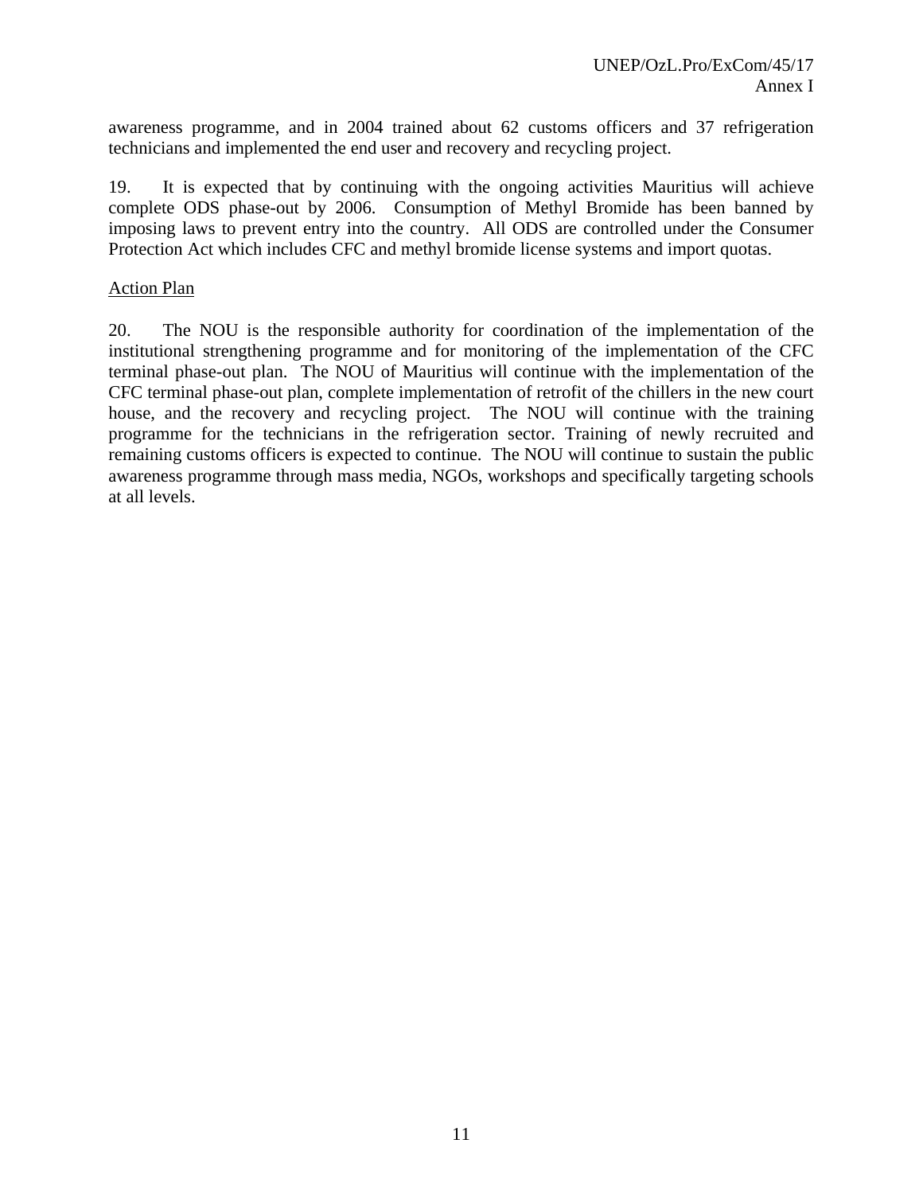awareness programme, and in 2004 trained about 62 customs officers and 37 refrigeration technicians and implemented the end user and recovery and recycling project.

19. It is expected that by continuing with the ongoing activities Mauritius will achieve complete ODS phase-out by 2006. Consumption of Methyl Bromide has been banned by imposing laws to prevent entry into the country. All ODS are controlled under the Consumer Protection Act which includes CFC and methyl bromide license systems and import quotas.

<u>Action Plan</u>

20. The NOU is the responsible authority for coordination of the implementation of the institutional strengthening programme and for monitoring of the implementation of the CFC terminal phase-out plan. The NOU of Mauritius will continue with the implementation of the CFC terminal phase-out plan, complete implementation of retrofit of the chillers in the new court house, and the recovery and recycling project. The NOU will continue with the training programme for the technicians in the refrigeration sector. Training of newly recruited and remaining customs officers is expected to continue. The NOU will continue to sustain the public awareness programme through mass media, NGOs, workshops and specifically targeting schools at all levels.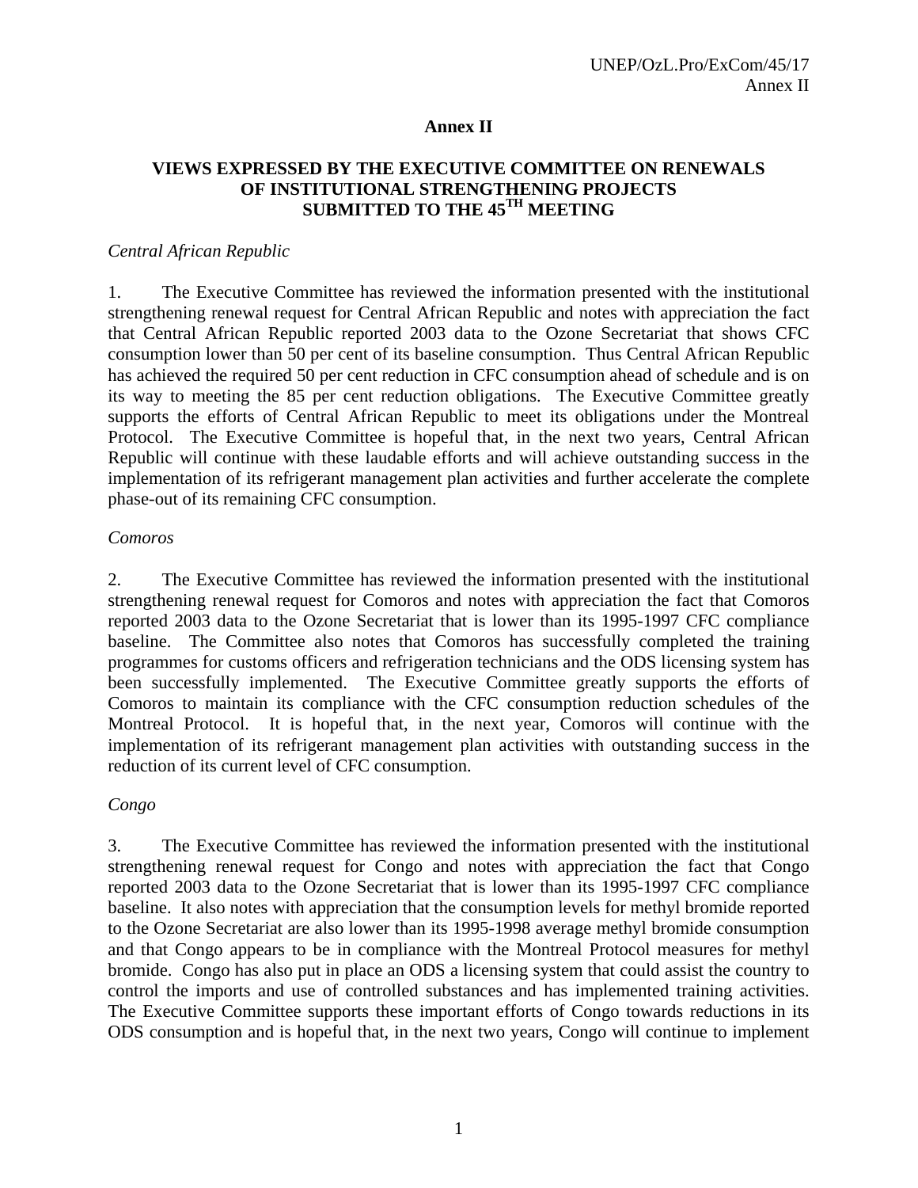# Annex II

## VIEWS EXPRESSED BY THE EXECUTIVE COMMITTEE ON RENEWALS OF INSTITUTIONAL STRENGTHENING PROJECTS SUBMITTED TO THE 45TH MEETING

*Central African Republic*

1. The Executive Committee has reviewed the information presented with the institutional strengthening renewal request for Central African Republic and notes with appreciation the fact that Central African Republic reported 2003 data to the Ozone Secretariat that shows CFC consumption lower than 50 per cent of its baseline consumption. Thus Central African Republic has achieved the required 50 per cent reduction in CFC consumption ahead of schedule and is on its way to meeting the 85 per cent reduction obligations. The Executive Committee greatly supports the efforts of Central African Republic to meet its obligations under the Montreal Protocol. The Executive Committee is hopeful that, in the next two years, Central African Republic will continue with these laudable efforts and will achieve outstanding success in the implementation of its refrigerant management plan activities and further accelerate the complete phase-out of its remaining CFC consumption.

*Comoros*

2. The Executive Committee has reviewed the information presented with the institutional strengthening renewal request for Comoros and notes with appreciation the fact that Comoros reported 2003 data to the Ozone Secretariat that is lower than its 1995-1997 CFC compliance baseline. The Committee also notes that Comoros has successfully completed the training programmes for customs officers and refrigeration technicians and the ODS licensing system has been successfully implemented. The Executive Committee greatly supports the efforts of Comoros to maintain its compliance with the CFC consumption reduction schedules of the Montreal Protocol. It is hopeful that, in the next year, Comoros will continue with the implementation of its refrigerant management plan activities with outstanding success in the reduction of its current level of CFC consumption.

*Congo*

3. The Executive Committee has reviewed the information presented with the institutional strengthening renewal request for Congo and notes with appreciation the fact that Congo reported 2003 data to the Ozone Secretariat that is lower than its 1995-1997 CFC compliance baseline. It also notes with appreciation that the consumption levels for methyl bromide reported to the Ozone Secretariat are also lower than its 1995-1998 average methyl bromide consumption and that Congo appears to be in compliance with the Montreal Protocol measures for methyl bromide. Congo has also put in place an ODS a licensing system that could assist the country to control the imports and use of controlled substances and has implemented training activities. The Executive Committee supports these important efforts of Congo towards reductions in its ODS consumption and is hopeful that, in the next two years, Congo will continue to implement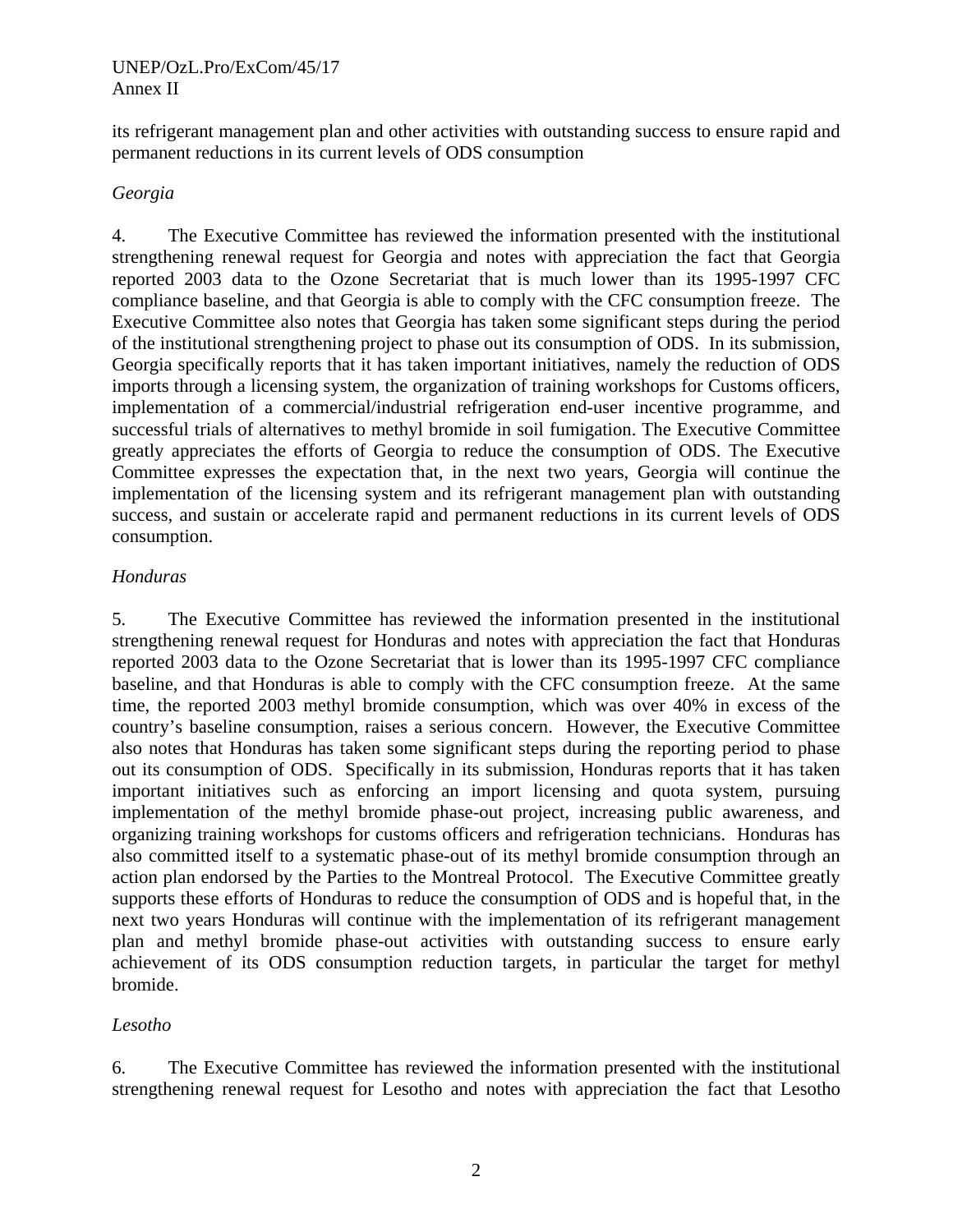its refrigerant management plan and other activities with outstanding success to ensure rapid and permanent reductions in its current levels of ODS consumption

*Georgia*

4. The Executive Committee has reviewed the information presented with the institutional strengthening renewal request for Georgia and notes with appreciation the fact that Georgia reported 2003 data to the Ozone Secretariat that is much lower than its 1995-1997 CFC compliance baseline, and that Georgia is able to comply with the CFC consumption freeze. The Executive Committee also notes that Georgia has taken some significant steps during the period of the institutional strengthening project to phase out its consumption of ODS. In its submission, Georgia specifically reports that it has taken important initiatives, namely the reduction of ODS imports through a licensing system, the organization of training workshops for Customs officers, implementation of a commercial/industrial refrigeration end-user incentive programme, and successful trials of alternatives to methyl bromide in soil fumigation. The Executive Committee greatly appreciates the efforts of Georgia to reduce the consumption of ODS. The Executive Committee expresses the expectation that, in the next two years, Georgia will continue the implementation of the licensing system and its refrigerant management plan with outstanding success, and sustain or accelerate rapid and permanent reductions in its current levels of ODS consumption.

*Honduras*

5. The Executive Committee has reviewed the information presented in the institutional strengthening renewal request for Honduras and notes with appreciation the fact that Honduras reported 2003 data to the Ozone Secretariat that is lower than its 1995-1997 CFC compliance baseline, and that Honduras is able to comply with the CFC consumption freeze. At the same time, the reported 2003 methyl bromide consumption, which was over 40% in excess of the country's baseline consumption, raises a serious concern. However, the Executive Committee also notes that Honduras has taken some significant steps during the reporting period to phase out its consumption of ODS. Specifically in its submission, Honduras reports that it has taken important initiatives such as enforcing an import licensing and quota system, pursuing implementation of the methyl bromide phase-out project, increasing public awareness, and organizing training workshops for customs officers and refrigeration technicians. Honduras has also committed itself to a systematic phase-out of its methyl bromide consumption through an action plan endorsed by the Parties to the Montreal Protocol. The Executive Committee greatly supports these efforts of Honduras to reduce the consumption of ODS and is hopeful that, in the next two years Honduras will continue with the implementation of its refrigerant management plan and methyl bromide phase-out activities with outstanding success to ensure early achievement of its ODS consumption reduction targets, in particular the target for methyl bromide.

*Lesotho*

6. The Executive Committee has reviewed the information presented with the institutional strengthening renewal request for Lesotho and notes with appreciation the fact that Lesotho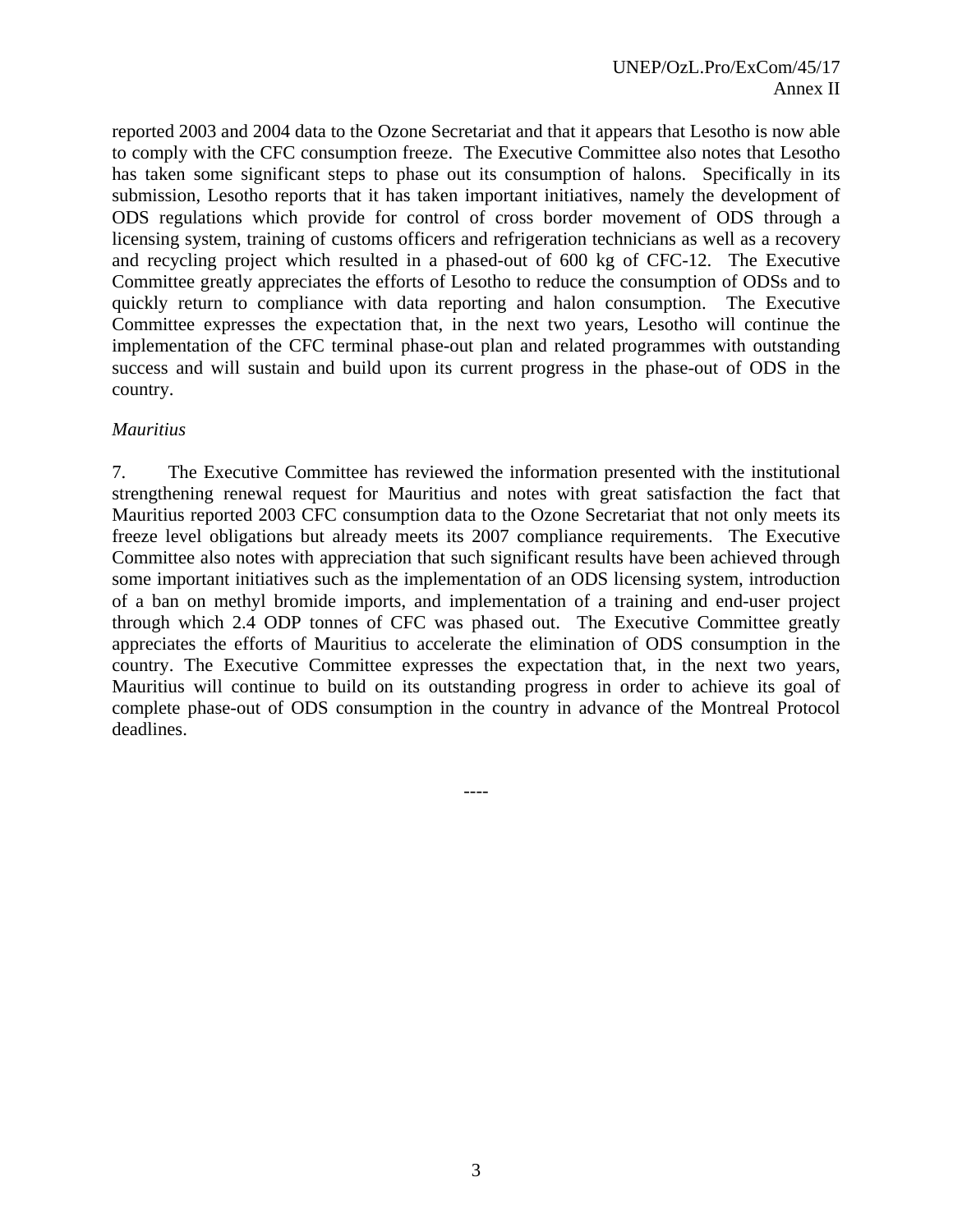reported 2003 and 2004 data to the Ozone Secretariat and that it appears that Lesotho is now able to comply with the CFC consumption freeze. The Executive Committee also notes that Lesotho has taken some significant steps to phase out its consumption of halons. Specifically in its submission, Lesotho reports that it has taken important initiatives, namely the development of ODS regulations which provide for control of cross border movement of ODS through a licensing system, training of customs officers and refrigeration technicians as well as a recovery and recycling project which resulted in a phased-out of 600 kg of CFC-12. The Executive Committee greatly appreciates the efforts of Lesotho to reduce the consumption of ODSs and to quickly return to compliance with data reporting and halon consumption. The Executive Committee expresses the expectation that, in the next two years, Lesotho will continue the implementation of the CFC terminal phase-out plan and related programmes with outstanding success and will sustain and build upon its current progress in the phase-out of ODS in the country.

*Mauritius*

7. The Executive Committee has reviewed the information presented with the institutional strengthening renewal request for Mauritius and notes with great satisfaction the fact that Mauritius reported 2003 CFC consumption data to the Ozone Secretariat that not only meets its freeze level obligations but already meets its 2007 compliance requirements. The Executive Committee also notes with appreciation that such significant results have been achieved through some important initiatives such as the implementation of an ODS licensing system, introduction of a ban on methyl bromide imports, and implementation of a training and end-user project through which 2.4 ODP tonnes of CFC was phased out. The Executive Committee greatly appreciates the efforts of Mauritius to accelerate the elimination of ODS consumption in the country. The Executive Committee expresses the expectation that, in the next two years, Mauritius will continue to build on its outstanding progress in order to achieve its goal of complete phase-out of ODS consumption in the country in advance of the Montreal Protocol deadlines.

----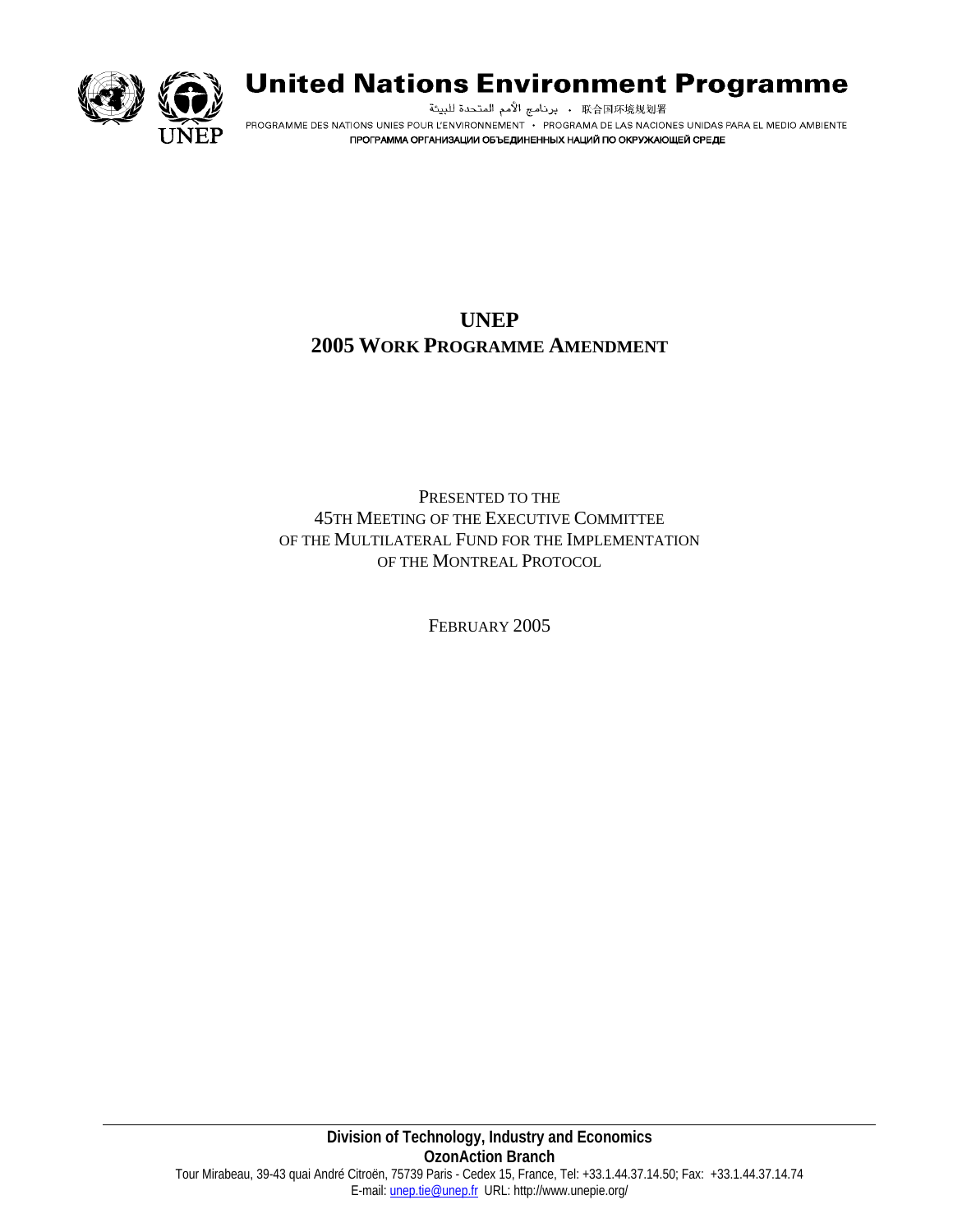# United Nations Environment Programme

برنامج الأمم المتحدة للبيئة • 联合国环境规划署

PROGRAMME DES NATIONS UNIES POUR L'ENVIRONNEMENT • PROGRAMA DE LAS NACIONES UNIDAS PARA EL MEDIO AMBIENTE

ПРОГРАММА ОРГАНИЗАЦИИ ОБЪЕДИНЕННЫХ НАЦИЙ ПО ОКРУЖАЮЩЕЙ СРЕДЕ

UNEP

# UNEP
# 2005 WORK PROGRAMME AMENDMENT

PRESENTED TO THE
45TH MEETING OF THE EXECUTIVE COMMITTEE
OF THE MULTILATERAL FUND FOR THE IMPLEMENTATION
OF THE MONTREAL PROTOCOL

FEBRUARY 2005

---

**Division of Technology, Industry and Economics**
**OzonAction Branch**
Tour Mirabeau, 39-43 quai André Citroën, 75739 Paris - Cedex 15, France, Tel: +33.1.44.37.14.50; Fax: +33.1.44.37.14.74
E-mail: unep.tie@unep.fr URL: http://www.unepie.org/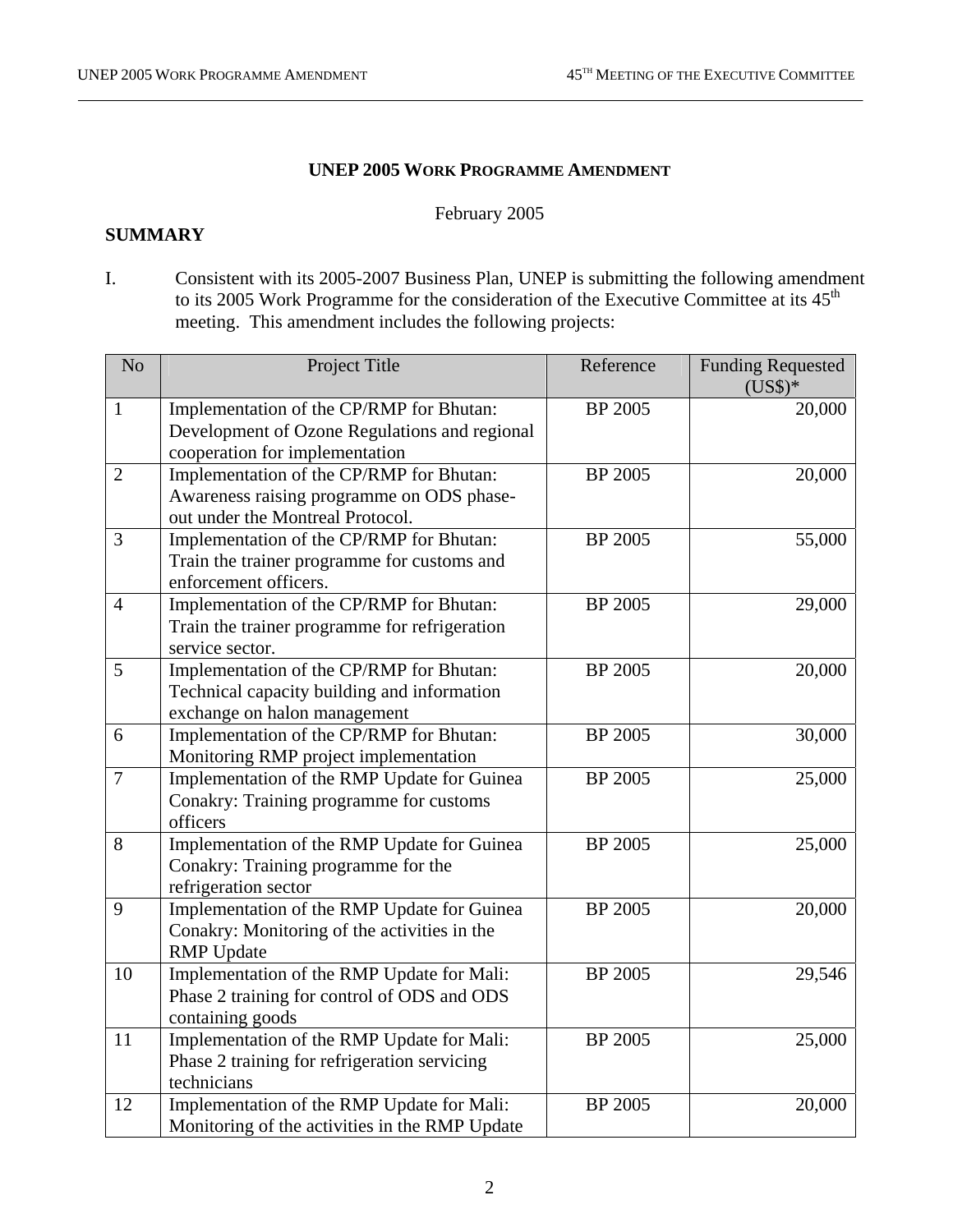# UNEP 2005 WORK PROGRAMME AMENDMENT

February 2005

**SUMMARY**

I. Consistent with its 2005-2007 Business Plan, UNEP is submitting the following amendment to its 2005 Work Programme for the consideration of the Executive Committee at its 45th meeting. This amendment includes the following projects:

| No | Project Title | Reference | Funding Requested (US$)* |
|---|---|---|---|
| 1 | Implementation of the CP/RMP for Bhutan: Development of Ozone Regulations and regional cooperation for implementation | BP 2005 | 20,000 |
| 2 | Implementation of the CP/RMP for Bhutan: Awareness raising programme on ODS phase-out under the Montreal Protocol. | BP 2005 | 20,000 |
| 3 | Implementation of the CP/RMP for Bhutan: Train the trainer programme for customs and enforcement officers. | BP 2005 | 55,000 |
| 4 | Implementation of the CP/RMP for Bhutan: Train the trainer programme for refrigeration service sector. | BP 2005 | 29,000 |
| 5 | Implementation of the CP/RMP for Bhutan: Technical capacity building and information exchange on halon management | BP 2005 | 20,000 |
| 6 | Implementation of the CP/RMP for Bhutan: Monitoring RMP project implementation | BP 2005 | 30,000 |
| 7 | Implementation of the RMP Update for Guinea Conakry: Training programme for customs officers | BP 2005 | 25,000 |
| 8 | Implementation of the RMP Update for Guinea Conakry: Training programme for the refrigeration sector | BP 2005 | 25,000 |
| 9 | Implementation of the RMP Update for Guinea Conakry: Monitoring of the activities in the RMP Update | BP 2005 | 20,000 |
| 10 | Implementation of the RMP Update for Mali: Phase 2 training for control of ODS and ODS containing goods | BP 2005 | 29,546 |
| 11 | Implementation of the RMP Update for Mali: Phase 2 training for refrigeration servicing technicians | BP 2005 | 25,000 |
| 12 | Implementation of the RMP Update for Mali: Monitoring of the activities in the RMP Update | BP 2005 | 20,000 |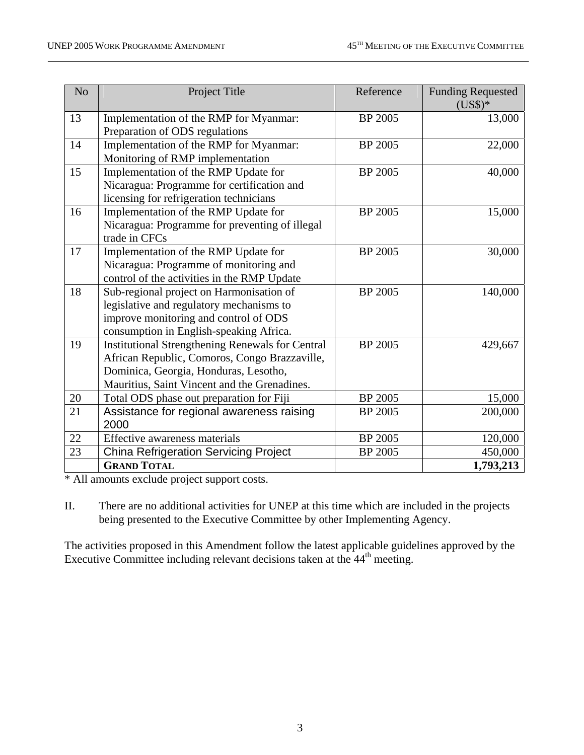| No | Project Title | Reference | Funding Requested (US$)* |
|---|---|---|---|
| 13 | Implementation of the RMP for Myanmar: Preparation of ODS regulations | BP 2005 | 13,000 |
| 14 | Implementation of the RMP for Myanmar: Monitoring of RMP implementation | BP 2005 | 22,000 |
| 15 | Implementation of the RMP Update for Nicaragua: Programme for certification and licensing for refrigeration technicians | BP 2005 | 40,000 |
| 16 | Implementation of the RMP Update for Nicaragua: Programme for preventing of illegal trade in CFCs | BP 2005 | 15,000 |
| 17 | Implementation of the RMP Update for Nicaragua: Programme of monitoring and control of the activities in the RMP Update | BP 2005 | 30,000 |
| 18 | Sub-regional project on Harmonisation of legislative and regulatory mechanisms to improve monitoring and control of ODS consumption in English-speaking Africa. | BP 2005 | 140,000 |
| 19 | Institutional Strengthening Renewals for Central African Republic, Comoros, Congo Brazzaville, Dominica, Georgia, Honduras, Lesotho, Mauritius, Saint Vincent and the Grenadines. | BP 2005 | 429,667 |
| 20 | Total ODS phase out preparation for Fiji | BP 2005 | 15,000 |
| 21 | Assistance for regional awareness raising 2000 | BP 2005 | 200,000 |
| 22 | Effective awareness materials | BP 2005 | 120,000 |
| 23 | China Refrigeration Servicing Project | BP 2005 | 450,000 |
| | **GRAND TOTAL** | | **1,793,213** |

* All amounts exclude project support costs.

II. There are no additional activities for UNEP at this time which are included in the projects being presented to the Executive Committee by other Implementing Agency.

The activities proposed in this Amendment follow the latest applicable guidelines approved by the Executive Committee including relevant decisions taken at the 44th meeting.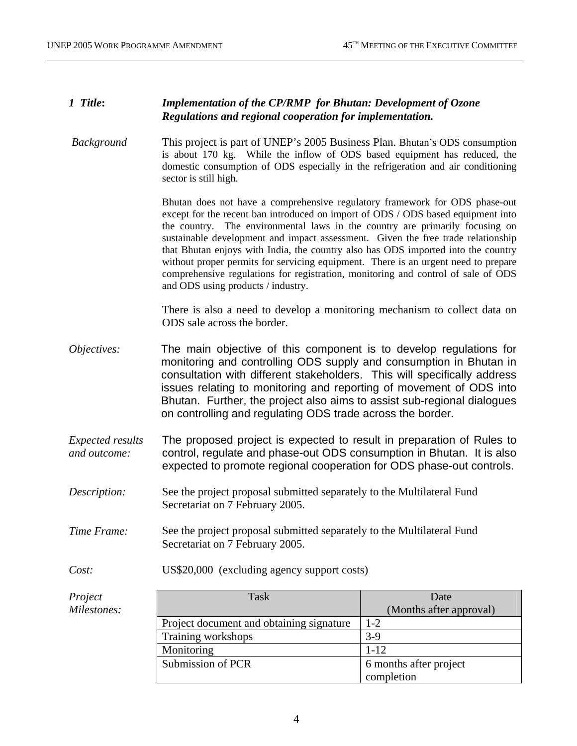**1 Title:** ***Implementation of the CP/RMP for Bhutan: Development of Ozone Regulations and regional cooperation for implementation.***

*Background*

This project is part of UNEP's 2005 Business Plan. Bhutan's ODS consumption is about 170 kg. While the inflow of ODS based equipment has reduced, the domestic consumption of ODS especially in the refrigeration and air conditioning sector is still high.

Bhutan does not have a comprehensive regulatory framework for ODS phase-out except for the recent ban introduced on import of ODS / ODS based equipment into the country. The environmental laws in the country are primarily focusing on sustainable development and impact assessment. Given the free trade relationship that Bhutan enjoys with India, the country also has ODS imported into the country without proper permits for servicing equipment. There is an urgent need to prepare comprehensive regulations for registration, monitoring and control of sale of ODS and ODS using products / industry.

There is also a need to develop a monitoring mechanism to collect data on ODS sale across the border.

*Objectives:*

The main objective of this component is to develop regulations for monitoring and controlling ODS supply and consumption in Bhutan in consultation with different stakeholders. This will specifically address issues relating to monitoring and reporting of movement of ODS into Bhutan. Further, the project also aims to assist sub-regional dialogues on controlling and regulating ODS trade across the border.

*Expected results and outcome:*

The proposed project is expected to result in preparation of Rules to control, regulate and phase-out ODS consumption in Bhutan. It is also expected to promote regional cooperation for ODS phase-out controls.

*Description:*

See the project proposal submitted separately to the Multilateral Fund Secretariat on 7 February 2005.

*Time Frame:*

See the project proposal submitted separately to the Multilateral Fund Secretariat on 7 February 2005.

*Cost:*

US$20,000 (excluding agency support costs)

*Project Milestones:*

| Task | Date (Months after approval) |
| --- | --- |
| Project document and obtaining signature | 1-2 |
| Training workshops | 3-9 |
| Monitoring | 1-12 |
| Submission of PCR | 6 months after project completion |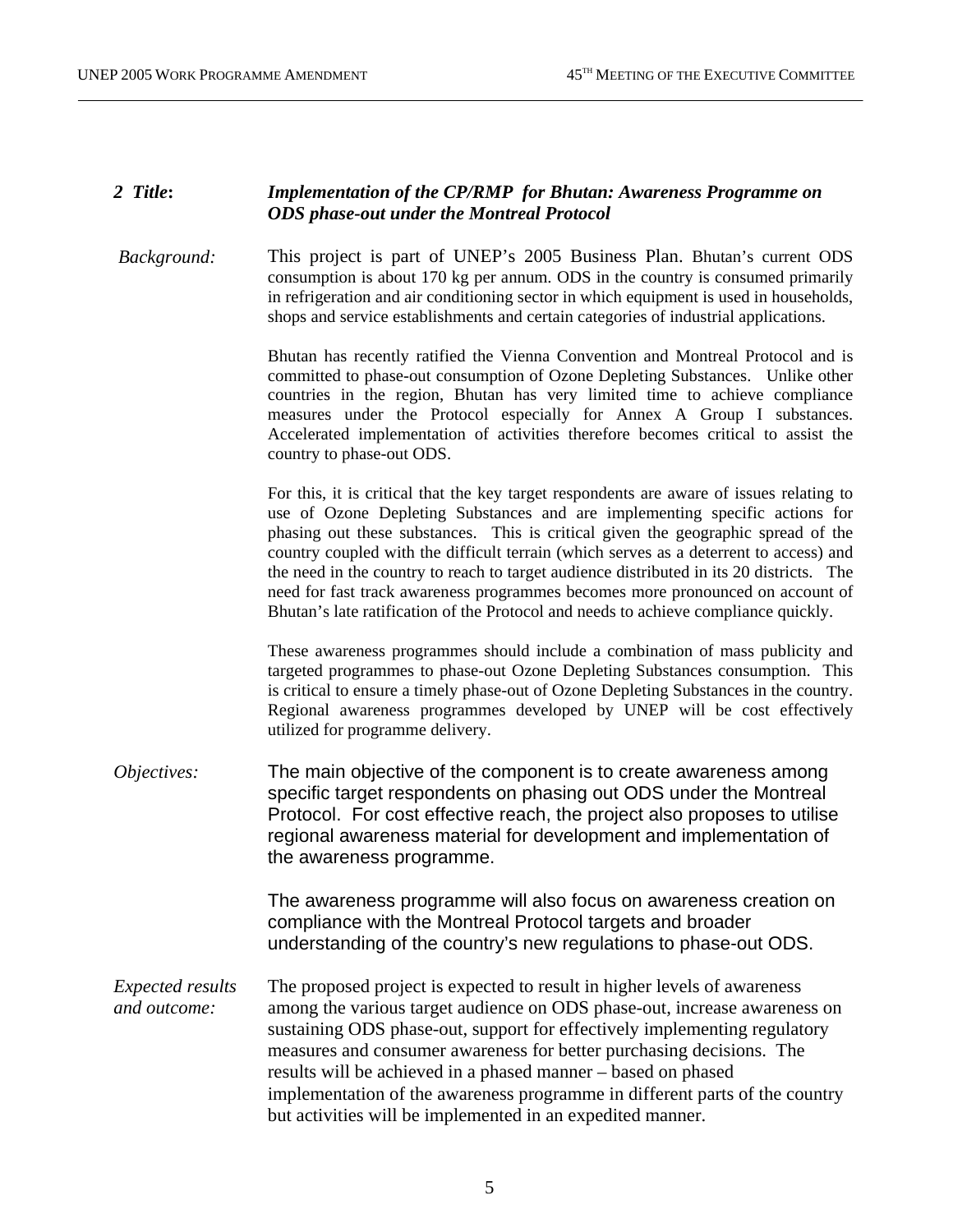***2 Title:*** ***Implementation of the CP/RMP for Bhutan: Awareness Programme on ODS phase-out under the Montreal Protocol***

*Background:* This project is part of UNEP's 2005 Business Plan. Bhutan's current ODS consumption is about 170 kg per annum. ODS in the country is consumed primarily in refrigeration and air conditioning sector in which equipment is used in households, shops and service establishments and certain categories of industrial applications.

Bhutan has recently ratified the Vienna Convention and Montreal Protocol and is committed to phase-out consumption of Ozone Depleting Substances. Unlike other countries in the region, Bhutan has very limited time to achieve compliance measures under the Protocol especially for Annex A Group I substances. Accelerated implementation of activities therefore becomes critical to assist the country to phase-out ODS.

For this, it is critical that the key target respondents are aware of issues relating to use of Ozone Depleting Substances and are implementing specific actions for phasing out these substances. This is critical given the geographic spread of the country coupled with the difficult terrain (which serves as a deterrent to access) and the need in the country to reach to target audience distributed in its 20 districts. The need for fast track awareness programmes becomes more pronounced on account of Bhutan's late ratification of the Protocol and needs to achieve compliance quickly.

These awareness programmes should include a combination of mass publicity and targeted programmes to phase-out Ozone Depleting Substances consumption. This is critical to ensure a timely phase-out of Ozone Depleting Substances in the country. Regional awareness programmes developed by UNEP will be cost effectively utilized for programme delivery.

*Objectives:* The main objective of the component is to create awareness among specific target respondents on phasing out ODS under the Montreal Protocol. For cost effective reach, the project also proposes to utilise regional awareness material for development and implementation of the awareness programme.

The awareness programme will also focus on awareness creation on compliance with the Montreal Protocol targets and broader understanding of the country's new regulations to phase-out ODS.

*Expected results and outcome:* The proposed project is expected to result in higher levels of awareness among the various target audience on ODS phase-out, increase awareness on sustaining ODS phase-out, support for effectively implementing regulatory measures and consumer awareness for better purchasing decisions. The results will be achieved in a phased manner – based on phased implementation of the awareness programme in different parts of the country but activities will be implemented in an expedited manner.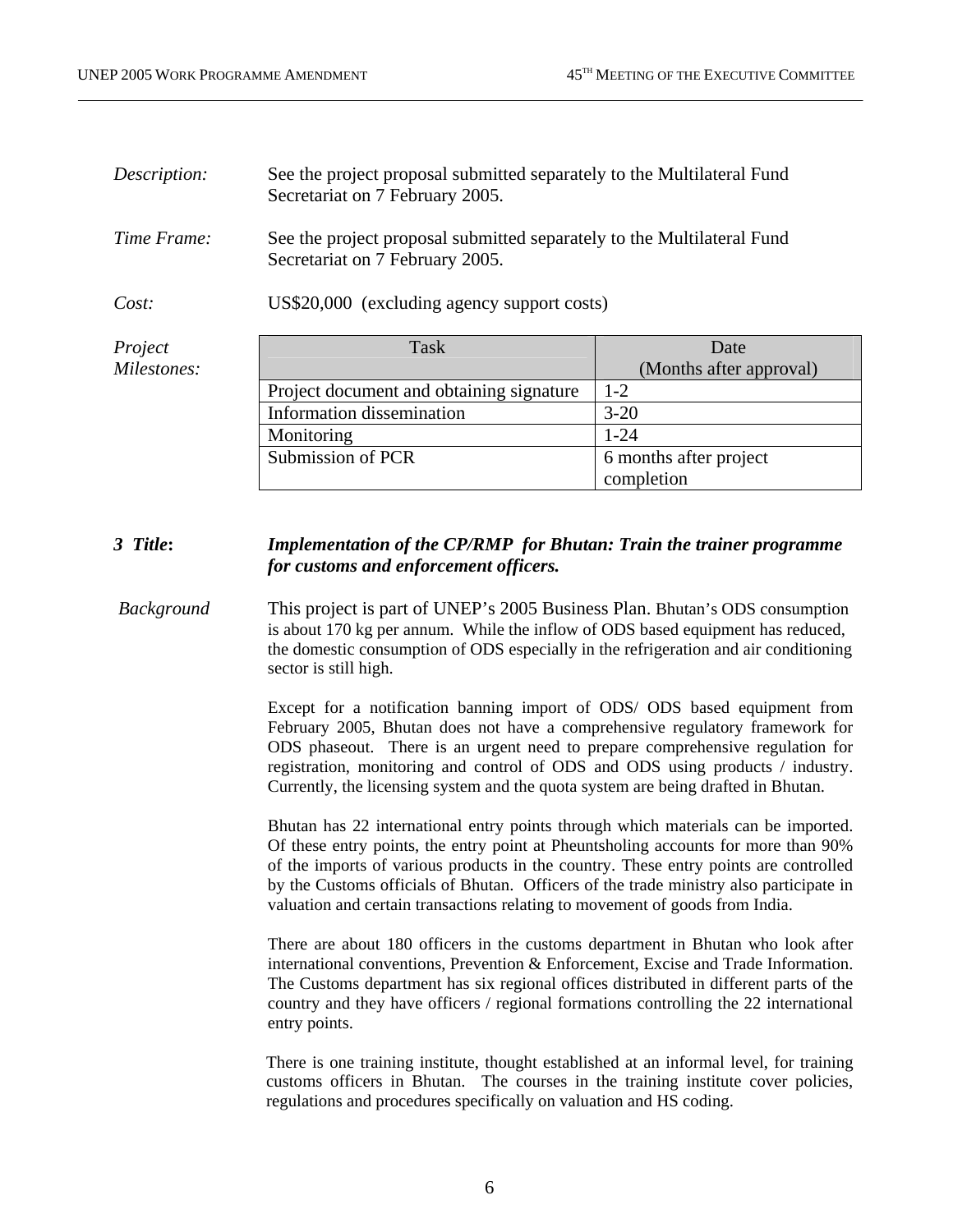*Description:* See the project proposal submitted separately to the Multilateral Fund Secretariat on 7 February 2005.

*Time Frame:* See the project proposal submitted separately to the Multilateral Fund Secretariat on 7 February 2005.

*Cost:* US$20,000 (excluding agency support costs)

*Project Milestones:*

| Task | Date (Months after approval) |
|---|---|
| Project document and obtaining signature | 1-2 |
| Information dissemination | 3-20 |
| Monitoring | 1-24 |
| Submission of PCR | 6 months after project completion |

***3 Title*: *Implementation of the CP/RMP for Bhutan: Train the trainer programme for customs and enforcement officers.***

*Background* This project is part of UNEP's 2005 Business Plan. Bhutan's ODS consumption is about 170 kg per annum. While the inflow of ODS based equipment has reduced, the domestic consumption of ODS especially in the refrigeration and air conditioning sector is still high.

Except for a notification banning import of ODS/ ODS based equipment from February 2005, Bhutan does not have a comprehensive regulatory framework for ODS phaseout. There is an urgent need to prepare comprehensive regulation for registration, monitoring and control of ODS and ODS using products / industry. Currently, the licensing system and the quota system are being drafted in Bhutan.

Bhutan has 22 international entry points through which materials can be imported. Of these entry points, the entry point at Pheuntsholing accounts for more than 90% of the imports of various products in the country. These entry points are controlled by the Customs officials of Bhutan. Officers of the trade ministry also participate in valuation and certain transactions relating to movement of goods from India.

There are about 180 officers in the customs department in Bhutan who look after international conventions, Prevention & Enforcement, Excise and Trade Information. The Customs department has six regional offices distributed in different parts of the country and they have officers / regional formations controlling the 22 international entry points.

There is one training institute, thought established at an informal level, for training customs officers in Bhutan. The courses in the training institute cover policies, regulations and procedures specifically on valuation and HS coding.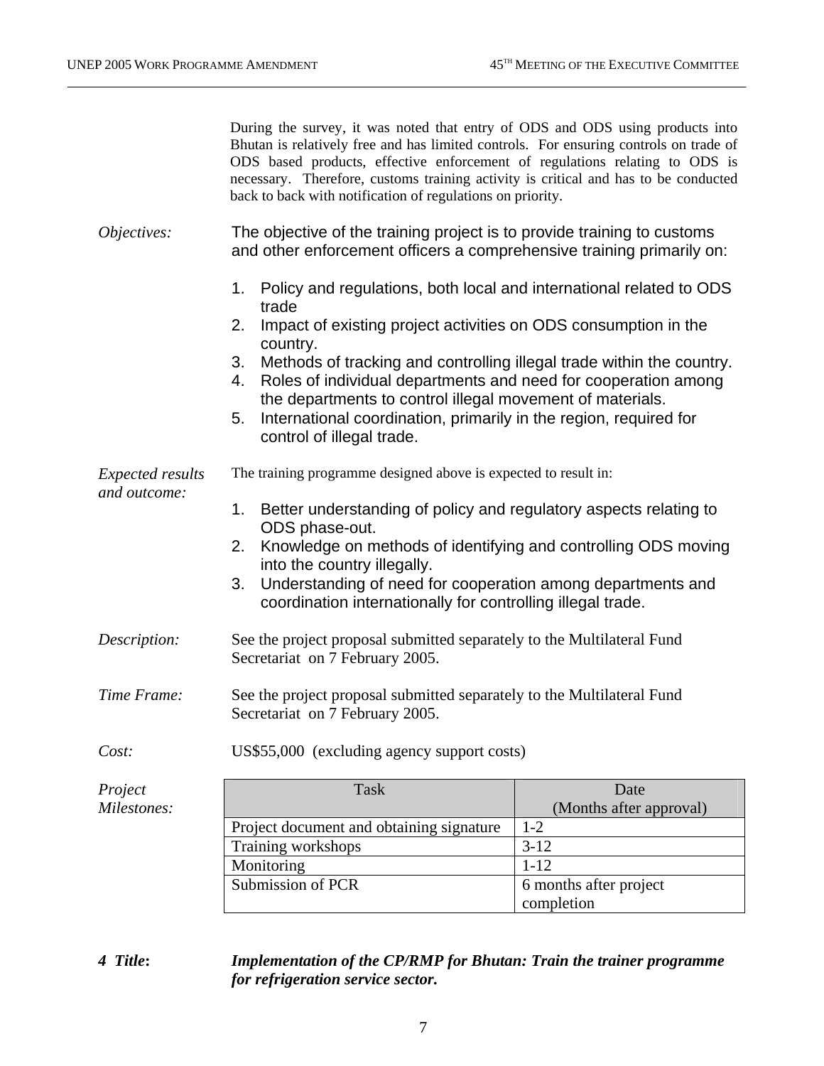During the survey, it was noted that entry of ODS and ODS using products into Bhutan is relatively free and has limited controls. For ensuring controls on trade of ODS based products, effective enforcement of regulations relating to ODS is necessary. Therefore, customs training activity is critical and has to be conducted back to back with notification of regulations on priority.

*Objectives:* The objective of the training project is to provide training to customs and other enforcement officers a comprehensive training primarily on:

1. Policy and regulations, both local and international related to ODS trade
2. Impact of existing project activities on ODS consumption in the country.
3. Methods of tracking and controlling illegal trade within the country.
4. Roles of individual departments and need for cooperation among the departments to control illegal movement of materials.
5. International coordination, primarily in the region, required for control of illegal trade.

*Expected results and outcome:* The training programme designed above is expected to result in:

1. Better understanding of policy and regulatory aspects relating to ODS phase-out.
2. Knowledge on methods of identifying and controlling ODS moving into the country illegally.
3. Understanding of need for cooperation among departments and coordination internationally for controlling illegal trade.

*Description:* See the project proposal submitted separately to the Multilateral Fund Secretariat on 7 February 2005.

*Time Frame:* See the project proposal submitted separately to the Multilateral Fund Secretariat on 7 February 2005.

*Cost:* US$55,000 (excluding agency support costs)

*Project Milestones:*

| Task | Date (Months after approval) |
|---|---|
| Project document and obtaining signature | 1-2 |
| Training workshops | 3-12 |
| Monitoring | 1-12 |
| Submission of PCR | 6 months after project completion |

**4 Title:** ***Implementation of the CP/RMP for Bhutan: Train the trainer programme for refrigeration service sector.***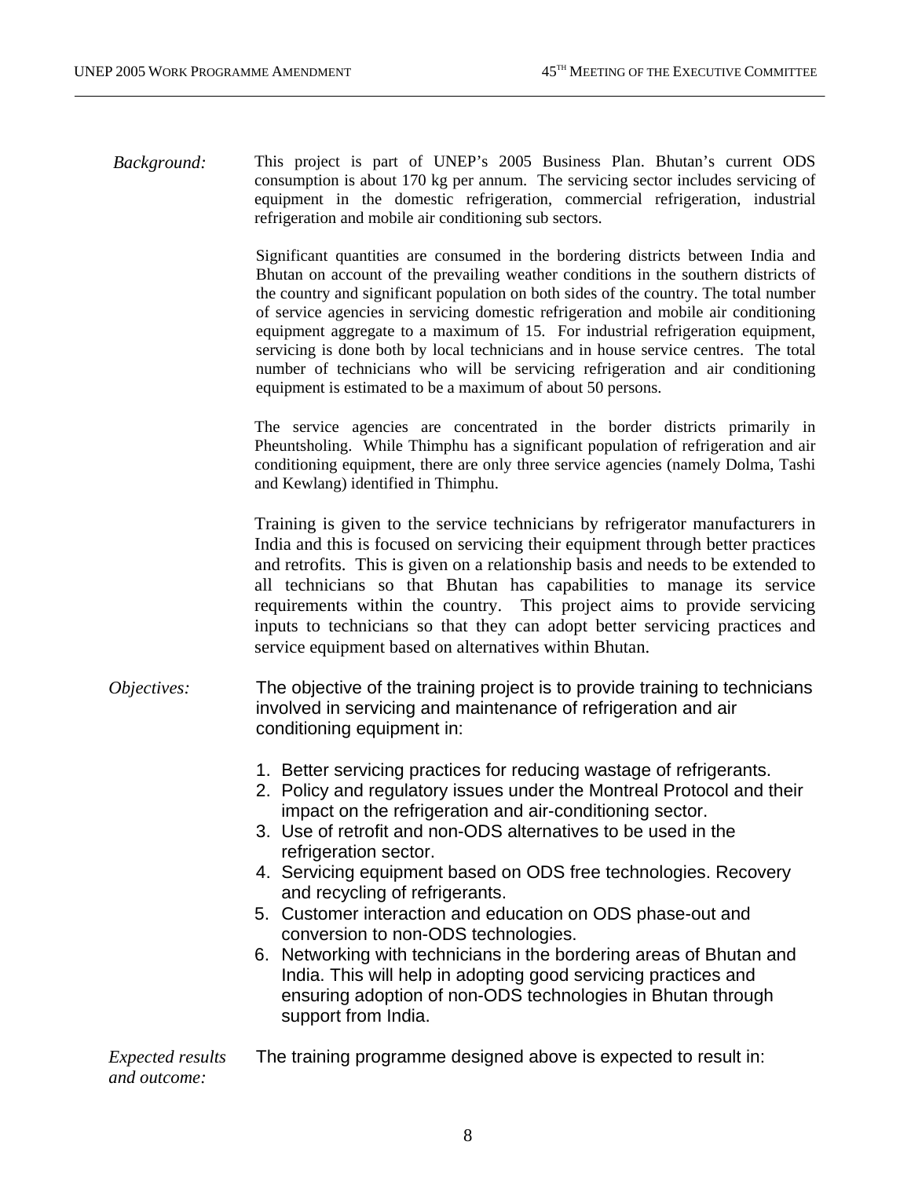*Background:* This project is part of UNEP's 2005 Business Plan. Bhutan's current ODS consumption is about 170 kg per annum. The servicing sector includes servicing of equipment in the domestic refrigeration, commercial refrigeration, industrial refrigeration and mobile air conditioning sub sectors.

Significant quantities are consumed in the bordering districts between India and Bhutan on account of the prevailing weather conditions in the southern districts of the country and significant population on both sides of the country. The total number of service agencies in servicing domestic refrigeration and mobile air conditioning equipment aggregate to a maximum of 15. For industrial refrigeration equipment, servicing is done both by local technicians and in house service centres. The total number of technicians who will be servicing refrigeration and air conditioning equipment is estimated to be a maximum of about 50 persons.

The service agencies are concentrated in the border districts primarily in Pheuntsholing. While Thimphu has a significant population of refrigeration and air conditioning equipment, there are only three service agencies (namely Dolma, Tashi and Kewlang) identified in Thimphu.

Training is given to the service technicians by refrigerator manufacturers in India and this is focused on servicing their equipment through better practices and retrofits. This is given on a relationship basis and needs to be extended to all technicians so that Bhutan has capabilities to manage its service requirements within the country. This project aims to provide servicing inputs to technicians so that they can adopt better servicing practices and service equipment based on alternatives within Bhutan.

*Objectives:* The objective of the training project is to provide training to technicians involved in servicing and maintenance of refrigeration and air conditioning equipment in:

1. Better servicing practices for reducing wastage of refrigerants.
2. Policy and regulatory issues under the Montreal Protocol and their impact on the refrigeration and air-conditioning sector.
3. Use of retrofit and non-ODS alternatives to be used in the refrigeration sector.
4. Servicing equipment based on ODS free technologies. Recovery and recycling of refrigerants.
5. Customer interaction and education on ODS phase-out and conversion to non-ODS technologies.
6. Networking with technicians in the bordering areas of Bhutan and India. This will help in adopting good servicing practices and ensuring adoption of non-ODS technologies in Bhutan through support from India.

*Expected results and outcome:* The training programme designed above is expected to result in: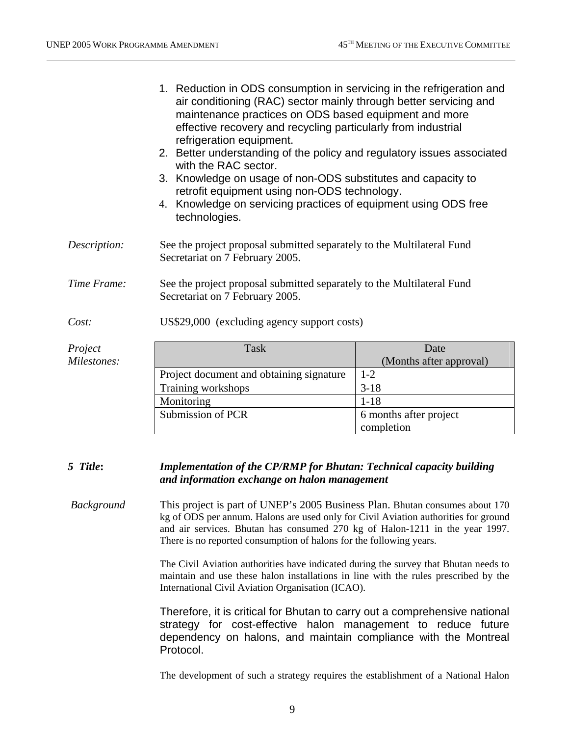1. Reduction in ODS consumption in servicing in the refrigeration and air conditioning (RAC) sector mainly through better servicing and maintenance practices on ODS based equipment and more effective recovery and recycling particularly from industrial refrigeration equipment.
2. Better understanding of the policy and regulatory issues associated with the RAC sector.
3. Knowledge on usage of non-ODS substitutes and capacity to retrofit equipment using non-ODS technology.
4. Knowledge on servicing practices of equipment using ODS free technologies.

*Description:* See the project proposal submitted separately to the Multilateral Fund Secretariat on 7 February 2005.

*Time Frame:* See the project proposal submitted separately to the Multilateral Fund Secretariat on 7 February 2005.

*Cost:* US$29,000 (excluding agency support costs)

*Project Milestones:*

| Task | Date (Months after approval) |
|---|---|
| Project document and obtaining signature | 1-2 |
| Training workshops | 3-18 |
| Monitoring | 1-18 |
| Submission of PCR | 6 months after project completion |

***5 Title:*** ***Implementation of the CP/RMP for Bhutan: Technical capacity building and information exchange on halon management***

*Background* This project is part of UNEP's 2005 Business Plan. Bhutan consumes about 170 kg of ODS per annum. Halons are used only for Civil Aviation authorities for ground and air services. Bhutan has consumed 270 kg of Halon-1211 in the year 1997. There is no reported consumption of halons for the following years.

The Civil Aviation authorities have indicated during the survey that Bhutan needs to maintain and use these halon installations in line with the rules prescribed by the International Civil Aviation Organisation (ICAO).

Therefore, it is critical for Bhutan to carry out a comprehensive national strategy for cost-effective halon management to reduce future dependency on halons, and maintain compliance with the Montreal Protocol.

The development of such a strategy requires the establishment of a National Halon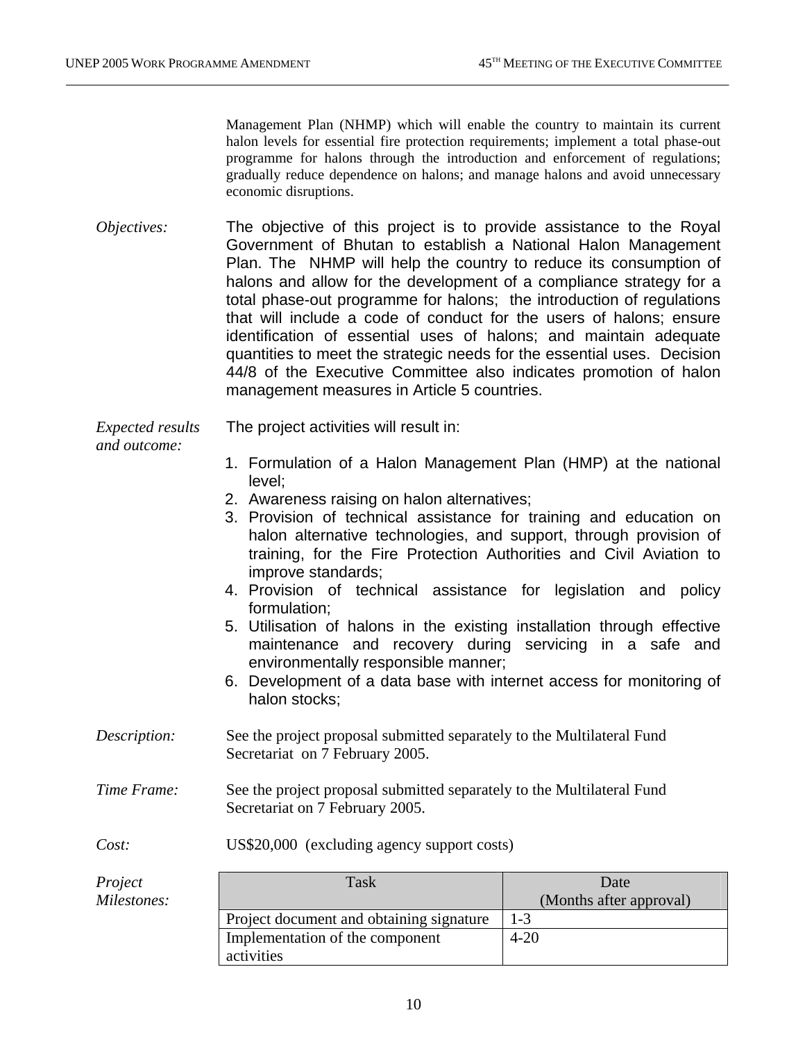Management Plan (NHMP) which will enable the country to maintain its current halon levels for essential fire protection requirements; implement a total phase-out programme for halons through the introduction and enforcement of regulations; gradually reduce dependence on halons; and manage halons and avoid unnecessary economic disruptions.

*Objectives:* The objective of this project is to provide assistance to the Royal Government of Bhutan to establish a National Halon Management Plan. The NHMP will help the country to reduce its consumption of halons and allow for the development of a compliance strategy for a total phase-out programme for halons; the introduction of regulations that will include a code of conduct for the users of halons; ensure identification of essential uses of halons; and maintain adequate quantities to meet the strategic needs for the essential uses. Decision 44/8 of the Executive Committee also indicates promotion of halon management measures in Article 5 countries.

*Expected results and outcome:* The project activities will result in:

1. Formulation of a Halon Management Plan (HMP) at the national level;
2. Awareness raising on halon alternatives;
3. Provision of technical assistance for training and education on halon alternative technologies, and support, through provision of training, for the Fire Protection Authorities and Civil Aviation to improve standards;
4. Provision of technical assistance for legislation and policy formulation;
5. Utilisation of halons in the existing installation through effective maintenance and recovery during servicing in a safe and environmentally responsible manner;
6. Development of a data base with internet access for monitoring of halon stocks;

*Description:* See the project proposal submitted separately to the Multilateral Fund Secretariat on 7 February 2005.

*Time Frame:* See the project proposal submitted separately to the Multilateral Fund Secretariat on 7 February 2005.

*Cost:* US$20,000 (excluding agency support costs)

*Project Milestones:*

| Task | Date (Months after approval) |
|---|---|
| Project document and obtaining signature | 1-3 |
| Implementation of the component activities | 4-20 |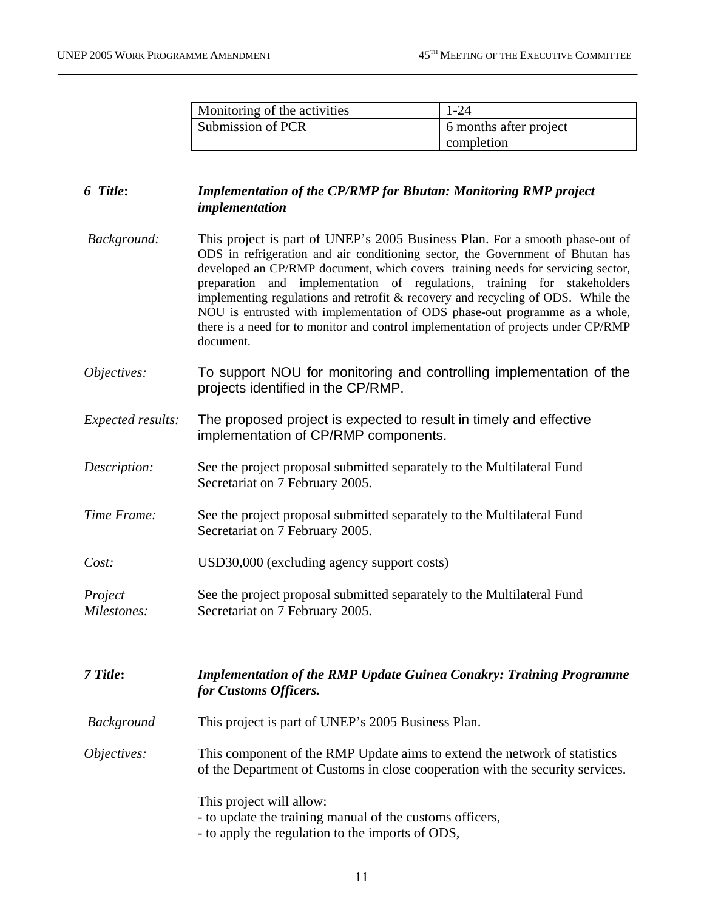| Monitoring of the activities | 1-24 |
| --- | --- |
| Submission of PCR | 6 months after project completion |

***6 Title***: ***Implementation of the CP/RMP for Bhutan: Monitoring RMP project implementation***

*Background:* This project is part of UNEP's 2005 Business Plan. For a smooth phase-out of ODS in refrigeration and air conditioning sector, the Government of Bhutan has developed an CP/RMP document, which covers training needs for servicing sector, preparation and implementation of regulations, training for stakeholders implementing regulations and retrofit & recovery and recycling of ODS. While the NOU is entrusted with implementation of ODS phase-out programme as a whole, there is a need for to monitor and control implementation of projects under CP/RMP document.

*Objectives:* To support NOU for monitoring and controlling implementation of the projects identified in the CP/RMP.

*Expected results:* The proposed project is expected to result in timely and effective implementation of CP/RMP components.

*Description:* See the project proposal submitted separately to the Multilateral Fund Secretariat on 7 February 2005.

*Time Frame:* See the project proposal submitted separately to the Multilateral Fund Secretariat on 7 February 2005.

*Cost:* USD30,000 (excluding agency support costs)

*Project Milestones:* See the project proposal submitted separately to the Multilateral Fund Secretariat on 7 February 2005.

***7 Title***: ***Implementation of the RMP Update Guinea Conakry: Training Programme for Customs Officers.***

*Background* This project is part of UNEP's 2005 Business Plan.

*Objectives:* This component of the RMP Update aims to extend the network of statistics of the Department of Customs in close cooperation with the security services.

This project will allow:
- to update the training manual of the customs officers,
- to apply the regulation to the imports of ODS,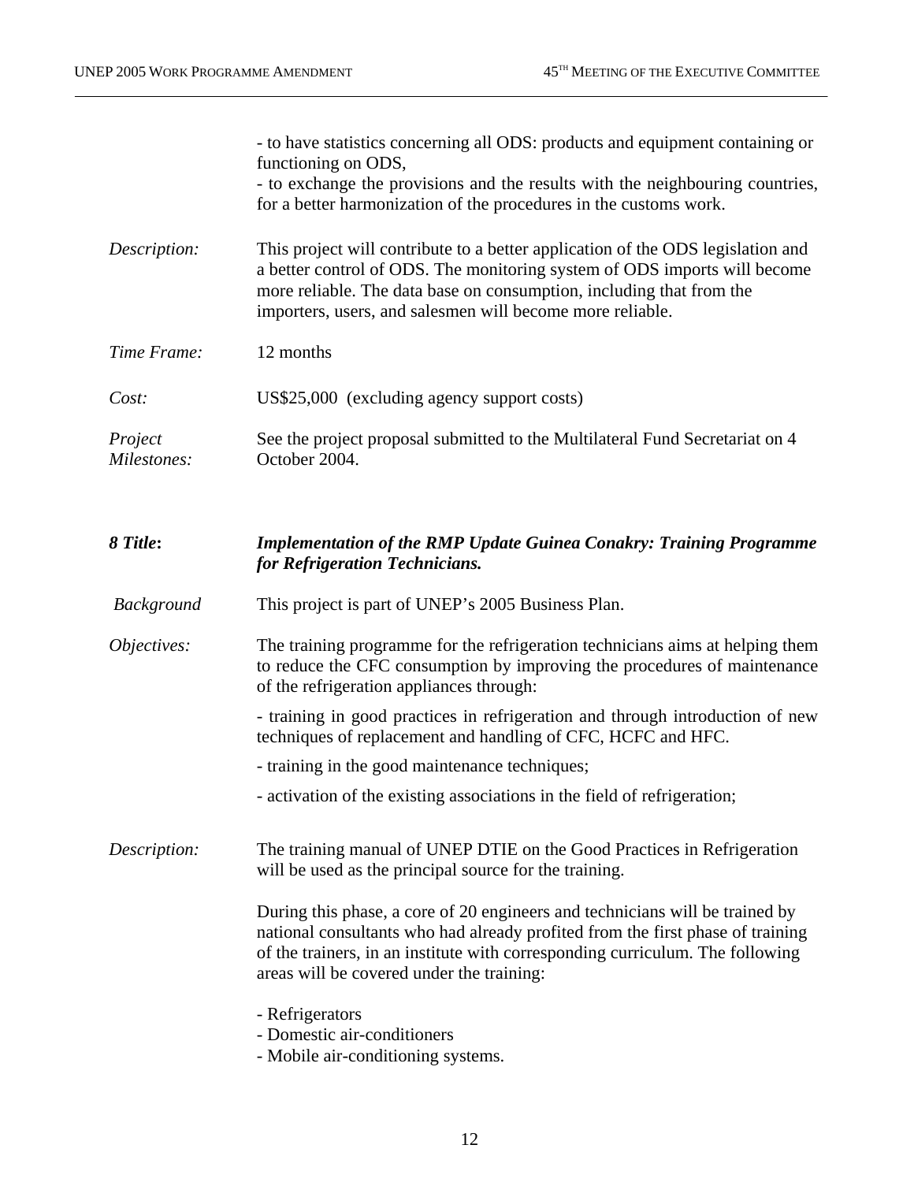- to have statistics concerning all ODS: products and equipment containing or functioning on ODS,
- to exchange the provisions and the results with the neighbouring countries, for a better harmonization of the procedures in the customs work.

*Description:* This project will contribute to a better application of the ODS legislation and a better control of ODS. The monitoring system of ODS imports will become more reliable. The data base on consumption, including that from the importers, users, and salesmen will become more reliable.

*Time Frame:* 12 months

*Cost:* US$25,000 (excluding agency support costs)

*Project Milestones:* See the project proposal submitted to the Multilateral Fund Secretariat on 4 October 2004.

***8 Title*: *Implementation of the RMP Update Guinea Conakry: Training Programme for Refrigeration Technicians.***

*Background* This project is part of UNEP's 2005 Business Plan.

*Objectives:* The training programme for the refrigeration technicians aims at helping them to reduce the CFC consumption by improving the procedures of maintenance of the refrigeration appliances through:

- training in good practices in refrigeration and through introduction of new techniques of replacement and handling of CFC, HCFC and HFC.
- training in the good maintenance techniques;
- activation of the existing associations in the field of refrigeration;

*Description:* The training manual of UNEP DTIE on the Good Practices in Refrigeration will be used as the principal source for the training.

During this phase, a core of 20 engineers and technicians will be trained by national consultants who had already profited from the first phase of training of the trainers, in an institute with corresponding curriculum. The following areas will be covered under the training:

- Refrigerators
- Domestic air-conditioners
- Mobile air-conditioning systems.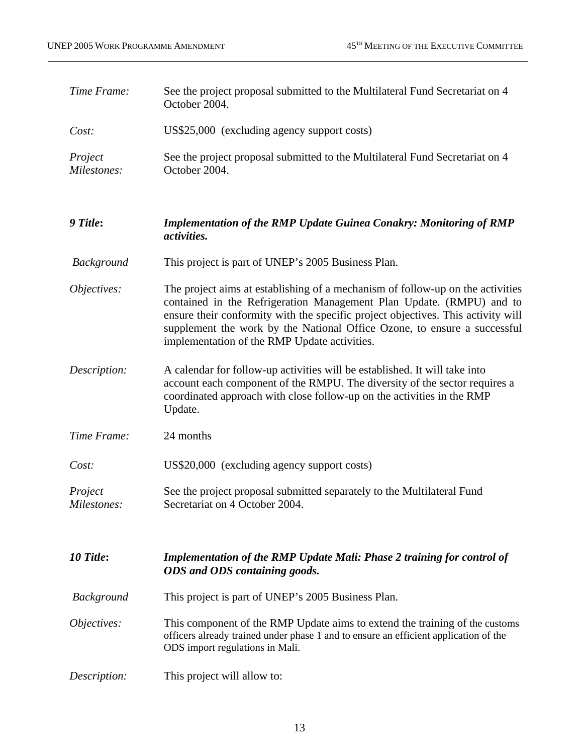*Time Frame:* See the project proposal submitted to the Multilateral Fund Secretariat on 4 October 2004.

*Cost:* US$25,000 (excluding agency support costs)

*Project Milestones:* See the project proposal submitted to the Multilateral Fund Secretariat on 4 October 2004.

***9 Title*:** ***Implementation of the RMP Update Guinea Conakry: Monitoring of RMP activities.***

*Background* This project is part of UNEP's 2005 Business Plan.

*Objectives:* The project aims at establishing of a mechanism of follow-up on the activities contained in the Refrigeration Management Plan Update. (RMPU) and to ensure their conformity with the specific project objectives. This activity will supplement the work by the National Office Ozone, to ensure a successful implementation of the RMP Update activities.

*Description:* A calendar for follow-up activities will be established. It will take into account each component of the RMPU. The diversity of the sector requires a coordinated approach with close follow-up on the activities in the RMP Update.

*Time Frame:* 24 months

*Cost:* US$20,000 (excluding agency support costs)

*Project Milestones:* See the project proposal submitted separately to the Multilateral Fund Secretariat on 4 October 2004.

***10 Title*:** ***Implementation of the RMP Update Mali: Phase 2 training for control of ODS and ODS containing goods.***

*Background* This project is part of UNEP's 2005 Business Plan.

*Objectives:* This component of the RMP Update aims to extend the training of the customs officers already trained under phase 1 and to ensure an efficient application of the ODS import regulations in Mali.

*Description:* This project will allow to: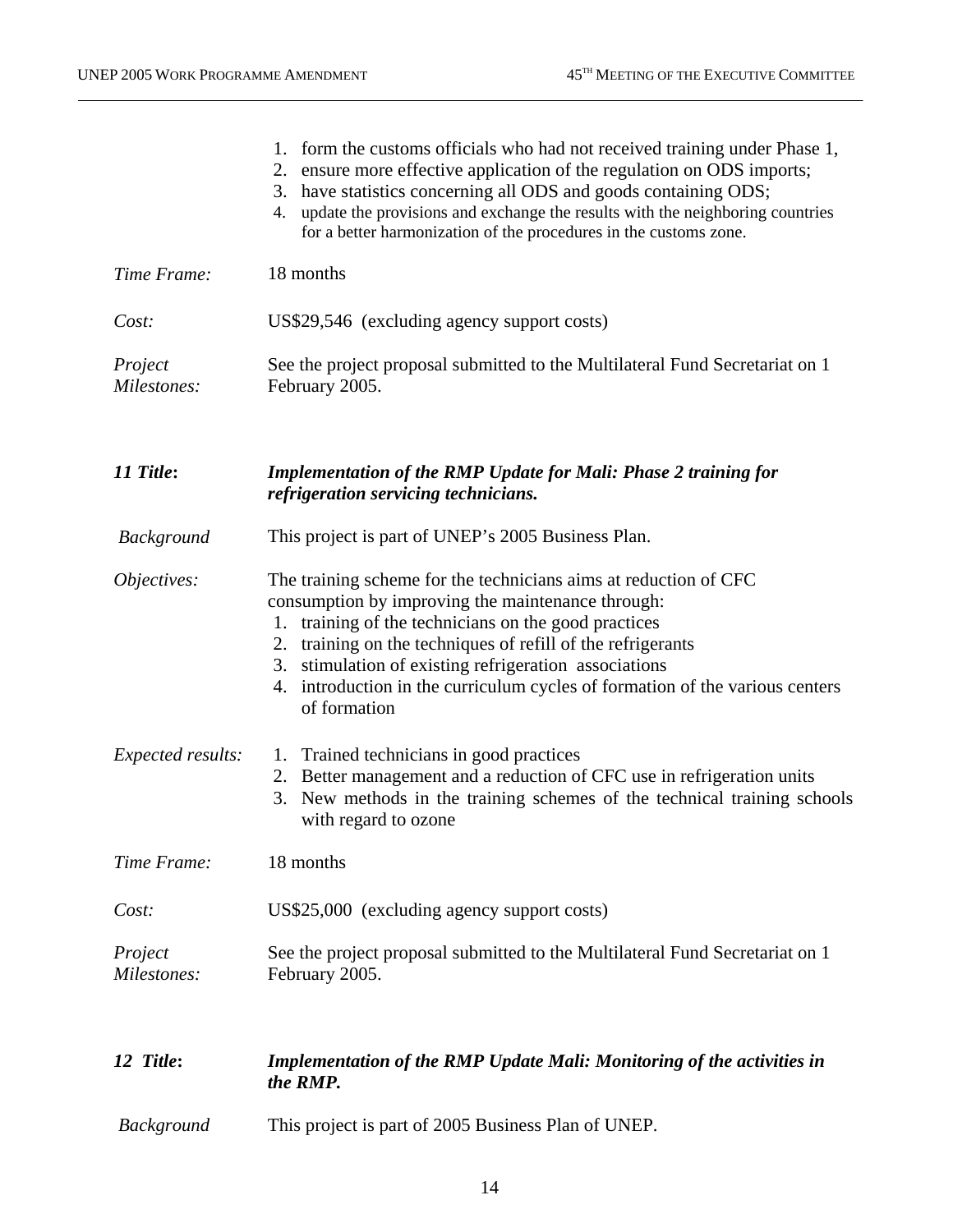1. form the customs officials who had not received training under Phase 1,
2. ensure more effective application of the regulation on ODS imports;
3. have statistics concerning all ODS and goods containing ODS;
4. update the provisions and exchange the results with the neighboring countries for a better harmonization of the procedures in the customs zone.

*Time Frame:* 18 months

*Cost:* US$29,546 (excluding agency support costs)

*Project Milestones:* See the project proposal submitted to the Multilateral Fund Secretariat on 1 February 2005.

***11 Title*:** ***Implementation of the RMP Update for Mali: Phase 2 training for refrigeration servicing technicians.***

*Background* This project is part of UNEP's 2005 Business Plan.

*Objectives:* The training scheme for the technicians aims at reduction of CFC consumption by improving the maintenance through:

1. training of the technicians on the good practices
2. training on the techniques of refill of the refrigerants
3. stimulation of existing refrigeration associations
4. introduction in the curriculum cycles of formation of the various centers of formation

*Expected results:*

1. Trained technicians in good practices
2. Better management and a reduction of CFC use in refrigeration units
3. New methods in the training schemes of the technical training schools with regard to ozone

*Time Frame:* 18 months

*Cost:* US$25,000 (excluding agency support costs)

*Project Milestones:* See the project proposal submitted to the Multilateral Fund Secretariat on 1 February 2005.

***12 Title*:** ***Implementation of the RMP Update Mali: Monitoring of the activities in the RMP.***

*Background* This project is part of 2005 Business Plan of UNEP.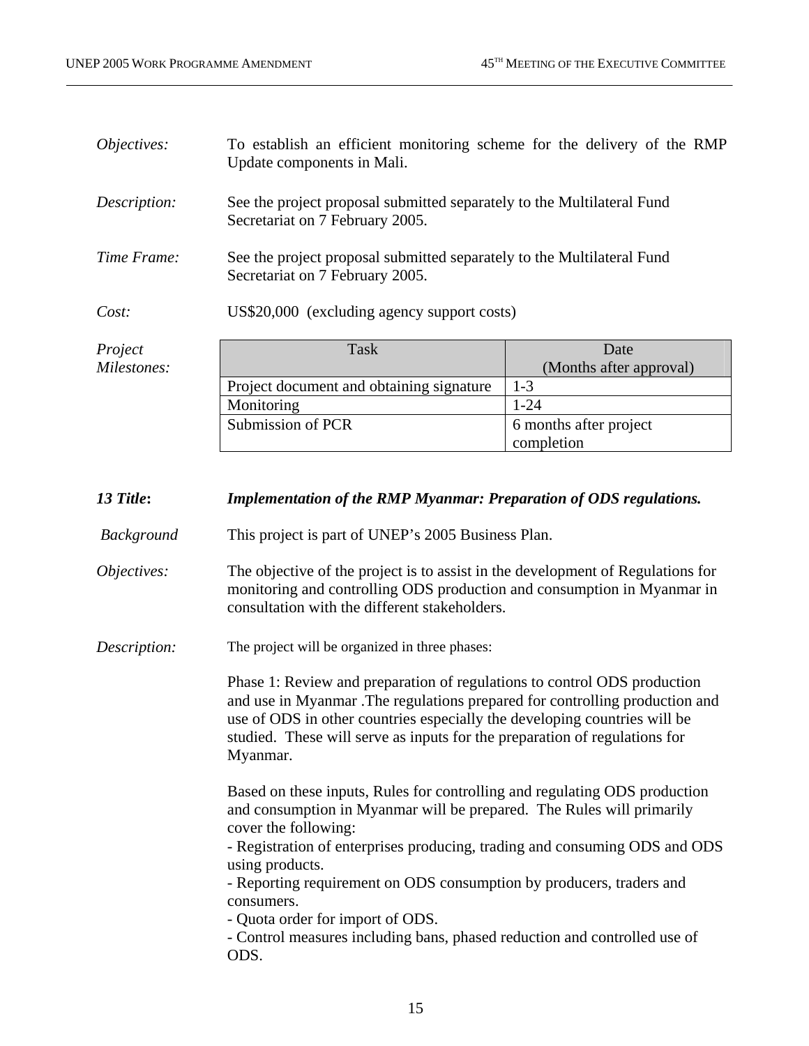*Objectives:* To establish an efficient monitoring scheme for the delivery of the RMP Update components in Mali.

*Description:* See the project proposal submitted separately to the Multilateral Fund Secretariat on 7 February 2005.

*Time Frame:* See the project proposal submitted separately to the Multilateral Fund Secretariat on 7 February 2005.

*Cost:* US$20,000 (excluding agency support costs)

*Project Milestones:*

| Task | Date (Months after approval) |
|---|---|
| Project document and obtaining signature | 1-3 |
| Monitoring | 1-24 |
| Submission of PCR | 6 months after project completion |

***13 Title*****:** ***Implementation of the RMP Myanmar: Preparation of ODS regulations.***

*Background* This project is part of UNEP's 2005 Business Plan.

*Objectives:* The objective of the project is to assist in the development of Regulations for monitoring and controlling ODS production and consumption in Myanmar in consultation with the different stakeholders.

*Description:* The project will be organized in three phases:

Phase 1: Review and preparation of regulations to control ODS production and use in Myanmar .The regulations prepared for controlling production and use of ODS in other countries especially the developing countries will be studied. These will serve as inputs for the preparation of regulations for Myanmar.

Based on these inputs, Rules for controlling and regulating ODS production and consumption in Myanmar will be prepared. The Rules will primarily cover the following:
- Registration of enterprises producing, trading and consuming ODS and ODS using products.
- Reporting requirement on ODS consumption by producers, traders and consumers.
- Quota order for import of ODS.
- Control measures including bans, phased reduction and controlled use of ODS.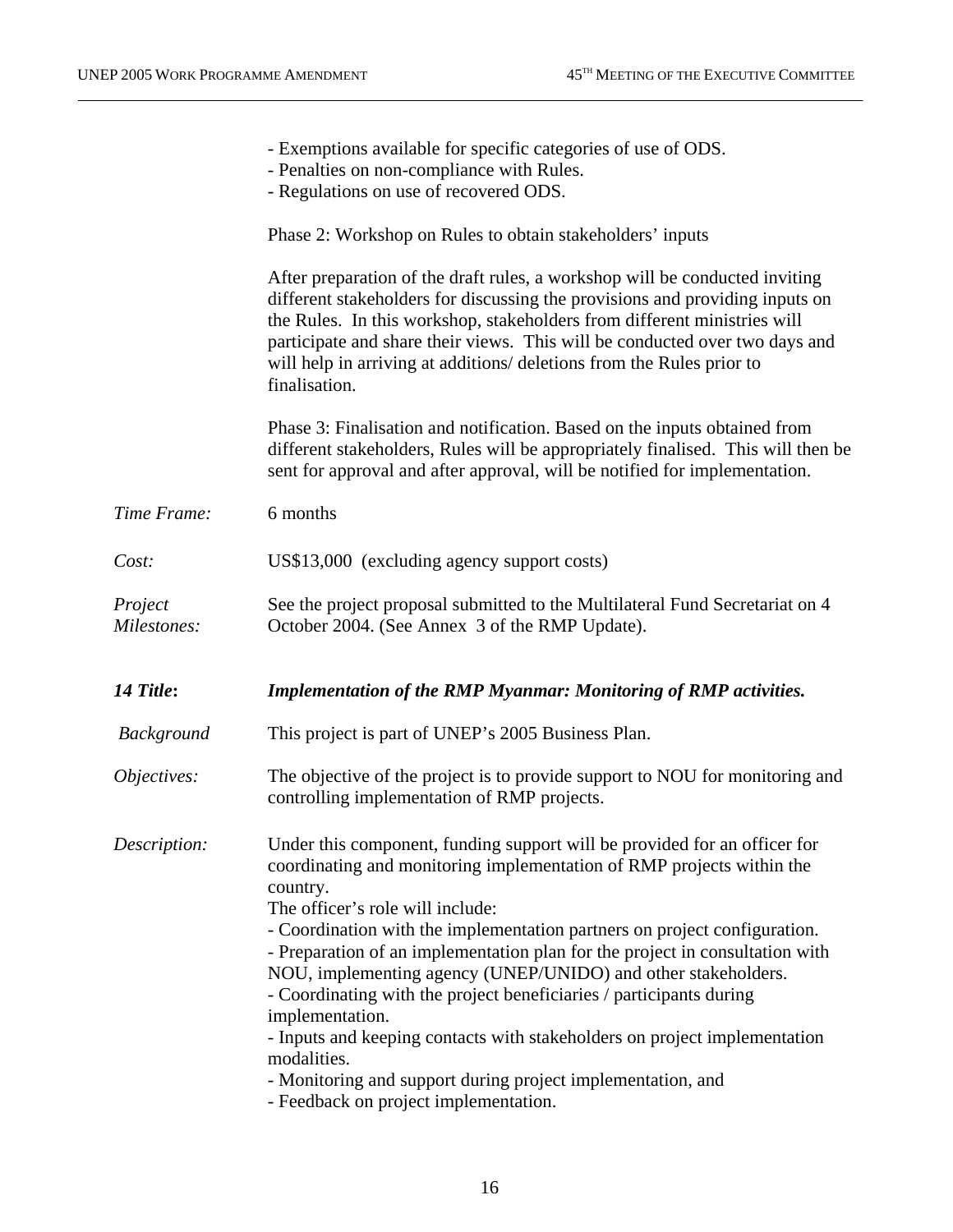- Exemptions available for specific categories of use of ODS.
- Penalties on non-compliance with Rules.
- Regulations on use of recovered ODS.

Phase 2: Workshop on Rules to obtain stakeholders' inputs

After preparation of the draft rules, a workshop will be conducted inviting different stakeholders for discussing the provisions and providing inputs on the Rules. In this workshop, stakeholders from different ministries will participate and share their views. This will be conducted over two days and will help in arriving at additions/ deletions from the Rules prior to finalisation.

Phase 3: Finalisation and notification. Based on the inputs obtained from different stakeholders, Rules will be appropriately finalised. This will then be sent for approval and after approval, will be notified for implementation.

*Time Frame:* 6 months

*Cost:* US$13,000 (excluding agency support costs)

*Project Milestones:* See the project proposal submitted to the Multilateral Fund Secretariat on 4 October 2004. (See Annex 3 of the RMP Update).

***14 Title:*** ***Implementation of the RMP Myanmar: Monitoring of RMP activities.***

*Background* This project is part of UNEP's 2005 Business Plan.

*Objectives:* The objective of the project is to provide support to NOU for monitoring and controlling implementation of RMP projects.

*Description:* Under this component, funding support will be provided for an officer for coordinating and monitoring implementation of RMP projects within the country.
The officer's role will include:
- Coordination with the implementation partners on project configuration.
- Preparation of an implementation plan for the project in consultation with NOU, implementing agency (UNEP/UNIDO) and other stakeholders.
- Coordinating with the project beneficiaries / participants during implementation.
- Inputs and keeping contacts with stakeholders on project implementation modalities.
- Monitoring and support during project implementation, and
- Feedback on project implementation.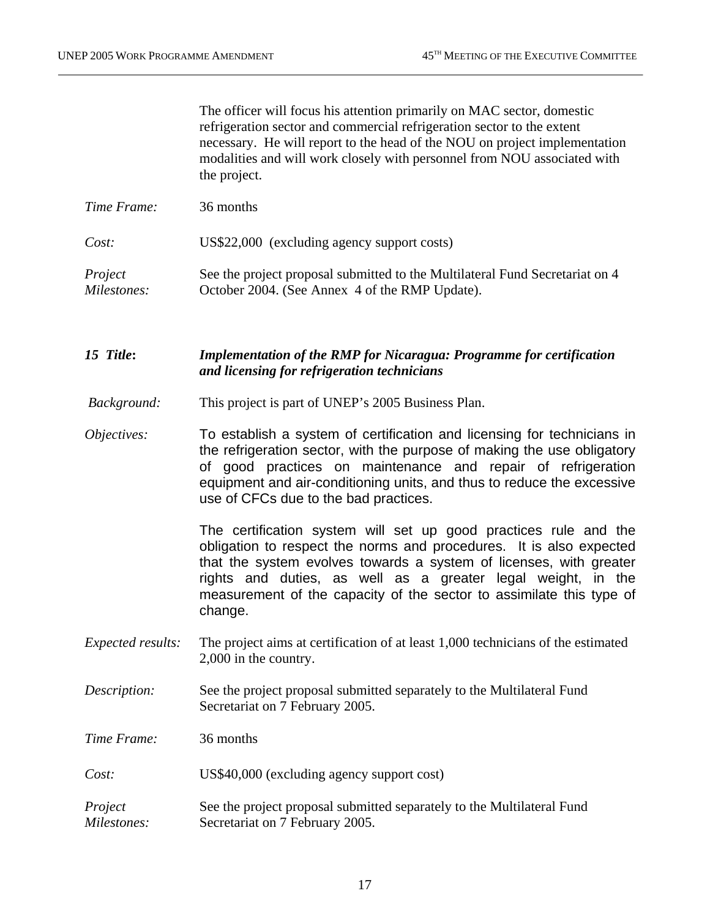The officer will focus his attention primarily on MAC sector, domestic refrigeration sector and commercial refrigeration sector to the extent necessary. He will report to the head of the NOU on project implementation modalities and will work closely with personnel from NOU associated with the project.

*Time Frame:* 36 months

*Cost:* US$22,000 (excluding agency support costs)

*Project Milestones:* See the project proposal submitted to the Multilateral Fund Secretariat on 4 October 2004. (See Annex 4 of the RMP Update).

***15 Title*: *Implementation of the RMP for Nicaragua: Programme for certification and licensing for refrigeration technicians***

*Background:* This project is part of UNEP's 2005 Business Plan.

*Objectives:* To establish a system of certification and licensing for technicians in the refrigeration sector, with the purpose of making the use obligatory of good practices on maintenance and repair of refrigeration equipment and air-conditioning units, and thus to reduce the excessive use of CFCs due to the bad practices.

The certification system will set up good practices rule and the obligation to respect the norms and procedures. It is also expected that the system evolves towards a system of licenses, with greater rights and duties, as well as a greater legal weight, in the measurement of the capacity of the sector to assimilate this type of change.

*Expected results:* The project aims at certification of at least 1,000 technicians of the estimated 2,000 in the country.

*Description:* See the project proposal submitted separately to the Multilateral Fund Secretariat on 7 February 2005.

*Time Frame:* 36 months

*Cost:* US$40,000 (excluding agency support cost)

*Project Milestones:* See the project proposal submitted separately to the Multilateral Fund Secretariat on 7 February 2005.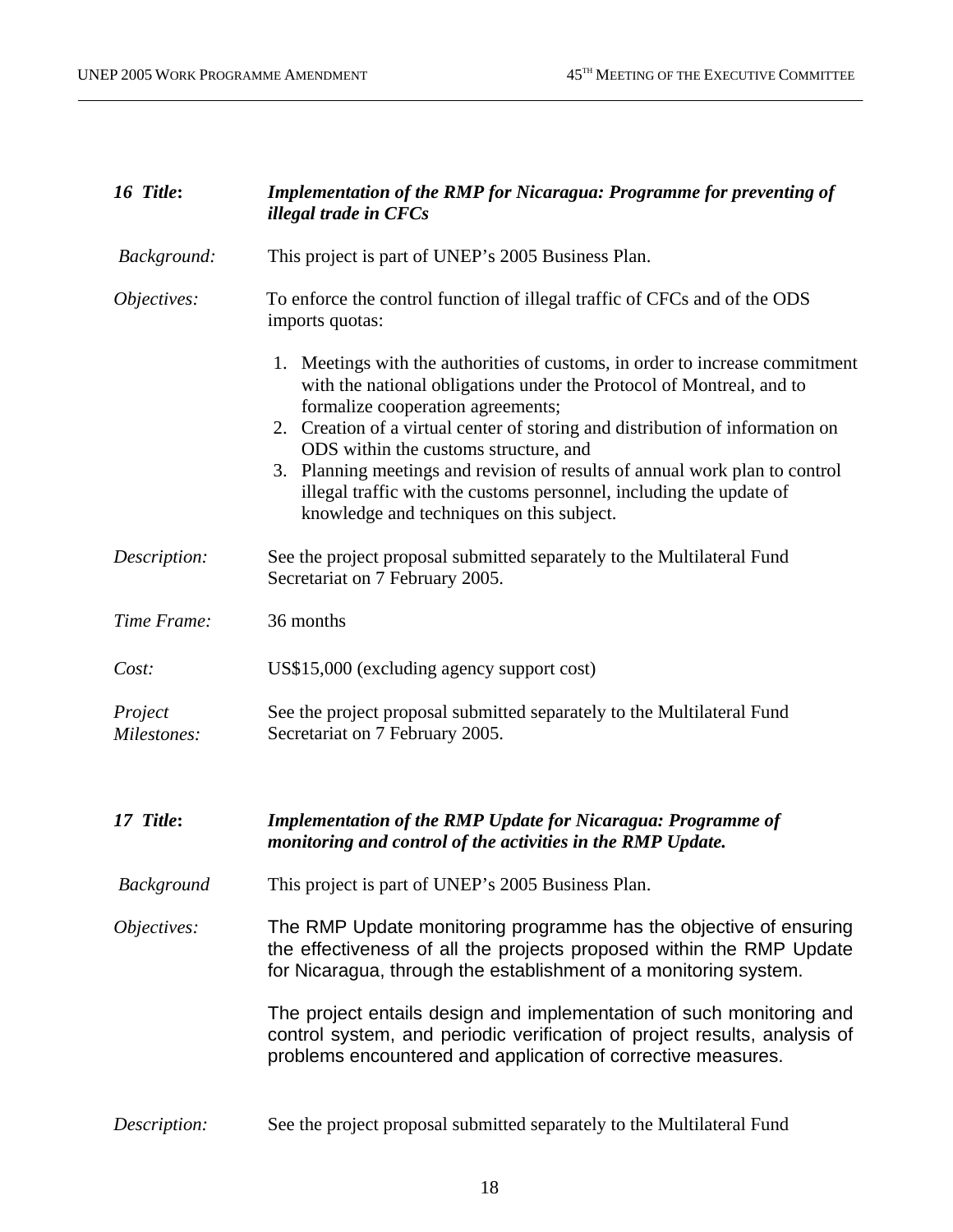**16 Title:** ***Implementation of the RMP for Nicaragua: Programme for preventing of illegal trade in CFCs***

*Background:* This project is part of UNEP's 2005 Business Plan.

*Objectives:* To enforce the control function of illegal traffic of CFCs and of the ODS imports quotas:

1. Meetings with the authorities of customs, in order to increase commitment with the national obligations under the Protocol of Montreal, and to formalize cooperation agreements;
2. Creation of a virtual center of storing and distribution of information on ODS within the customs structure, and
3. Planning meetings and revision of results of annual work plan to control illegal traffic with the customs personnel, including the update of knowledge and techniques on this subject.

*Description:* See the project proposal submitted separately to the Multilateral Fund Secretariat on 7 February 2005.

*Time Frame:* 36 months

*Cost:* US$15,000 (excluding agency support cost)

*Project Milestones:* See the project proposal submitted separately to the Multilateral Fund Secretariat on 7 February 2005.

**17 Title:** ***Implementation of the RMP Update for Nicaragua: Programme of monitoring and control of the activities in the RMP Update.***

*Background* This project is part of UNEP's 2005 Business Plan.

*Objectives:* The RMP Update monitoring programme has the objective of ensuring the effectiveness of all the projects proposed within the RMP Update for Nicaragua, through the establishment of a monitoring system.

The project entails design and implementation of such monitoring and control system, and periodic verification of project results, analysis of problems encountered and application of corrective measures.

*Description:* See the project proposal submitted separately to the Multilateral Fund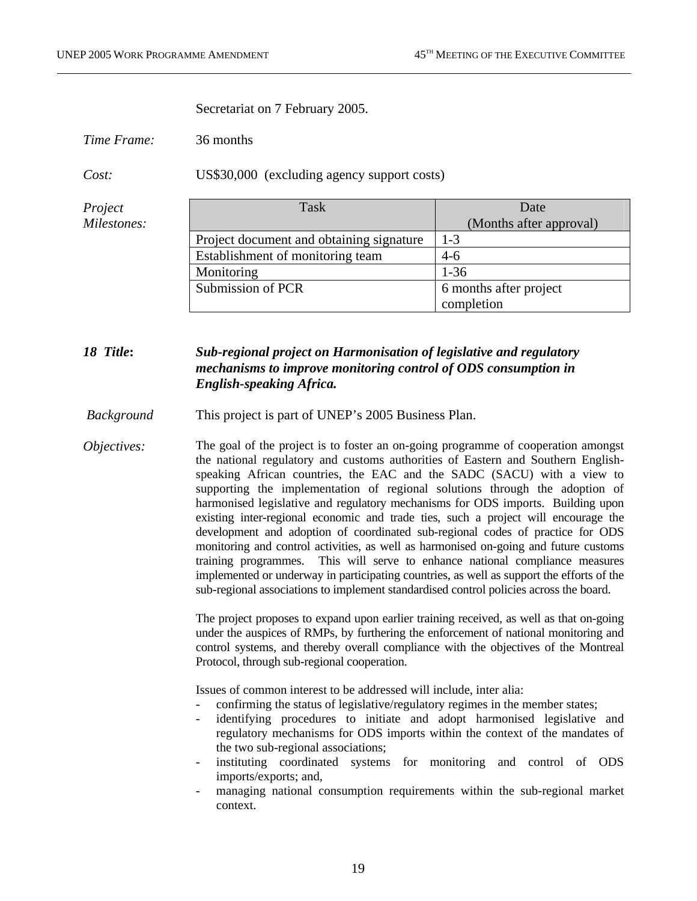Secretariat on 7 February 2005.

*Time Frame:* 36 months

*Cost:* US$30,000 (excluding agency support costs)

*Project Milestones:*

| Task | Date (Months after approval) |
|---|---|
| Project document and obtaining signature | 1-3 |
| Establishment of monitoring team | 4-6 |
| Monitoring | 1-36 |
| Submission of PCR | 6 months after project completion |

***18 Title:*** ***Sub-regional project on Harmonisation of legislative and regulatory mechanisms to improve monitoring control of ODS consumption in English-speaking Africa.***

*Background* This project is part of UNEP's 2005 Business Plan.

*Objectives:* The goal of the project is to foster an on-going programme of cooperation amongst the national regulatory and customs authorities of Eastern and Southern English-speaking African countries, the EAC and the SADC (SACU) with a view to supporting the implementation of regional solutions through the adoption of harmonised legislative and regulatory mechanisms for ODS imports. Building upon existing inter-regional economic and trade ties, such a project will encourage the development and adoption of coordinated sub-regional codes of practice for ODS monitoring and control activities, as well as harmonised on-going and future customs training programmes. This will serve to enhance national compliance measures implemented or underway in participating countries, as well as support the efforts of the sub-regional associations to implement standardised control policies across the board.

The project proposes to expand upon earlier training received, as well as that on-going under the auspices of RMPs, by furthering the enforcement of national monitoring and control systems, and thereby overall compliance with the objectives of the Montreal Protocol, through sub-regional cooperation.

Issues of common interest to be addressed will include, inter alia:

- confirming the status of legislative/regulatory regimes in the member states;
- identifying procedures to initiate and adopt harmonised legislative and regulatory mechanisms for ODS imports within the context of the mandates of the two sub-regional associations;
- instituting coordinated systems for monitoring and control of ODS imports/exports; and,
- managing national consumption requirements within the sub-regional market context.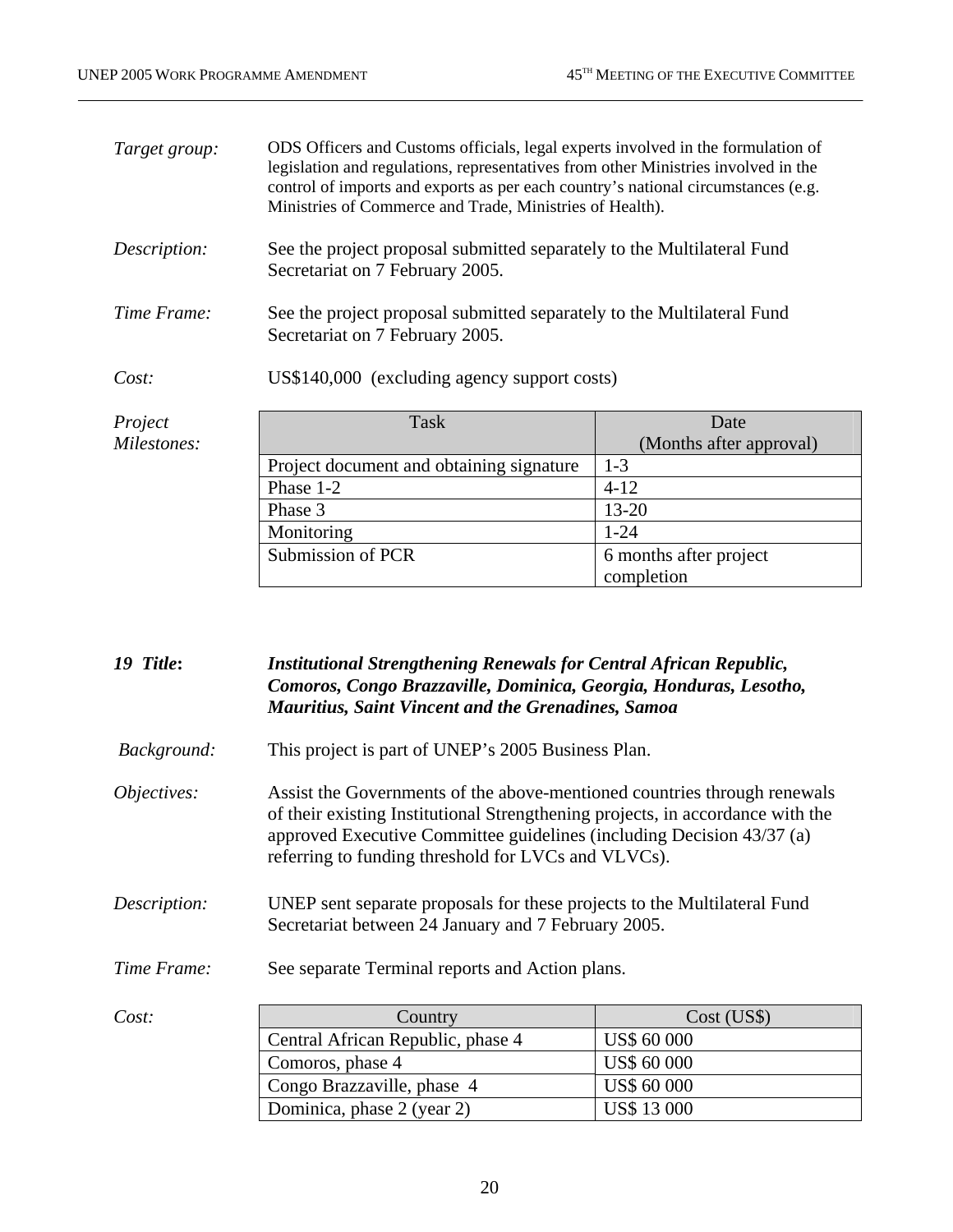*Target group:* ODS Officers and Customs officials, legal experts involved in the formulation of legislation and regulations, representatives from other Ministries involved in the control of imports and exports as per each country's national circumstances (e.g. Ministries of Commerce and Trade, Ministries of Health).

*Description:* See the project proposal submitted separately to the Multilateral Fund Secretariat on 7 February 2005.

*Time Frame:* See the project proposal submitted separately to the Multilateral Fund Secretariat on 7 February 2005.

*Cost:* US$140,000 (excluding agency support costs)

*Project Milestones:*

| Task | Date (Months after approval) |
|---|---|
| Project document and obtaining signature | 1-3 |
| Phase 1-2 | 4-12 |
| Phase 3 | 13-20 |
| Monitoring | 1-24 |
| Submission of PCR | 6 months after project completion |

***19 Title:*** ***Institutional Strengthening Renewals for Central African Republic, Comoros, Congo Brazzaville, Dominica, Georgia, Honduras, Lesotho, Mauritius, Saint Vincent and the Grenadines, Samoa***

*Background:* This project is part of UNEP's 2005 Business Plan.

*Objectives:* Assist the Governments of the above-mentioned countries through renewals of their existing Institutional Strengthening projects, in accordance with the approved Executive Committee guidelines (including Decision 43/37 (a) referring to funding threshold for LVCs and VLVCs).

*Description:* UNEP sent separate proposals for these projects to the Multilateral Fund Secretariat between 24 January and 7 February 2005.

*Time Frame:* See separate Terminal reports and Action plans.

*Cost:*

| Country | Cost (US$) |
|---|---|
| Central African Republic, phase 4 | US$ 60 000 |
| Comoros, phase 4 | US$ 60 000 |
| Congo Brazzaville, phase 4 | US$ 60 000 |
| Dominica, phase 2 (year 2) | US$ 13 000 |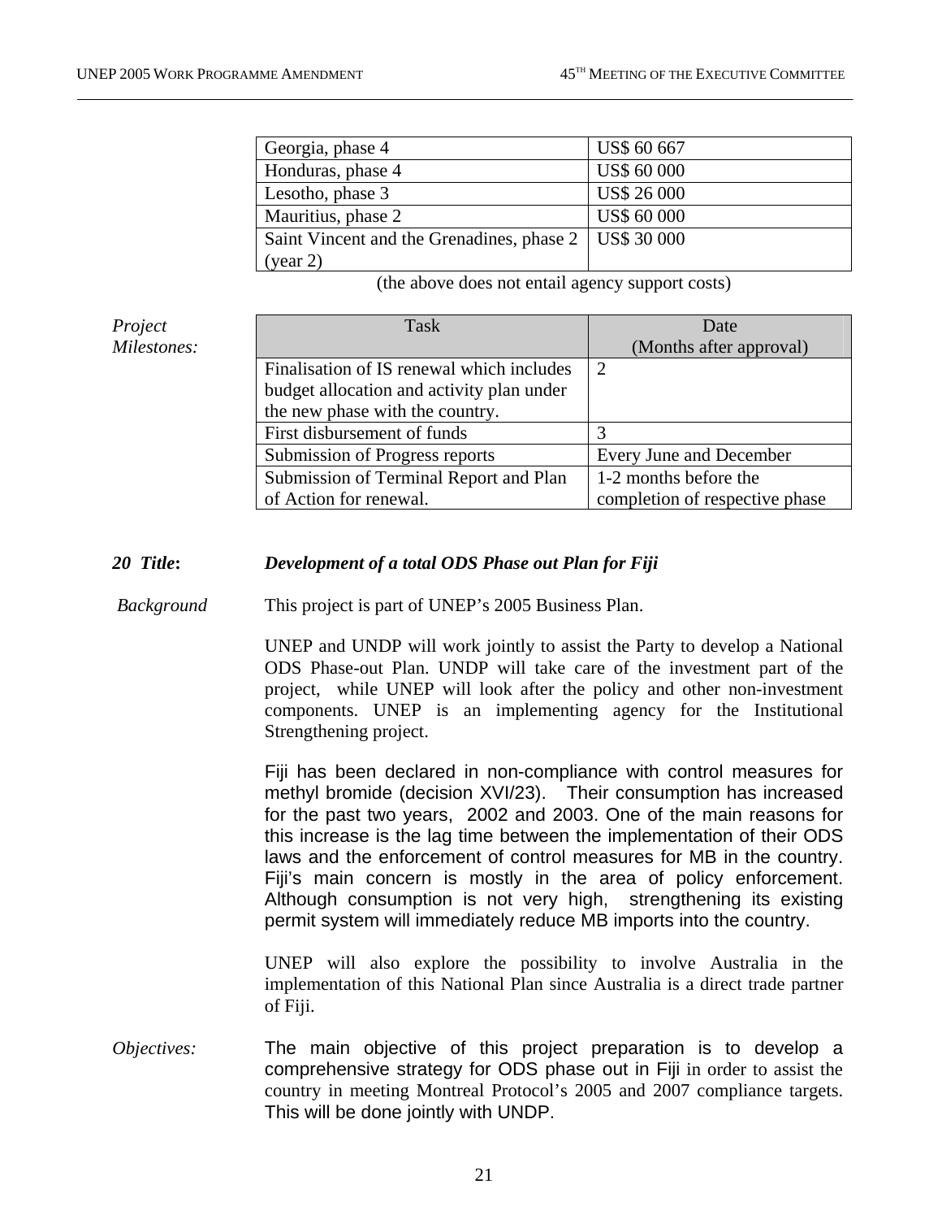| Georgia, phase 4 | US$ 60 667 |
|---|---|
| Honduras, phase 4 | US$ 60 000 |
| Lesotho, phase 3 | US$ 26 000 |
| Mauritius, phase 2 | US$ 60 000 |
| Saint Vincent and the Grenadines, phase 2 (year 2) | US$ 30 000 |

(the above does not entail agency support costs)

*Project Milestones:*

| Task | Date (Months after approval) |
|---|---|
| Finalisation of IS renewal which includes budget allocation and activity plan under the new phase with the country. | 2 |
| First disbursement of funds | 3 |
| Submission of Progress reports | Every June and December |
| Submission of Terminal Report and Plan of Action for renewal. | 1-2 months before the completion of respective phase |

***20 Title:*** ***Development of a total ODS Phase out Plan for Fiji***

*Background*

This project is part of UNEP's 2005 Business Plan.

UNEP and UNDP will work jointly to assist the Party to develop a National ODS Phase-out Plan. UNDP will take care of the investment part of the project, while UNEP will look after the policy and other non-investment components. UNEP is an implementing agency for the Institutional Strengthening project.

Fiji has been declared in non-compliance with control measures for methyl bromide (decision XVI/23). Their consumption has increased for the past two years, 2002 and 2003. One of the main reasons for this increase is the lag time between the implementation of their ODS laws and the enforcement of control measures for MB in the country. Fiji's main concern is mostly in the area of policy enforcement. Although consumption is not very high, strengthening its existing permit system will immediately reduce MB imports into the country.

UNEP will also explore the possibility to involve Australia in the implementation of this National Plan since Australia is a direct trade partner of Fiji.

*Objectives:*

The main objective of this project preparation is to develop a comprehensive strategy for ODS phase out in Fiji in order to assist the country in meeting Montreal Protocol's 2005 and 2007 compliance targets. This will be done jointly with UNDP.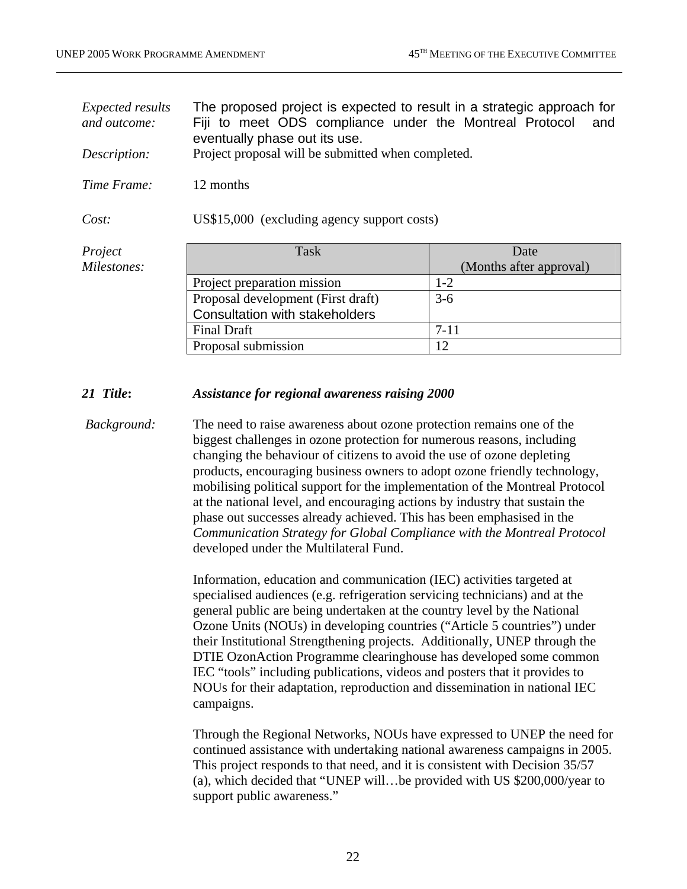*Expected results and outcome:* The proposed project is expected to result in a strategic approach for Fiji to meet ODS compliance under the Montreal Protocol and eventually phase out its use.

*Description:* Project proposal will be submitted when completed.

*Time Frame:* 12 months

*Cost:* US$15,000 (excluding agency support costs)

*Project Milestones:*

| Task | Date (Months after approval) |
|---|---|
| Project preparation mission | 1-2 |
| Proposal development (First draft) Consultation with stakeholders | 3-6 |
| Final Draft | 7-11 |
| Proposal submission | 12 |

***21 Title:*** ***Assistance for regional awareness raising 2000***

*Background:* The need to raise awareness about ozone protection remains one of the biggest challenges in ozone protection for numerous reasons, including changing the behaviour of citizens to avoid the use of ozone depleting products, encouraging business owners to adopt ozone friendly technology, mobilising political support for the implementation of the Montreal Protocol at the national level, and encouraging actions by industry that sustain the phase out successes already achieved. This has been emphasised in the *Communication Strategy for Global Compliance with the Montreal Protocol* developed under the Multilateral Fund.

Information, education and communication (IEC) activities targeted at specialised audiences (e.g. refrigeration servicing technicians) and at the general public are being undertaken at the country level by the National Ozone Units (NOUs) in developing countries ("Article 5 countries") under their Institutional Strengthening projects. Additionally, UNEP through the DTIE OzonAction Programme clearinghouse has developed some common IEC "tools" including publications, videos and posters that it provides to NOUs for their adaptation, reproduction and dissemination in national IEC campaigns.

Through the Regional Networks, NOUs have expressed to UNEP the need for continued assistance with undertaking national awareness campaigns in 2005. This project responds to that need, and it is consistent with Decision 35/57 (a), which decided that "UNEP will…be provided with US $200,000/year to support public awareness."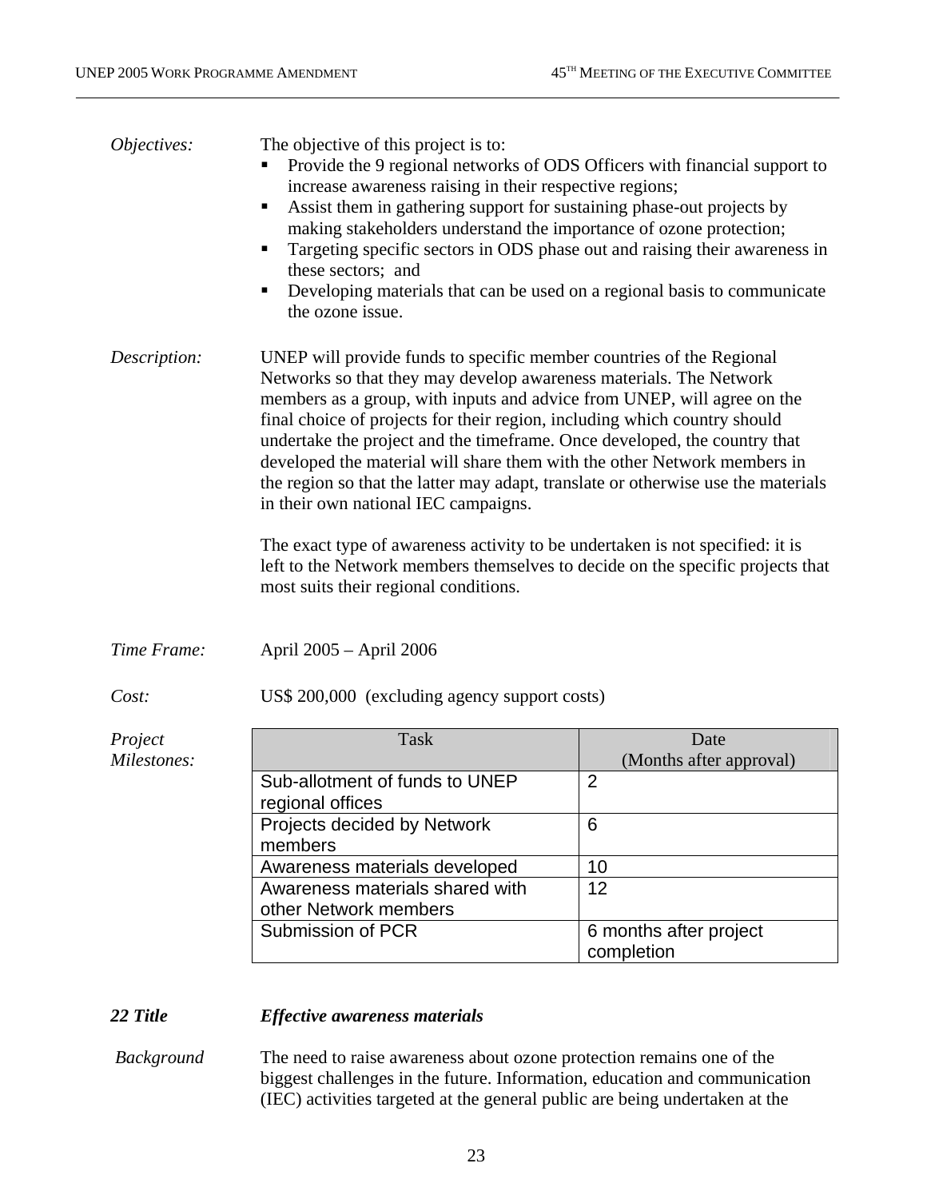*Objectives:* The objective of this project is to:

- Provide the 9 regional networks of ODS Officers with financial support to increase awareness raising in their respective regions;
- Assist them in gathering support for sustaining phase-out projects by making stakeholders understand the importance of ozone protection;
- Targeting specific sectors in ODS phase out and raising their awareness in these sectors; and
- Developing materials that can be used on a regional basis to communicate the ozone issue.

*Description:* UNEP will provide funds to specific member countries of the Regional Networks so that they may develop awareness materials. The Network members as a group, with inputs and advice from UNEP, will agree on the final choice of projects for their region, including which country should undertake the project and the timeframe. Once developed, the country that developed the material will share them with the other Network members in the region so that the latter may adapt, translate or otherwise use the materials in their own national IEC campaigns.

The exact type of awareness activity to be undertaken is not specified: it is left to the Network members themselves to decide on the specific projects that most suits their regional conditions.

*Time Frame:* April 2005 – April 2006

*Cost:* US$ 200,000 (excluding agency support costs)

*Project Milestones:*

| Task | Date (Months after approval) |
|---|---|
| Sub-allotment of funds to UNEP regional offices | 2 |
| Projects decided by Network members | 6 |
| Awareness materials developed | 10 |
| Awareness materials shared with other Network members | 12 |
| Submission of PCR | 6 months after project completion |

***22 Title*** ***Effective awareness materials***

*Background* The need to raise awareness about ozone protection remains one of the biggest challenges in the future. Information, education and communication (IEC) activities targeted at the general public are being undertaken at the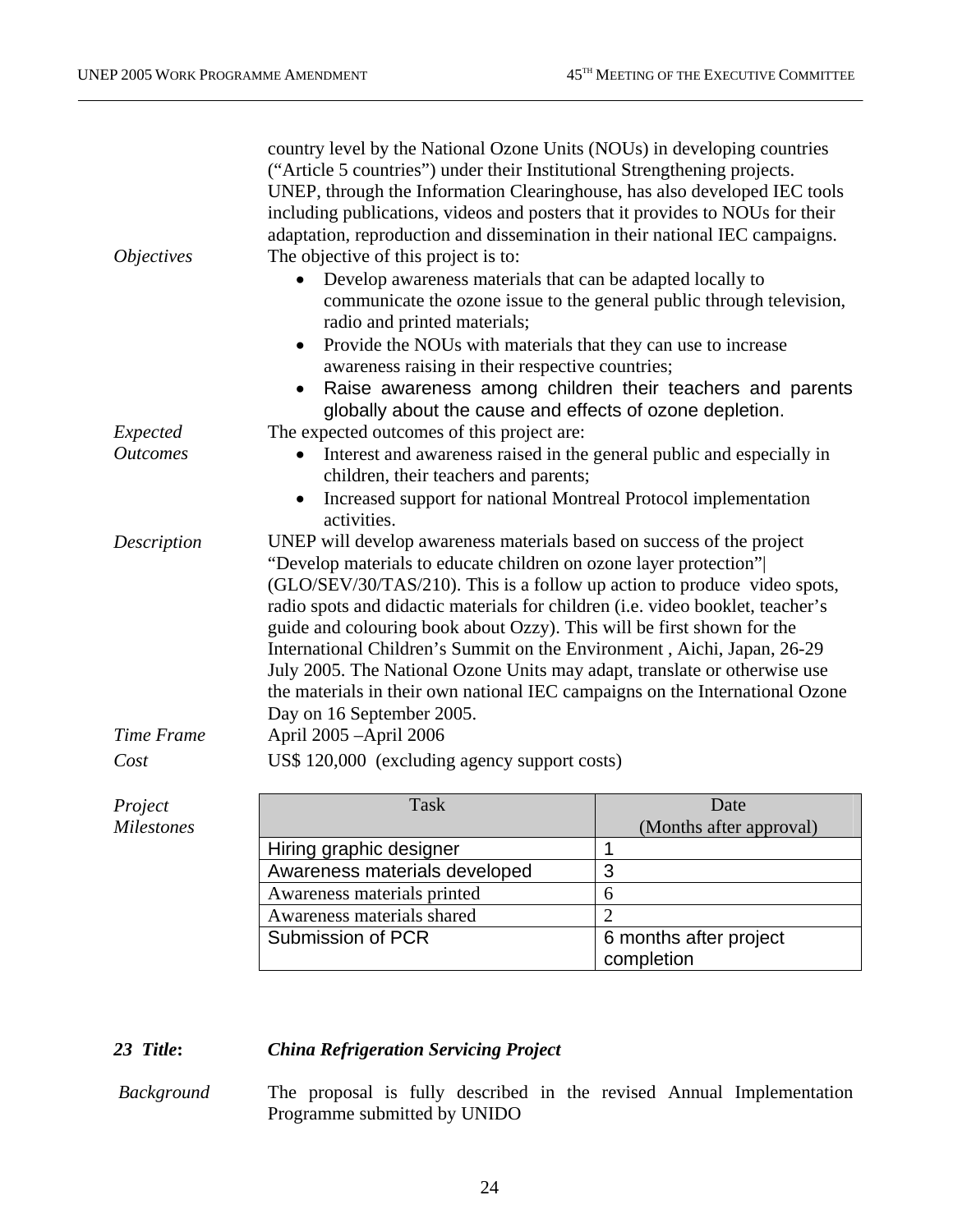country level by the National Ozone Units (NOUs) in developing countries ("Article 5 countries") under their Institutional Strengthening projects. UNEP, through the Information Clearinghouse, has also developed IEC tools including publications, videos and posters that it provides to NOUs for their adaptation, reproduction and dissemination in their national IEC campaigns.

*Objectives* The objective of this project is to:

- Develop awareness materials that can be adapted locally to communicate the ozone issue to the general public through television, radio and printed materials;
- Provide the NOUs with materials that they can use to increase awareness raising in their respective countries;
- Raise awareness among children their teachers and parents globally about the cause and effects of ozone depletion.

*Expected Outcomes* The expected outcomes of this project are:

- Interest and awareness raised in the general public and especially in children, their teachers and parents;
- Increased support for national Montreal Protocol implementation activities.

*Description* UNEP will develop awareness materials based on success of the project "Develop materials to educate children on ozone layer protection"| (GLO/SEV/30/TAS/210). This is a follow up action to produce video spots, radio spots and didactic materials for children (i.e. video booklet, teacher's guide and colouring book about Ozzy). This will be first shown for the International Children's Summit on the Environment , Aichi, Japan, 26-29 July 2005. The National Ozone Units may adapt, translate or otherwise use the materials in their own national IEC campaigns on the International Ozone Day on 16 September 2005.

*Time Frame* April 2005 –April 2006

*Cost* US$ 120,000 (excluding agency support costs)

*Project Milestones*

| Task | Date (Months after approval) |
|---|---|
| Hiring graphic designer | 1 |
| Awareness materials developed | 3 |
| Awareness materials printed | 6 |
| Awareness materials shared | 2 |
| Submission of PCR | 6 months after project completion |

***23 Title:*** ***China Refrigeration Servicing Project***

*Background* The proposal is fully described in the revised Annual Implementation Programme submitted by UNIDO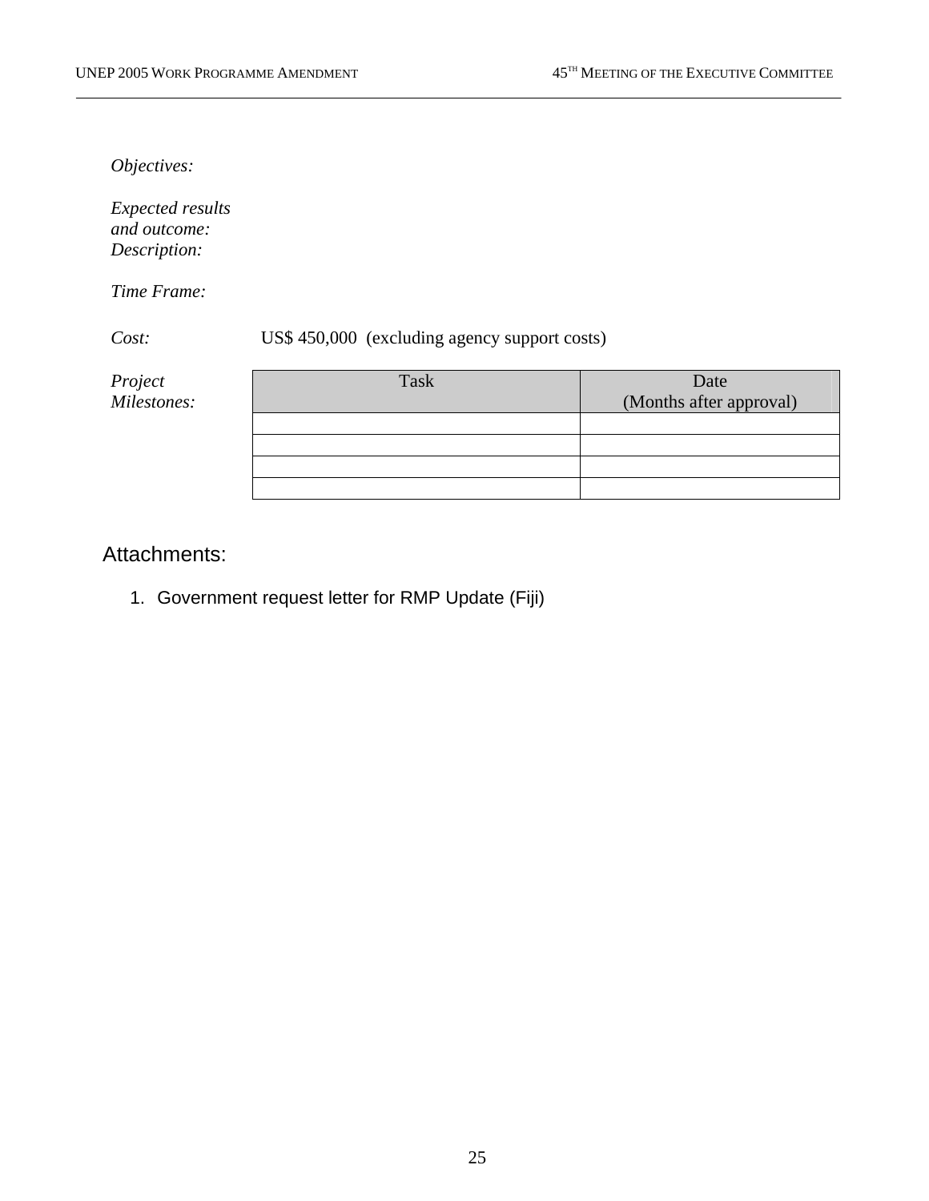*Objectives:*

*Expected results and outcome:*
*Description:*

*Time Frame:*

*Cost:* US$ 450,000 (excluding agency support costs)

*Project Milestones:*

| Task | Date (Months after approval) |
|---|---|
| | |
| | |
| | |
| | |

## Attachments:

1. Government request letter for RMP Update (Fiji)